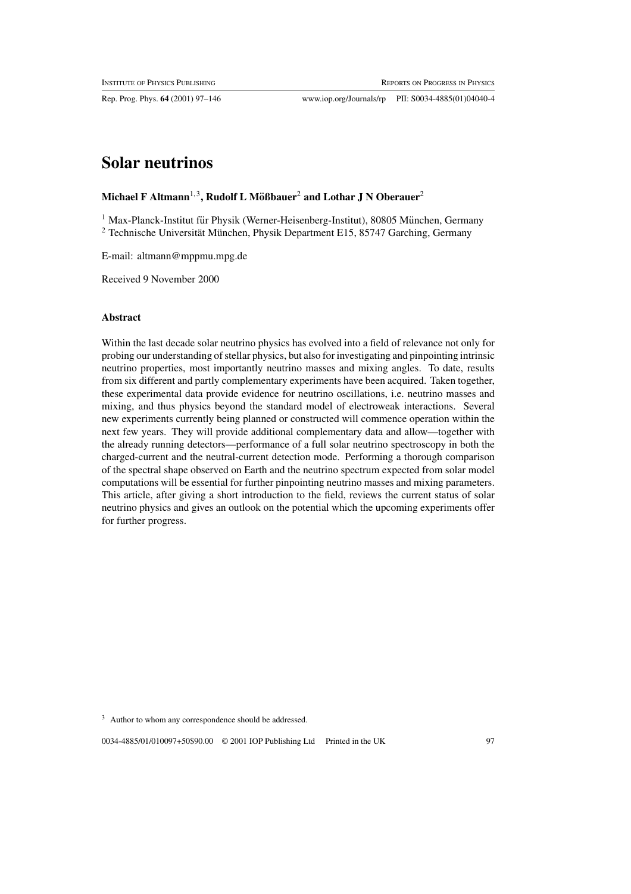# Solar neutrinos

**Michael F Altmann**[1,3]**, Rudolf L Mößbauer**[2] **and Lothar J N Oberauer**[2]

[1] Max-Planck-Institut für Physik (Werner-Heisenberg-Institut), 80805 München, Germany
[2] Technische Universität München, Physik Department E15, 85747 Garching, Germany

E-mail: altmann@mppmu.mpg.de

Received 9 November 2000

### Abstract

Within the last decade solar neutrino physics has evolved into a field of relevance not only for probing our understanding of stellar physics, but also for investigating and pinpointing intrinsic neutrino properties, most importantly neutrino masses and mixing angles. To date, results from six different and partly complementary experiments have been acquired. Taken together, these experimental data provide evidence for neutrino oscillations, i.e. neutrino masses and mixing, and thus physics beyond the standard model of electroweak interactions. Several new experiments currently being planned or constructed will commence operation within the next few years. They will provide additional complementary data and allow—together with the already running detectors—performance of a full solar neutrino spectroscopy in both the charged-current and the neutral-current detection mode. Performing a thorough comparison of the spectral shape observed on Earth and the neutrino spectrum expected from solar model computations will be essential for further pinpointing neutrino masses and mixing parameters. This article, after giving a short introduction to the field, reviews the current status of solar neutrino physics and gives an outlook on the potential which the upcoming experiments offer for further progress.

[3] Author to whom any correspondence should be addressed.

0034-4885/01/010097+50$90.00 © 2001 IOP Publishing Ltd Printed in the UK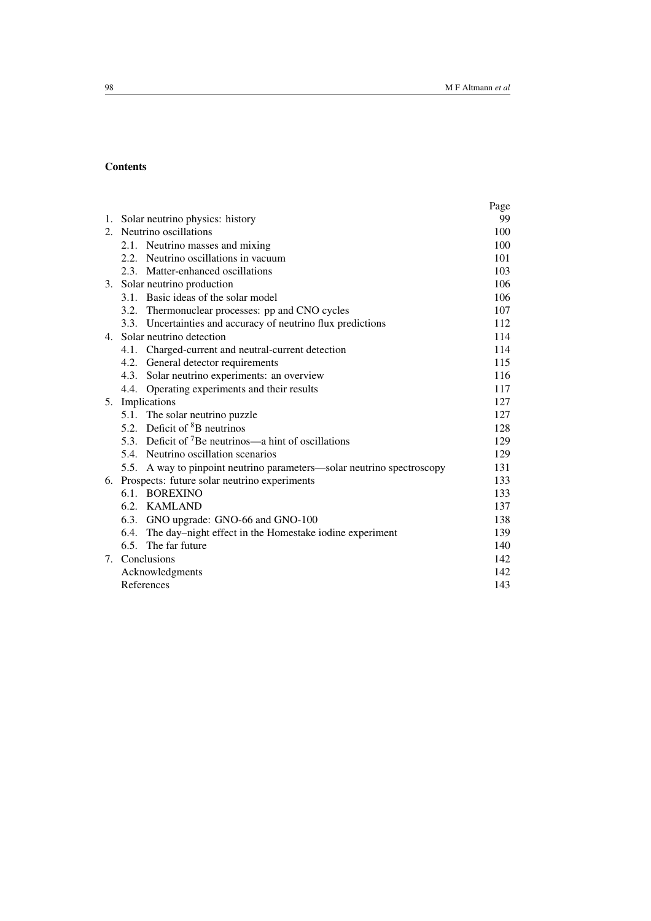## Contents

| | Page |
|---|---|
| 1. Solar neutrino physics: history | 99 |
| 2. Neutrino oscillations | 100 |
| 2.1. Neutrino masses and mixing | 100 |
| 2.2. Neutrino oscillations in vacuum | 101 |
| 2.3. Matter-enhanced oscillations | 103 |
| 3. Solar neutrino production | 106 |
| 3.1. Basic ideas of the solar model | 106 |
| 3.2. Thermonuclear processes: pp and CNO cycles | 107 |
| 3.3. Uncertainties and accuracy of neutrino flux predictions | 112 |
| 4. Solar neutrino detection | 114 |
| 4.1. Charged-current and neutral-current detection | 114 |
| 4.2. General detector requirements | 115 |
| 4.3. Solar neutrino experiments: an overview | 116 |
| 4.4. Operating experiments and their results | 117 |
| 5. Implications | 127 |
| 5.1. The solar neutrino puzzle | 127 |
| 5.2. Deficit of $^{8}$B neutrinos | 128 |
| 5.3. Deficit of $^{7}$Be neutrinos—a hint of oscillations | 129 |
| 5.4. Neutrino oscillation scenarios | 129 |
| 5.5. A way to pinpoint neutrino parameters—solar neutrino spectroscopy | 131 |
| 6. Prospects: future solar neutrino experiments | 133 |
| 6.1. BOREXINO | 133 |
| 6.2. KAMLAND | 137 |
| 6.3. GNO upgrade: GNO-66 and GNO-100 | 138 |
| 6.4. The day–night effect in the Homestake iodine experiment | 139 |
| 6.5. The far future | 140 |
| 7. Conclusions | 142 |
| Acknowledgments | 142 |
| References | 143 |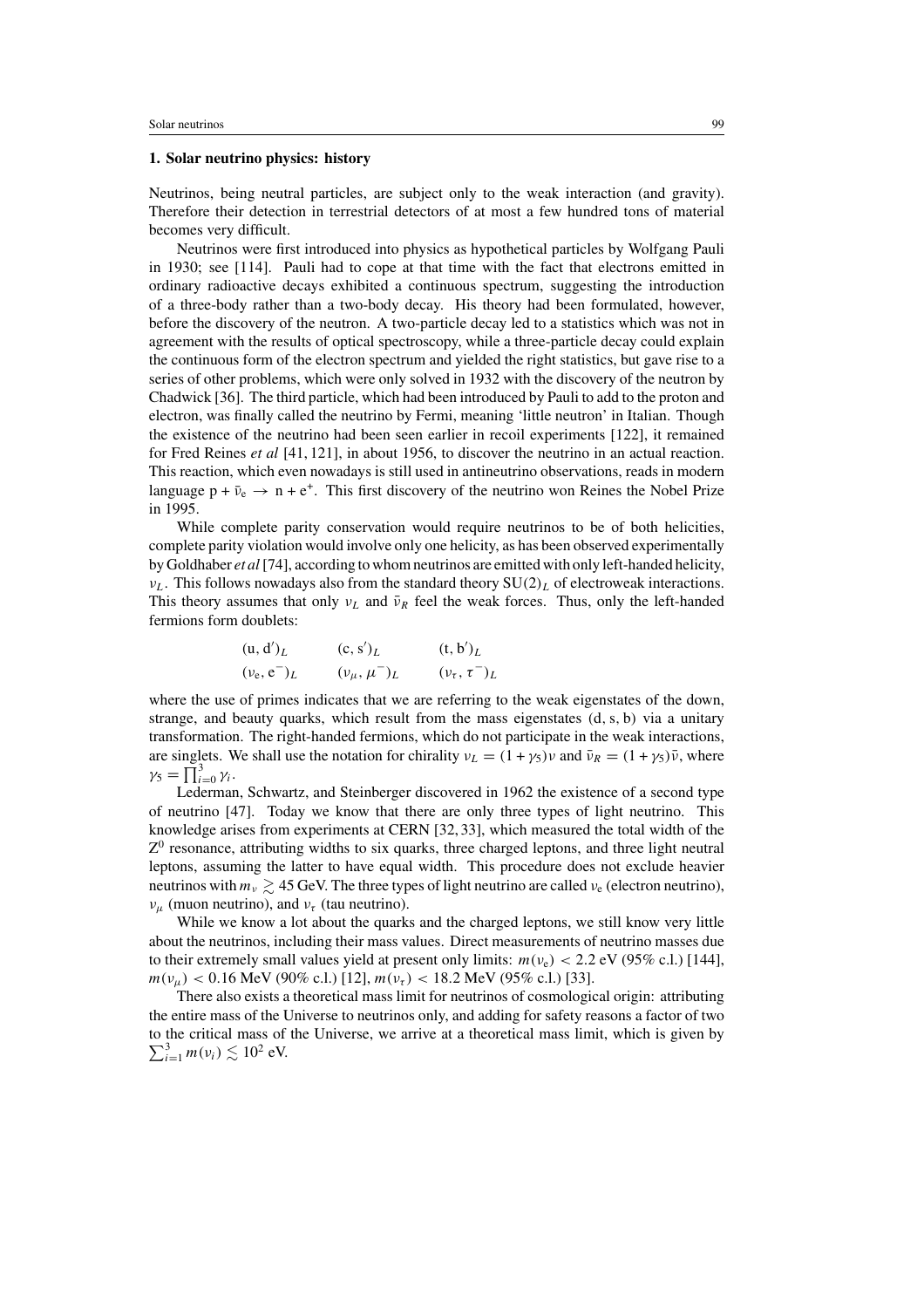## 1. Solar neutrino physics: history

Neutrinos, being neutral particles, are subject only to the weak interaction (and gravity). Therefore their detection in terrestrial detectors of at most a few hundred tons of material becomes very difficult.

Neutrinos were first introduced into physics as hypothetical particles by Wolfgang Pauli in 1930; see [114]. Pauli had to cope at that time with the fact that electrons emitted in ordinary radioactive decays exhibited a continuous spectrum, suggesting the introduction of a three-body rather than a two-body decay. His theory had been formulated, however, before the discovery of the neutron. A two-particle decay led to a statistics which was not in agreement with the results of optical spectroscopy, while a three-particle decay could explain the continuous form of the electron spectrum and yielded the right statistics, but gave rise to a series of other problems, which were only solved in 1932 with the discovery of the neutron by Chadwick [36]. The third particle, which had been introduced by Pauli to add to the proton and electron, was finally called the neutrino by Fermi, meaning 'little neutron' in Italian. Though the existence of the neutrino had been seen earlier in recoil experiments [122], it remained for Fred Reines *et al* [41, 121], in about 1956, to discover the neutrino in an actual reaction. This reaction, which even nowadays is still used in antineutrino observations, reads in modern language $p + \bar{\nu}_e \rightarrow n + e^+$. This first discovery of the neutrino won Reines the Nobel Prize in 1995.

While complete parity conservation would require neutrinos to be of both helicities, complete parity violation would involve only one helicity, as has been observed experimentally by Goldhaber *et al* [74], according to whom neutrinos are emitted with only left-handed helicity, $\nu_L$. This follows nowadays also from the standard theory $SU(2)_L$ of electroweak interactions. This theory assumes that only $\nu_L$ and $\bar{\nu}_R$ feel the weak forces. Thus, only the left-handed fermions form doublets:

$$
\begin{array}{lll}
(u, d')_L & (c, s')_L & (t, b')_L \\
(\nu_e, e^-)_L & (\nu_\mu, \mu^-)_L & (\nu_\tau, \tau^-)_L
\end{array}
$$

where the use of primes indicates that we are referring to the weak eigenstates of the down, strange, and beauty quarks, which result from the mass eigenstates $(d, s, b)$ via a unitary transformation. The right-handed fermions, which do not participate in the weak interactions, are singlets. We shall use the notation for chirality $\nu_L = (1 + \gamma_5)\nu$ and $\bar{\nu}_R = (1 + \gamma_5)\bar{\nu}$, where $\gamma_5 = \prod_{i=0}^{3} \gamma_i$.

Lederman, Schwartz, and Steinberger discovered in 1962 the existence of a second type of neutrino [47]. Today we know that there are only three types of light neutrino. This knowledge arises from experiments at CERN [32, 33], which measured the total width of the $Z^0$ resonance, attributing widths to six quarks, three charged leptons, and three light neutral leptons, assuming the latter to have equal width. This procedure does not exclude heavier neutrinos with $m_\nu \gtrsim 45$ GeV. The three types of light neutrino are called $\nu_e$ (electron neutrino), $\nu_\mu$ (muon neutrino), and $\nu_\tau$ (tau neutrino).

While we know a lot about the quarks and the charged leptons, we still know very little about the neutrinos, including their mass values. Direct measurements of neutrino masses due to their extremely small values yield at present only limits: $m(\nu_e) < 2.2$ eV (95% c.l.) [144], $m(\nu_\mu) < 0.16$ MeV (90% c.l.) [12], $m(\nu_\tau) < 18.2$ MeV (95% c.l.) [33].

There also exists a theoretical mass limit for neutrinos of cosmological origin: attributing the entire mass of the Universe to neutrinos only, and adding for safety reasons a factor of two to the critical mass of the Universe, we arrive at a theoretical mass limit, which is given by $\sum_{i=1}^{3} m(\nu_i) \lesssim 10^2$ eV.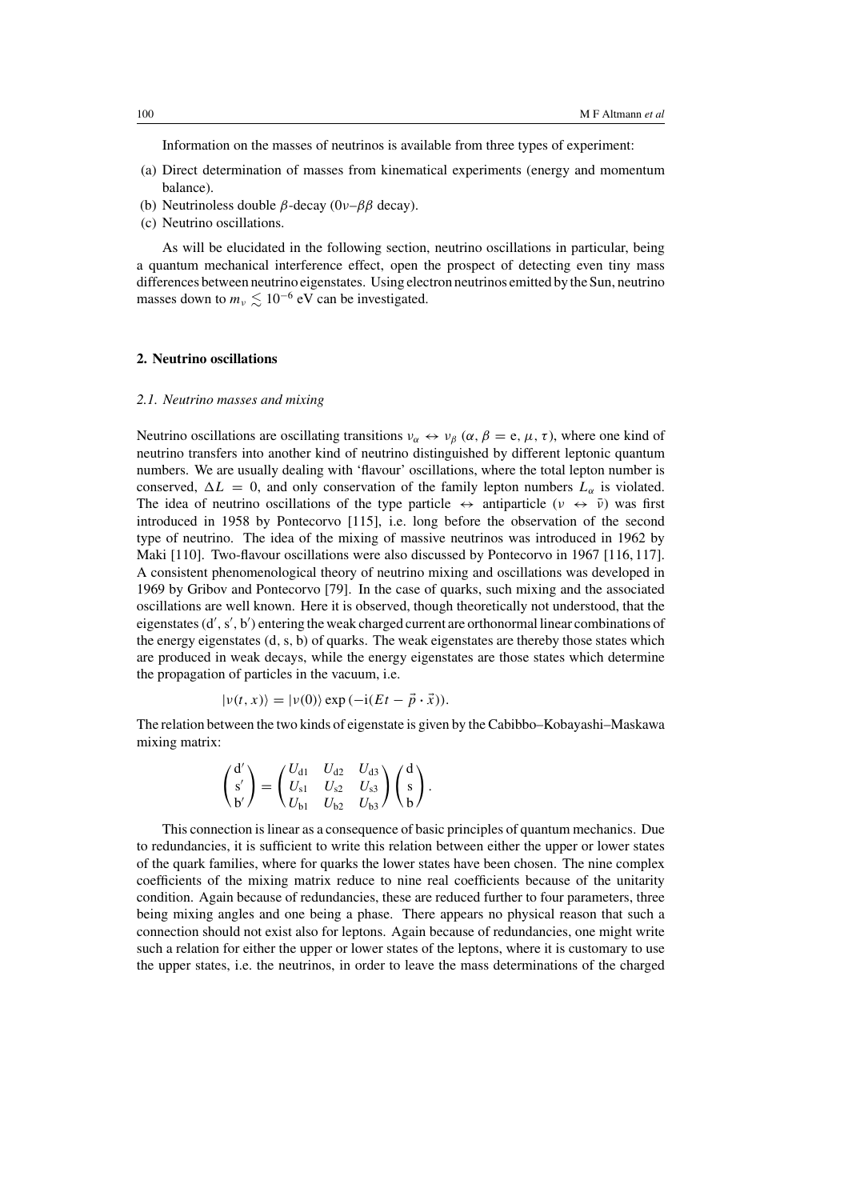Information on the masses of neutrinos is available from three types of experiment:

(a) Direct determination of masses from kinematical experiments (energy and momentum balance).
(b) Neutrinoless double $\beta$-decay ($0\nu$–$\beta\beta$ decay).
(c) Neutrino oscillations.

As will be elucidated in the following section, neutrino oscillations in particular, being a quantum mechanical interference effect, open the prospect of detecting even tiny mass differences between neutrino eigenstates. Using electron neutrinos emitted by the Sun, neutrino masses down to $m_\nu \lesssim 10^{-6}$ eV can be investigated.

## 2. Neutrino oscillations

### *2.1. Neutrino masses and mixing*

Neutrino oscillations are oscillating transitions $\nu_\alpha \leftrightarrow \nu_\beta$ ($\alpha, \beta = \mathrm{e}, \mu, \tau$), where one kind of neutrino transfers into another kind of neutrino distinguished by different leptonic quantum numbers. We are usually dealing with 'flavour' oscillations, where the total lepton number is conserved, $\Delta L = 0$, and only conservation of the family lepton numbers $L_\alpha$ is violated. The idea of neutrino oscillations of the type particle $\leftrightarrow$ antiparticle ($\nu \leftrightarrow \bar{\nu}$) was first introduced in 1958 by Pontecorvo [115], i.e. long before the observation of the second type of neutrino. The idea of the mixing of massive neutrinos was introduced in 1962 by Maki [110]. Two-flavour oscillations were also discussed by Pontecorvo in 1967 [116, 117]. A consistent phenomenological theory of neutrino mixing and oscillations was developed in 1969 by Gribov and Pontecorvo [79]. In the case of quarks, such mixing and the associated oscillations are well known. Here it is observed, though theoretically not understood, that the eigenstates ($\mathrm{d}', \mathrm{s}', \mathrm{b}'$) entering the weak charged current are orthonormal linear combinations of the energy eigenstates (d, s, b) of quarks. The weak eigenstates are thereby those states which are produced in weak decays, while the energy eigenstates are those states which determine the propagation of particles in the vacuum, i.e.

$$|\nu(t, x)\rangle = |\nu(0)\rangle \exp\left(-\mathrm{i}(Et - \vec{p} \cdot \vec{x})\right).$$

The relation between the two kinds of eigenstate is given by the Cabibbo–Kobayashi–Maskawa mixing matrix:

$$\begin{pmatrix} \mathrm{d}' \\ \mathrm{s}' \\ \mathrm{b}' \end{pmatrix} = \begin{pmatrix} U_{\mathrm{d}1} & U_{\mathrm{d}2} & U_{\mathrm{d}3} \\ U_{\mathrm{s}1} & U_{\mathrm{s}2} & U_{\mathrm{s}3} \\ U_{\mathrm{b}1} & U_{\mathrm{b}2} & U_{\mathrm{b}3} \end{pmatrix} \begin{pmatrix} \mathrm{d} \\ \mathrm{s} \\ \mathrm{b} \end{pmatrix}.$$

This connection is linear as a consequence of basic principles of quantum mechanics. Due to redundancies, it is sufficient to write this relation between either the upper or lower states of the quark families, where for quarks the lower states have been chosen. The nine complex coefficients of the mixing matrix reduce to nine real coefficients because of the unitarity condition. Again because of redundancies, these are reduced further to four parameters, three being mixing angles and one being a phase. There appears no physical reason that such a connection should not exist also for leptons. Again because of redundancies, one might write such a relation for either the upper or lower states of the leptons, where it is customary to use the upper states, i.e. the neutrinos, in order to leave the mass determinations of the charged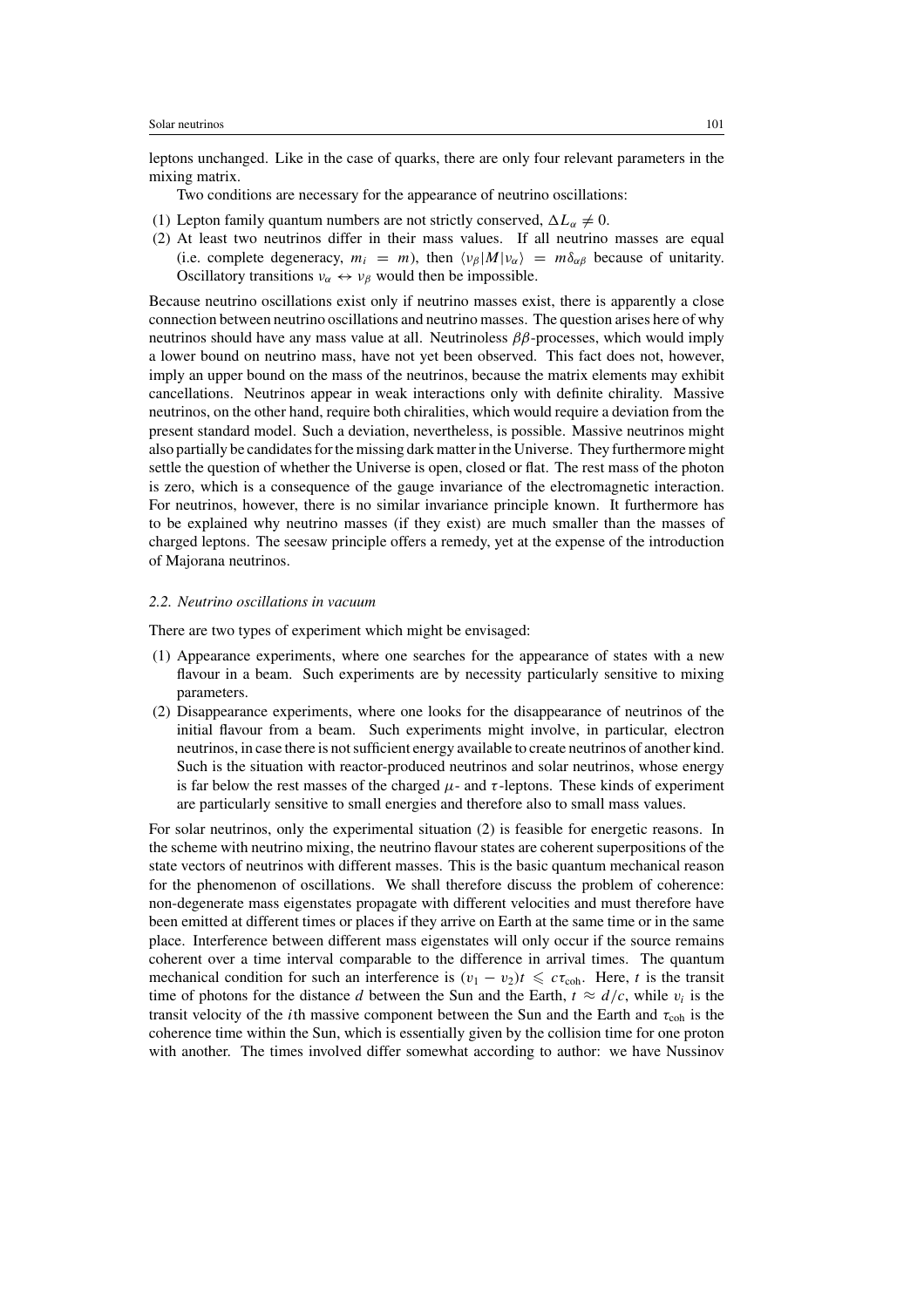leptons unchanged. Like in the case of quarks, there are only four relevant parameters in the mixing matrix.

Two conditions are necessary for the appearance of neutrino oscillations:

(1) Lepton family quantum numbers are not strictly conserved, $\Delta L_\alpha \neq 0$.
(2) At least two neutrinos differ in their mass values. If all neutrino masses are equal (i.e. complete degeneracy, $m_i = m$), then $\langle \nu_\beta | M | \nu_\alpha \rangle = m\delta_{\alpha\beta}$ because of unitarity. Oscillatory transitions $\nu_\alpha \leftrightarrow \nu_\beta$ would then be impossible.

Because neutrino oscillations exist only if neutrino masses exist, there is apparently a close connection between neutrino oscillations and neutrino masses. The question arises here of why neutrinos should have any mass value at all. Neutrinoless $\beta\beta$-processes, which would imply a lower bound on neutrino mass, have not yet been observed. This fact does not, however, imply an upper bound on the mass of the neutrinos, because the matrix elements may exhibit cancellations. Neutrinos appear in weak interactions only with definite chirality. Massive neutrinos, on the other hand, require both chiralities, which would require a deviation from the present standard model. Such a deviation, nevertheless, is possible. Massive neutrinos might also partially be candidates for the missing dark matter in the Universe. They furthermore might settle the question of whether the Universe is open, closed or flat. The rest mass of the photon is zero, which is a consequence of the gauge invariance of the electromagnetic interaction. For neutrinos, however, there is no similar invariance principle known. It furthermore has to be explained why neutrino masses (if they exist) are much smaller than the masses of charged leptons. The seesaw principle offers a remedy, yet at the expense of the introduction of Majorana neutrinos.

### *2.2. Neutrino oscillations in vacuum*

There are two types of experiment which might be envisaged:

(1) Appearance experiments, where one searches for the appearance of states with a new flavour in a beam. Such experiments are by necessity particularly sensitive to mixing parameters.
(2) Disappearance experiments, where one looks for the disappearance of neutrinos of the initial flavour from a beam. Such experiments might involve, in particular, electron neutrinos, in case there is not sufficient energy available to create neutrinos of another kind. Such is the situation with reactor-produced neutrinos and solar neutrinos, whose energy is far below the rest masses of the charged $\mu$- and $\tau$-leptons. These kinds of experiment are particularly sensitive to small energies and therefore also to small mass values.

For solar neutrinos, only the experimental situation (2) is feasible for energetic reasons. In the scheme with neutrino mixing, the neutrino flavour states are coherent superpositions of the state vectors of neutrinos with different masses. This is the basic quantum mechanical reason for the phenomenon of oscillations. We shall therefore discuss the problem of coherence: non-degenerate mass eigenstates propagate with different velocities and must therefore have been emitted at different times or places if they arrive on Earth at the same time or in the same place. Interference between different mass eigenstates will only occur if the source remains coherent over a time interval comparable to the difference in arrival times. The quantum mechanical condition for such an interference is $(v_1 - v_2)t \leqslant c\tau_{\text{coh}}$. Here, $t$ is the transit time of photons for the distance $d$ between the Sun and the Earth, $t \approx d/c$, while $v_i$ is the transit velocity of the $i$th massive component between the Sun and the Earth and $\tau_{\text{coh}}$ is the coherence time within the Sun, which is essentially given by the collision time for one proton with another. The times involved differ somewhat according to author: we have Nussinov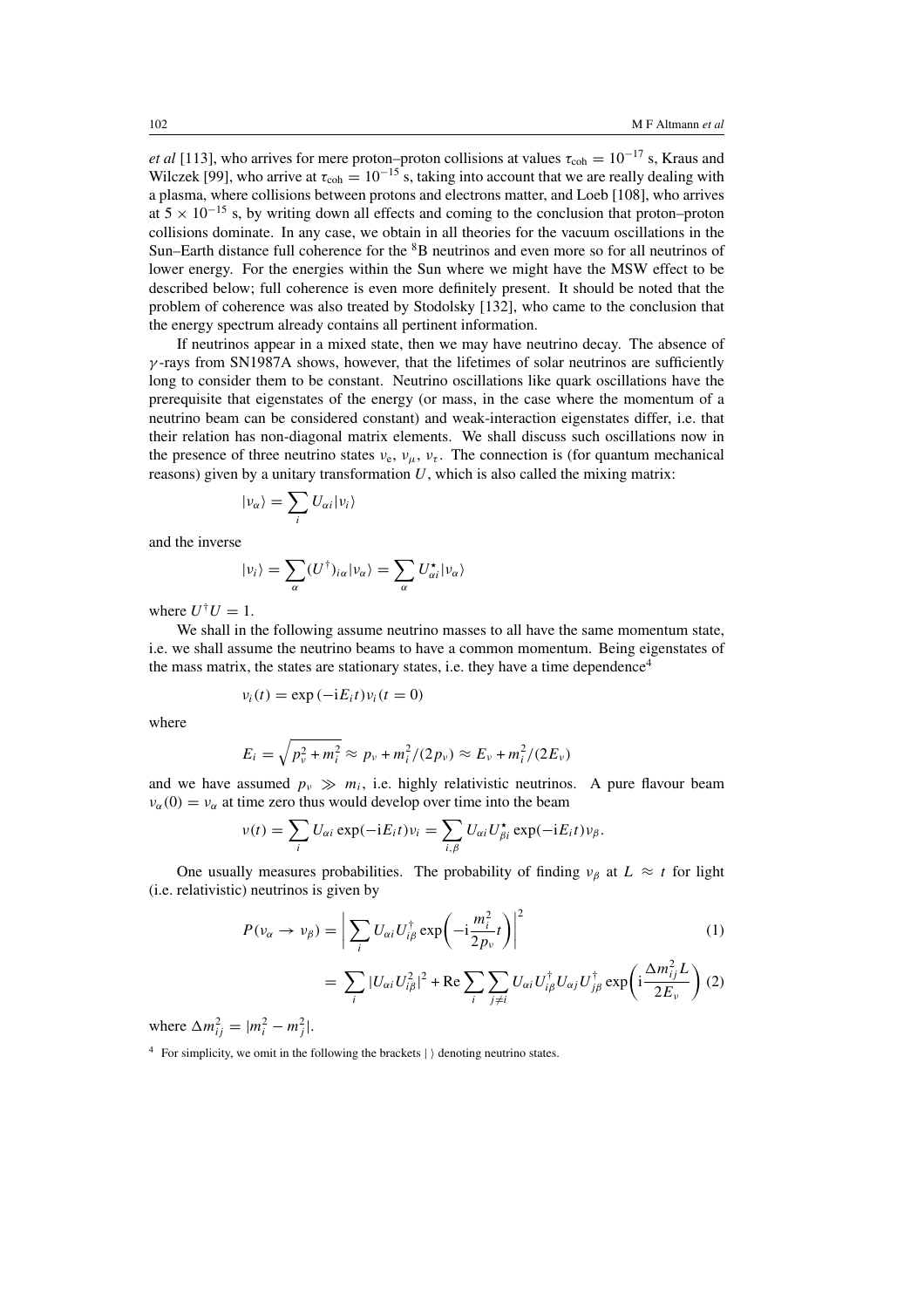*et al* [113], who arrives for mere proton–proton collisions at values $\tau_{\rm coh} = 10^{-17}$ s, Kraus and Wilczek [99], who arrive at $\tau_{\rm coh} = 10^{-15}$ s, taking into account that we are really dealing with a plasma, where collisions between protons and electrons matter, and Loeb [108], who arrives at $5 \times 10^{-15}$ s, by writing down all effects and coming to the conclusion that proton–proton collisions dominate. In any case, we obtain in all theories for the vacuum oscillations in the Sun–Earth distance full coherence for the $^8$B neutrinos and even more so for all neutrinos of lower energy. For the energies within the Sun where we might have the MSW effect to be described below; full coherence is even more definitely present. It should be noted that the problem of coherence was also treated by Stodolsky [132], who came to the conclusion that the energy spectrum already contains all pertinent information.

If neutrinos appear in a mixed state, then we may have neutrino decay. The absence of $\gamma$-rays from SN1987A shows, however, that the lifetimes of solar neutrinos are sufficiently long to consider them to be constant. Neutrino oscillations like quark oscillations have the prerequisite that eigenstates of the energy (or mass, in the case where the momentum of a neutrino beam can be considered constant) and weak-interaction eigenstates differ, i.e. that their relation has non-diagonal matrix elements. We shall discuss such oscillations now in the presence of three neutrino states $\nu_e$, $\nu_\mu$, $\nu_\tau$. The connection is (for quantum mechanical reasons) given by a unitary transformation $U$, which is also called the mixing matrix:

$$|\nu_\alpha\rangle = \sum_i U_{\alpha i} |\nu_i\rangle$$

and the inverse

$$|\nu_i\rangle = \sum_\alpha (U^\dagger)_{i\alpha} |\nu_\alpha\rangle = \sum_\alpha U^\star_{\alpha i} |\nu_\alpha\rangle$$

where $U^\dagger U = 1$.

We shall in the following assume neutrino masses to all have the same momentum state, i.e. we shall assume the neutrino beams to have a common momentum. Being eigenstates of the mass matrix, the states are stationary states, i.e. they have a time dependence[4]

$$\nu_i(t) = \exp(-\mathrm{i}E_i t)\nu_i(t=0)$$

where

$$E_i = \sqrt{p_\nu^2 + m_i^2} \approx p_\nu + m_i^2/(2p_\nu) \approx E_\nu + m_i^2/(2E_\nu)$$

and we have assumed $p_\nu \gg m_i$, i.e. highly relativistic neutrinos. A pure flavour beam $\nu_\alpha(0) = \nu_\alpha$ at time zero thus would develop over time into the beam

$$\nu(t) = \sum_i U_{\alpha i} \exp(-\mathrm{i}E_i t)\nu_i = \sum_{i,\beta} U_{\alpha i} U^\star_{\beta i} \exp(-\mathrm{i}E_i t)\nu_\beta.$$

One usually measures probabilities. The probability of finding $\nu_\beta$ at $L \approx t$ for light (i.e. relativistic) neutrinos is given by

$$P(\nu_\alpha \to \nu_\beta) = \left| \sum_i U_{\alpha i} U^\dagger_{i\beta} \exp\left(-\mathrm{i}\frac{m_i^2}{2p_\nu}t\right)\right|^2 \tag{1}$$

$$= \sum_i |U_{\alpha i} U^2_{i\beta}|^2 + \mathrm{Re} \sum_i \sum_{j \neq i} U_{\alpha i} U^\dagger_{i\beta} U_{\alpha j} U^\dagger_{j\beta} \exp\left(\mathrm{i}\frac{\Delta m_{ij}^2 L}{2E_\nu}\right) \tag{2}$$

where $\Delta m_{ij}^2 = |m_i^2 - m_j^2|$.

[4] For simplicity, we omit in the following the brackets $|\,\rangle$ denoting neutrino states.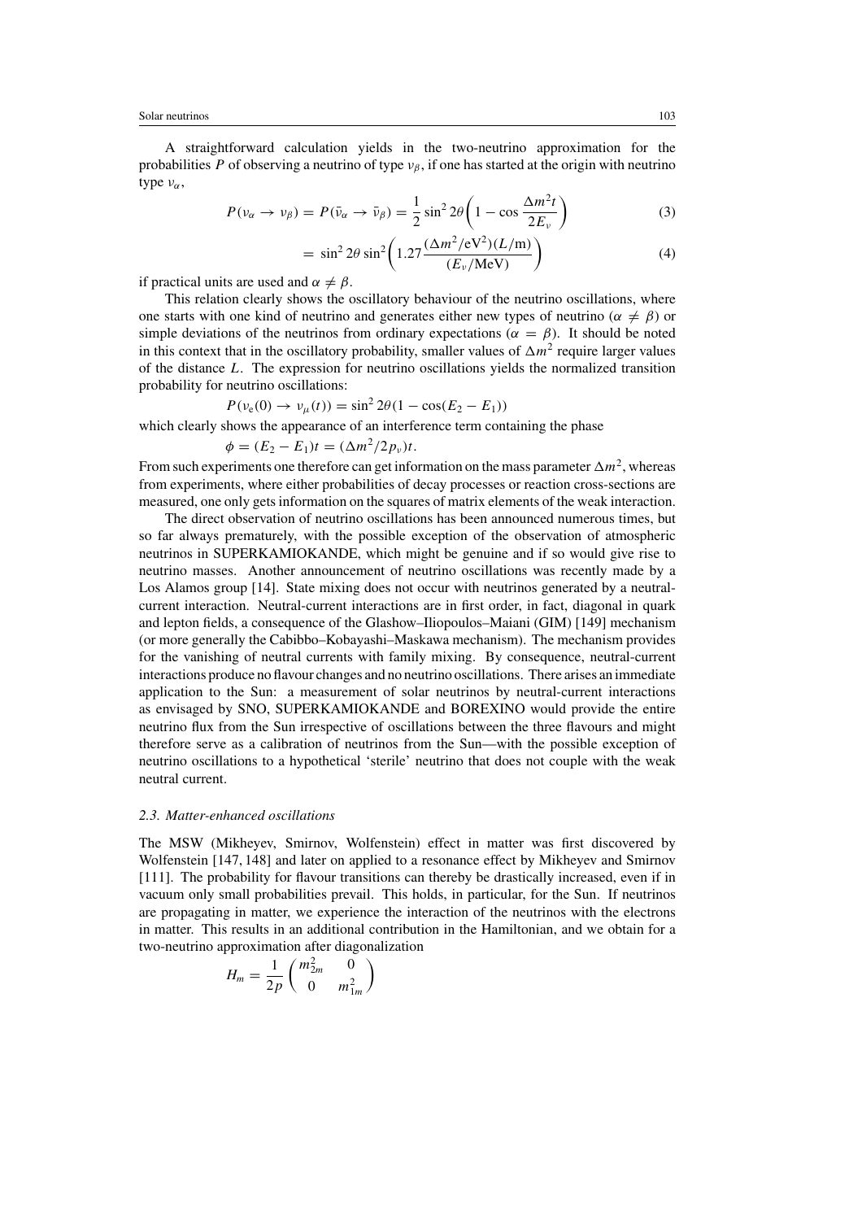A straightforward calculation yields in the two-neutrino approximation for the probabilities $P$ of observing a neutrino of type $\nu_\beta$, if one has started at the origin with neutrino type $\nu_\alpha$,

$$P(\nu_\alpha \to \nu_\beta) = P(\bar{\nu}_\alpha \to \bar{\nu}_\beta) = \frac{1}{2}\sin^2 2\theta\left(1 - \cos\frac{\Delta m^2 t}{2E_\nu}\right) \tag{3}$$

$$= \sin^2 2\theta \sin^2\left(1.27\frac{(\Delta m^2/\mathrm{eV}^2)(L/\mathrm{m})}{(E_\nu/\mathrm{MeV})}\right) \tag{4}$$

if practical units are used and $\alpha \neq \beta$.

This relation clearly shows the oscillatory behaviour of the neutrino oscillations, where one starts with one kind of neutrino and generates either new types of neutrino ($\alpha \neq \beta$) or simple deviations of the neutrinos from ordinary expectations ($\alpha = \beta$). It should be noted in this context that in the oscillatory probability, smaller values of $\Delta m^2$ require larger values of the distance $L$. The expression for neutrino oscillations yields the normalized transition probability for neutrino oscillations:

$$P(\nu_e(0) \to \nu_\mu(t)) = \sin^2 2\theta(1 - \cos(E_2 - E_1))$$

which clearly shows the appearance of an interference term containing the phase

$$\phi = (E_2 - E_1)t = (\Delta m^2/2p_\nu)t.$$

From such experiments one therefore can get information on the mass parameter $\Delta m^2$, whereas from experiments, where either probabilities of decay processes or reaction cross-sections are measured, one only gets information on the squares of matrix elements of the weak interaction.

The direct observation of neutrino oscillations has been announced numerous times, but so far always prematurely, with the possible exception of the observation of atmospheric neutrinos in SUPERKAMIOKANDE, which might be genuine and if so would give rise to neutrino masses. Another announcement of neutrino oscillations was recently made by a Los Alamos group [14]. State mixing does not occur with neutrinos generated by a neutral-current interaction. Neutral-current interactions are in first order, in fact, diagonal in quark and lepton fields, a consequence of the Glashow–Iliopoulos–Maiani (GIM) [149] mechanism (or more generally the Cabibbo–Kobayashi–Maskawa mechanism). The mechanism provides for the vanishing of neutral currents with family mixing. By consequence, neutral-current interactions produce no flavour changes and no neutrino oscillations. There arises an immediate application to the Sun: a measurement of solar neutrinos by neutral-current interactions as envisaged by SNO, SUPERKAMIOKANDE and BOREXINO would provide the entire neutrino flux from the Sun irrespective of oscillations between the three flavours and might therefore serve as a calibration of neutrinos from the Sun—with the possible exception of neutrino oscillations to a hypothetical 'sterile' neutrino that does not couple with the weak neutral current.

### *2.3. Matter-enhanced oscillations*

The MSW (Mikheyev, Smirnov, Wolfenstein) effect in matter was first discovered by Wolfenstein [147, 148] and later on applied to a resonance effect by Mikheyev and Smirnov [111]. The probability for flavour transitions can thereby be drastically increased, even if in vacuum only small probabilities prevail. This holds, in particular, for the Sun. If neutrinos are propagating in matter, we experience the interaction of the neutrinos with the electrons in matter. This results in an additional contribution in the Hamiltonian, and we obtain for a two-neutrino approximation after diagonalization

$$H_m = \frac{1}{2p}\begin{pmatrix} m_{2m}^2 & 0 \\ 0 & m_{1m}^2 \end{pmatrix}$$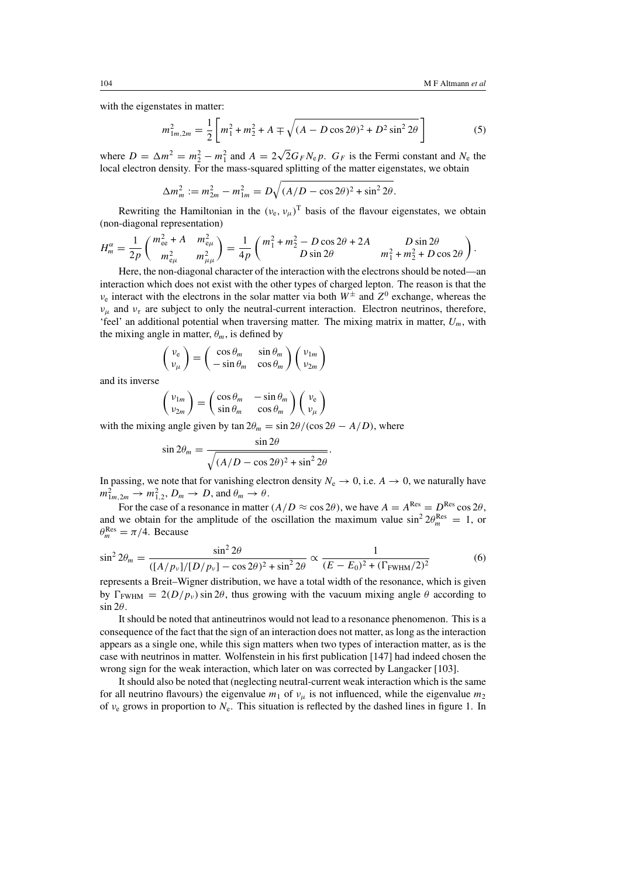with the eigenstates in matter:

$$m_{1m,2m}^2 = \frac{1}{2}\left[m_1^2 + m_2^2 + A \mp \sqrt{(A - D\cos 2\theta)^2 + D^2 \sin^2 2\theta}\right] \tag{5}$$

where $D = \Delta m^2 = m_2^2 - m_1^2$ and $A = 2\sqrt{2}G_F N_e p$. $G_F$ is the Fermi constant and $N_e$ the local electron density. For the mass-squared splitting of the matter eigenstates, we obtain

$$\Delta m_m^2 := m_{2m}^2 - m_{1m}^2 = D\sqrt{(A/D - \cos 2\theta)^2 + \sin^2 2\theta}.$$

Rewriting the Hamiltonian in the $(\nu_e, \nu_\mu)^T$ basis of the flavour eigenstates, we obtain (non-diagonal representation)

$$H_m^\alpha = \frac{1}{2p}\begin{pmatrix} m_{ee}^2 + A & m_{e\mu}^2 \\ m_{e\mu}^2 & m_{\mu\mu}^2 \end{pmatrix} = \frac{1}{4p}\begin{pmatrix} m_1^2 + m_2^2 - D\cos 2\theta + 2A & D\sin 2\theta \\ D\sin 2\theta & m_1^2 + m_2^2 + D\cos 2\theta \end{pmatrix}.$$

Here, the non-diagonal character of the interaction with the electrons should be noted—an interaction which does not exist with the other types of charged lepton. The reason is that the $\nu_e$ interact with the electrons in the solar matter via both $W^\pm$ and $Z^0$ exchange, whereas the $\nu_\mu$ and $\nu_\tau$ are subject to only the neutral-current interaction. Electron neutrinos, therefore, 'feel' an additional potential when traversing matter. The mixing matrix in matter, $U_m$, with the mixing angle in matter, $\theta_m$, is defined by

$$\begin{pmatrix} \nu_e \\ \nu_\mu \end{pmatrix} = \begin{pmatrix} \cos\theta_m & \sin\theta_m \\ -\sin\theta_m & \cos\theta_m \end{pmatrix}\begin{pmatrix} \nu_{1m} \\ \nu_{2m} \end{pmatrix}$$

and its inverse

$$\begin{pmatrix} \nu_{1m} \\ \nu_{2m} \end{pmatrix} = \begin{pmatrix} \cos\theta_m & -\sin\theta_m \\ \sin\theta_m & \cos\theta_m \end{pmatrix}\begin{pmatrix} \nu_e \\ \nu_\mu \end{pmatrix}$$

with the mixing angle given by $\tan 2\theta_m = \sin 2\theta/(\cos 2\theta - A/D)$, where

$$\sin 2\theta_m = \frac{\sin 2\theta}{\sqrt{(A/D - \cos 2\theta)^2 + \sin^2 2\theta}}.$$

In passing, we note that for vanishing electron density $N_e \to 0$, i.e. $A \to 0$, we naturally have $m_{1m,2m}^2 \to m_{1,2}^2$, $D_m \to D$, and $\theta_m \to \theta$.

For the case of a resonance in matter ($A/D \approx \cos 2\theta$), we have $A = A^{\mathrm{Res}} = D^{\mathrm{Res}}\cos 2\theta$, and we obtain for the amplitude of the oscillation the maximum value $\sin^2 2\theta_m^{\mathrm{Res}} = 1$, or $\theta_m^{\mathrm{Res}} = \pi/4$. Because

$$\sin^2 2\theta_m = \frac{\sin^2 2\theta}{([A/p_\nu]/[D/p_\nu] - \cos 2\theta)^2 + \sin^2 2\theta} \propto \frac{1}{(E - E_0)^2 + (\Gamma_{\mathrm{FWHM}}/2)^2} \tag{6}$$

represents a Breit–Wigner distribution, we have a total width of the resonance, which is given by $\Gamma_{\mathrm{FWHM}} = 2(D/p_\nu)\sin 2\theta$, thus growing with the vacuum mixing angle $\theta$ according to $\sin 2\theta$.

It should be noted that antineutrinos would not lead to a resonance phenomenon. This is a consequence of the fact that the sign of an interaction does not matter, as long as the interaction appears as a single one, while this sign matters when two types of interaction matter, as is the case with neutrinos in matter. Wolfenstein in his first publication [147] had indeed chosen the wrong sign for the weak interaction, which later on was corrected by Langacker [103].

It should also be noted that (neglecting neutral-current weak interaction which is the same for all neutrino flavours) the eigenvalue $m_1$ of $\nu_\mu$ is not influenced, while the eigenvalue $m_2$ of $\nu_e$ grows in proportion to $N_e$. This situation is reflected by the dashed lines in figure 1. In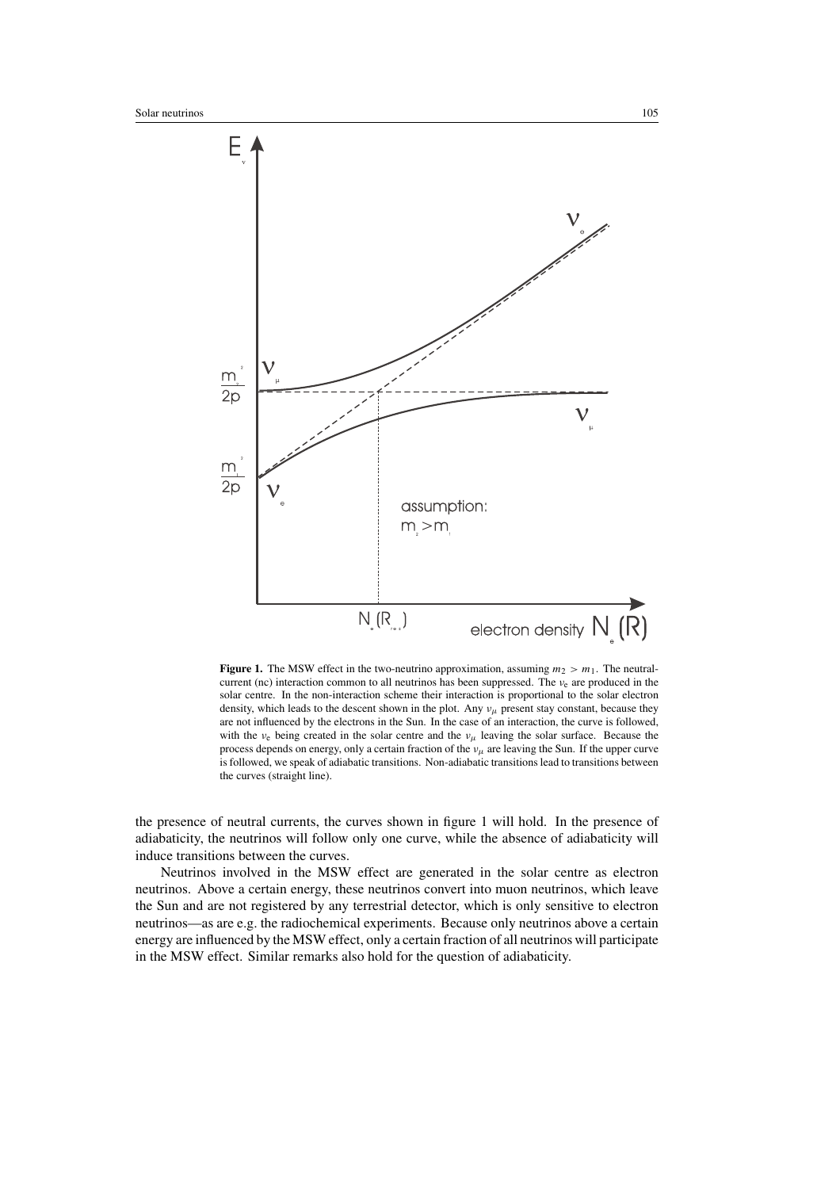**Figure 1.** The MSW effect in the two-neutrino approximation, assuming $m_2 > m_1$. The neutral-current (nc) interaction common to all neutrinos has been suppressed. The $\nu_e$ are produced in the solar centre. In the non-interaction scheme their interaction is proportional to the solar electron density, which leads to the descent shown in the plot. Any $\nu_\mu$ present stay constant, because they are not influenced by the electrons in the Sun. In the case of an interaction, the curve is followed, with the $\nu_e$ being created in the solar centre and the $\nu_\mu$ leaving the solar surface. Because the process depends on energy, only a certain fraction of the $\nu_\mu$ are leaving the Sun. If the upper curve is followed, we speak of adiabatic transitions. Non-adiabatic transitions lead to transitions between the curves (straight line).

the presence of neutral currents, the curves shown in figure 1 will hold. In the presence of adiabaticity, the neutrinos will follow only one curve, while the absence of adiabaticity will induce transitions between the curves.

Neutrinos involved in the MSW effect are generated in the solar centre as electron neutrinos. Above a certain energy, these neutrinos convert into muon neutrinos, which leave the Sun and are not registered by any terrestrial detector, which is only sensitive to electron neutrinos—as are e.g. the radiochemical experiments. Because only neutrinos above a certain energy are influenced by the MSW effect, only a certain fraction of all neutrinos will participate in the MSW effect. Similar remarks also hold for the question of adiabaticity.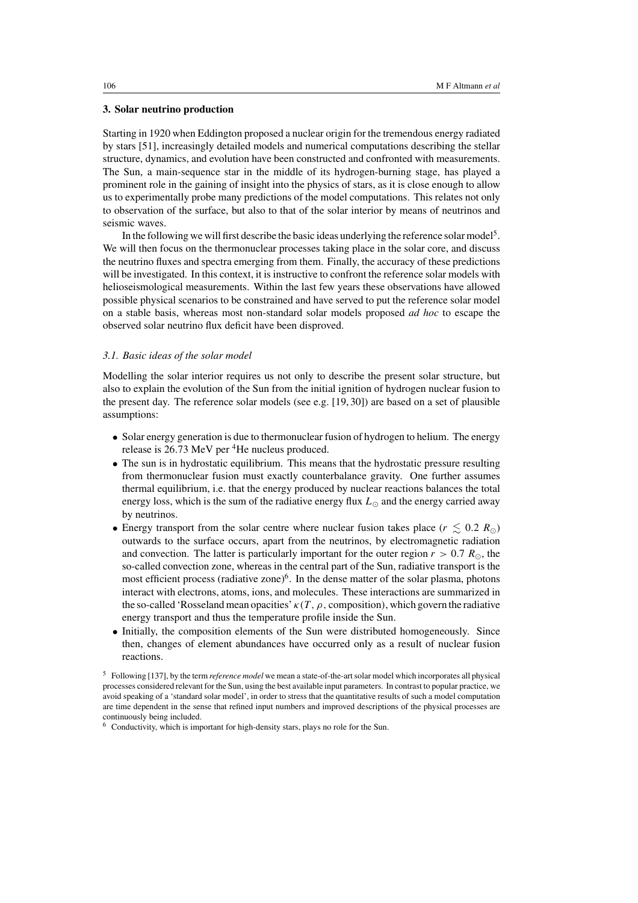## 3. Solar neutrino production

Starting in 1920 when Eddington proposed a nuclear origin for the tremendous energy radiated by stars [51], increasingly detailed models and numerical computations describing the stellar structure, dynamics, and evolution have been constructed and confronted with measurements. The Sun, a main-sequence star in the middle of its hydrogen-burning stage, has played a prominent role in the gaining of insight into the physics of stars, as it is close enough to allow us to experimentally probe many predictions of the model computations. This relates not only to observation of the surface, but also to that of the solar interior by means of neutrinos and seismic waves.

In the following we will first describe the basic ideas underlying the reference solar model[5]. We will then focus on the thermonuclear processes taking place in the solar core, and discuss the neutrino fluxes and spectra emerging from them. Finally, the accuracy of these predictions will be investigated. In this context, it is instructive to confront the reference solar models with helioseismological measurements. Within the last few years these observations have allowed possible physical scenarios to be constrained and have served to put the reference solar model on a stable basis, whereas most non-standard solar models proposed *ad hoc* to escape the observed solar neutrino flux deficit have been disproved.

### 3.1. Basic ideas of the solar model

Modelling the solar interior requires us not only to describe the present solar structure, but also to explain the evolution of the Sun from the initial ignition of hydrogen nuclear fusion to the present day. The reference solar models (see e.g. [19, 30]) are based on a set of plausible assumptions:

- Solar energy generation is due to thermonuclear fusion of hydrogen to helium. The energy release is 26.73 MeV per $^4$He nucleus produced.
- The sun is in hydrostatic equilibrium. This means that the hydrostatic pressure resulting from thermonuclear fusion must exactly counterbalance gravity. One further assumes thermal equilibrium, i.e. that the energy produced by nuclear reactions balances the total energy loss, which is the sum of the radiative energy flux $L_\odot$ and the energy carried away by neutrinos.
- Energy transport from the solar centre where nuclear fusion takes place ($r \lesssim 0.2\ R_\odot$) outwards to the surface occurs, apart from the neutrinos, by electromagnetic radiation and convection. The latter is particularly important for the outer region $r > 0.7\ R_\odot$, the so-called convection zone, whereas in the central part of the Sun, radiative transport is the most efficient process (radiative zone)[6]. In the dense matter of the solar plasma, photons interact with electrons, atoms, ions, and molecules. These interactions are summarized in the so-called 'Rosseland mean opacities' $\kappa(T, \rho, \text{composition})$, which govern the radiative energy transport and thus the temperature profile inside the Sun.
- Initially, the composition elements of the Sun were distributed homogeneously. Since then, changes of element abundances have occurred only as a result of nuclear fusion reactions.

[5] Following [137], by the term *reference model* we mean a state-of-the-art solar model which incorporates all physical processes considered relevant for the Sun, using the best available input parameters. In contrast to popular practice, we avoid speaking of a 'standard solar model', in order to stress that the quantitative results of such a model computation are time dependent in the sense that refined input numbers and improved descriptions of the physical processes are continuously being included.

[6] Conductivity, which is important for high-density stars, plays no role for the Sun.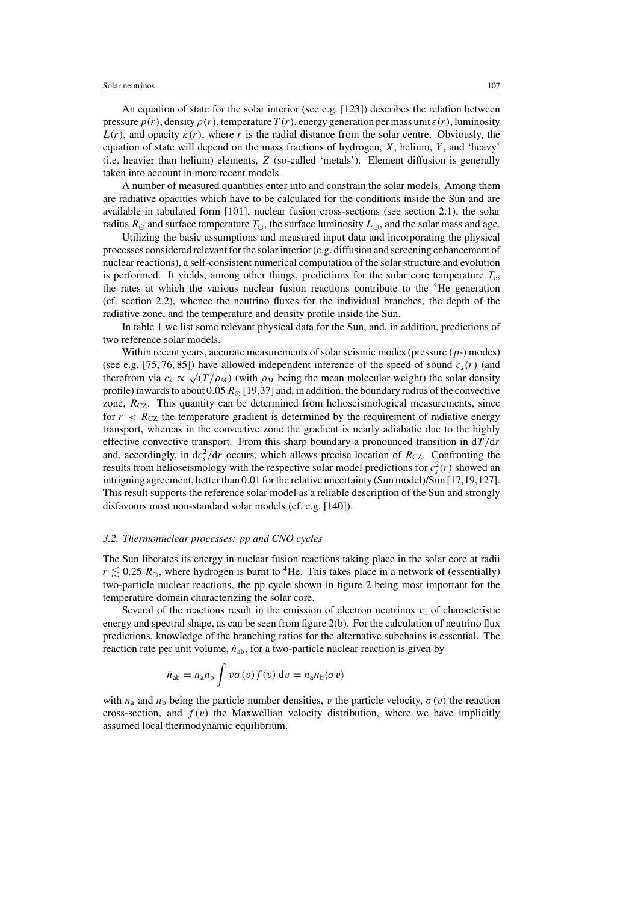An equation of state for the solar interior (see e.g. [123]) describes the relation between pressure $p(r)$, density $\rho(r)$, temperature $T(r)$, energy generation per mass unit $\varepsilon(r)$, luminosity $L(r)$, and opacity $\kappa(r)$, where $r$ is the radial distance from the solar centre. Obviously, the equation of state will depend on the mass fractions of hydrogen, $X$, helium, $Y$, and 'heavy' (i.e. heavier than helium) elements, $Z$ (so-called 'metals'). Element diffusion is generally taken into account in more recent models.

A number of measured quantities enter into and constrain the solar models. Among them are radiative opacities which have to be calculated for the conditions inside the Sun and are available in tabulated form [101], nuclear fusion cross-sections (see section 2.1), the solar radius $R_\odot$ and surface temperature $T_\odot$, the surface luminosity $L_\odot$, and the solar mass and age.

Utilizing the basic assumptions and measured input data and incorporating the physical processes considered relevant for the solar interior (e.g. diffusion and screening enhancement of nuclear reactions), a self-consistent numerical computation of the solar structure and evolution is performed. It yields, among other things, predictions for the solar core temperature $T_c$, the rates at which the various nuclear fusion reactions contribute to the $^4$He generation (cf. section 2.2), whence the neutrino fluxes for the individual branches, the depth of the radiative zone, and the temperature and density profile inside the Sun.

In table 1 we list some relevant physical data for the Sun, and, in addition, predictions of two reference solar models.

Within recent years, accurate measurements of solar seismic modes (pressure ($p$-) modes) (see e.g. [75, 76, 85]) have allowed independent inference of the speed of sound $c_s(r)$ (and therefrom via $c_s \propto \sqrt{(T/\rho_M)}$ (with $\rho_M$ being the mean molecular weight) the solar density profile) inwards to about 0.05 $R_\odot$ [19,37] and, in addition, the boundary radius of the convective zone, $R_{CZ}$. This quantity can be determined from helioseismological measurements, since for $r < R_{CZ}$ the temperature gradient is determined by the requirement of radiative energy transport, whereas in the convective zone the gradient is nearly adiabatic due to the highly effective convective transport. From this sharp boundary a pronounced transition in $\mathrm{d}T/\mathrm{d}r$ and, accordingly, in $\mathrm{d}c_s^2/\mathrm{d}r$ occurs, which allows precise location of $R_{CZ}$. Confronting the results from helioseismology with the respective solar model predictions for $c_s^2(r)$ showed an intriguing agreement, better than 0.01 for the relative uncertainty (Sun model)/Sun [17,19,127]. This result supports the reference solar model as a reliable description of the Sun and strongly disfavours most non-standard solar models (cf. e.g. [140]).

### *3.2. Thermonuclear processes: pp and CNO cycles*

The Sun liberates its energy in nuclear fusion reactions taking place in the solar core at radii $r \lesssim 0.25\ R_\odot$, where hydrogen is burnt to $^4$He. This takes place in a network of (essentially) two-particle nuclear reactions, the pp cycle shown in figure 2 being most important for the temperature domain characterizing the solar core.

Several of the reactions result in the emission of electron neutrinos $\nu_e$ of characteristic energy and spectral shape, as can be seen from figure 2(b). For the calculation of neutrino flux predictions, knowledge of the branching ratios for the alternative subchains is essential. The reaction rate per unit volume, $\dot{n}_{ab}$, for a two-particle nuclear reaction is given by

$$\dot{n}_{ab} = n_a n_b \int v\sigma(v) f(v)\, \mathrm{d}v = n_a n_b \langle \sigma v \rangle$$

with $n_a$ and $n_b$ being the particle number densities, $v$ the particle velocity, $\sigma(v)$ the reaction cross-section, and $f(v)$ the Maxwellian velocity distribution, where we have implicitly assumed local thermodynamic equilibrium.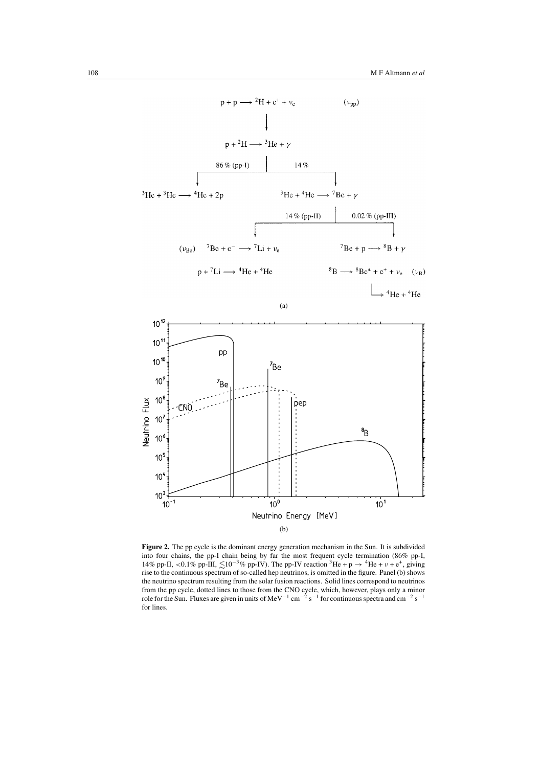$p + p \longrightarrow {}^2H + e^+ + \nu_e$ $(\nu_{pp})$

$p + {}^2H \longrightarrow {}^3He + \gamma$

86 % (pp-I) | 14 %

${}^3He + {}^3He \longrightarrow {}^4He + 2p$

${}^3He + {}^4He \longrightarrow {}^7Be + \gamma$

14 % (pp-II) | 0.02 % (pp-III)

$(\nu_{Be})$ ${}^7Be + e^- \longrightarrow {}^7Li + \nu_e$

$p + {}^7Li \longrightarrow {}^4He + {}^4He$

${}^7Be + p \longrightarrow {}^8B + \gamma$

${}^8B \longrightarrow {}^8Be^* + e^+ + \nu_e$ $(\nu_B)$

$\longrightarrow {}^4He + {}^4He$

(a)

(b)

**Figure 2.** The pp cycle is the dominant energy generation mechanism in the Sun. It is subdivided into four chains, the pp-I chain being by far the most frequent cycle termination (86% pp-I, 14% pp-II, <0.1% pp-III, $\lesssim 10^{-3}$% pp-IV). The pp-IV reaction ${}^3He + p \rightarrow {}^4He + \nu + e^+$, giving rise to the continuous spectrum of so-called hep neutrinos, is omitted in the figure. Panel (b) shows the neutrino spectrum resulting from the solar fusion reactions. Solid lines correspond to neutrinos from the pp cycle, dotted lines to those from the CNO cycle, which, however, plays only a minor role for the Sun. Fluxes are given in units of $MeV^{-1}\,cm^{-2}\,s^{-1}$ for continuous spectra and $cm^{-2}\,s^{-1}$ for lines.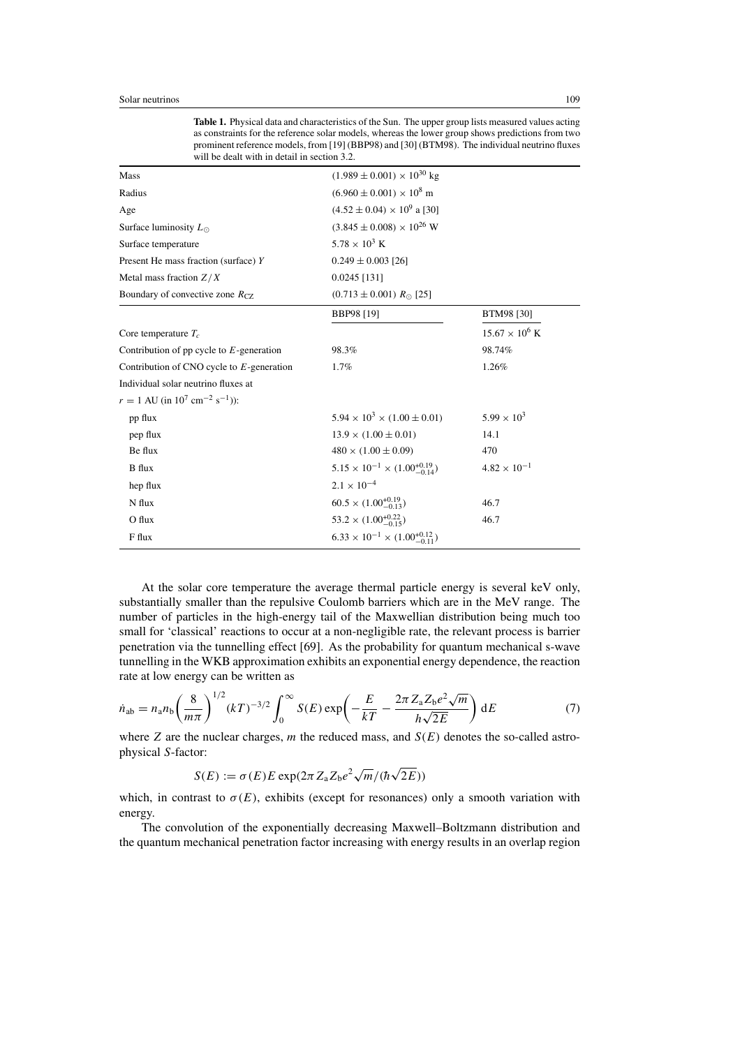**Table 1.** Physical data and characteristics of the Sun. The upper group lists measured values acting as constraints for the reference solar models, whereas the lower group shows predictions from two prominent reference models, from [19] (BBP98) and [30] (BTM98). The individual neutrino fluxes will be dealt with in detail in section 3.2.

| | | |
|---|---|---|
| Mass | $(1.989 \pm 0.001) \times 10^{30}$ kg | |
| Radius | $(6.960 \pm 0.001) \times 10^{8}$ m | |
| Age | $(4.52 \pm 0.04) \times 10^{9}$ a [30] | |
| Surface luminosity $L_{\odot}$ | $(3.845 \pm 0.008) \times 10^{26}$ W | |
| Surface temperature | $5.78 \times 10^{3}$ K | |
| Present He mass fraction (surface) $Y$ | $0.249 \pm 0.003$ [26] | |
| Metal mass fraction $Z/X$ | 0.0245 [131] | |
| Boundary of convective zone $R_{CZ}$ | $(0.713 \pm 0.001)\ R_{\odot}$ [25] | |
| | BBP98 [19] | BTM98 [30] |
| Core temperature $T_c$ | | $15.67 \times 10^{6}$ K |
| Contribution of pp cycle to $E$-generation | 98.3% | 98.74% |
| Contribution of CNO cycle to $E$-generation | 1.7% | 1.26% |
| Individual solar neutrino fluxes at | | |
| $r = 1$ AU (in $10^{7}$ cm$^{-2}$ s$^{-1}$)): | | |
| pp flux | $5.94 \times 10^{3} \times (1.00 \pm 0.01)$ | $5.99 \times 10^{3}$ |
| pep flux | $13.9 \times (1.00 \pm 0.01)$ | 14.1 |
| Be flux | $480 \times (1.00 \pm 0.09)$ | 470 |
| B flux | $5.15 \times 10^{-1} \times (1.00^{+0.19}_{-0.14})$ | $4.82 \times 10^{-1}$ |
| hep flux | $2.1 \times 10^{-4}$ | |
| N flux | $60.5 \times (1.00^{+0.19}_{-0.13})$ | 46.7 |
| O flux | $53.2 \times (1.00^{+0.22}_{-0.15})$ | 46.7 |
| F flux | $6.33 \times 10^{-1} \times (1.00^{+0.12}_{-0.11})$ | |

At the solar core temperature the average thermal particle energy is several keV only, substantially smaller than the repulsive Coulomb barriers which are in the MeV range. The number of particles in the high-energy tail of the Maxwellian distribution being much too small for 'classical' reactions to occur at a non-negligible rate, the relevant process is barrier penetration via the tunnelling effect [69]. As the probability for quantum mechanical s-wave tunnelling in the WKB approximation exhibits an exponential energy dependence, the reaction rate at low energy can be written as

$$\dot{n}_{\mathrm{ab}} = n_{\mathrm{a}} n_{\mathrm{b}} \left(\frac{8}{m\pi}\right)^{1/2} (kT)^{-3/2} \int_0^\infty S(E) \exp\left(-\frac{E}{kT} - \frac{2\pi Z_{\mathrm{a}} Z_{\mathrm{b}} e^2 \sqrt{m}}{h\sqrt{2E}}\right) \mathrm{d}E \tag{7}$$

where $Z$ are the nuclear charges, $m$ the reduced mass, and $S(E)$ denotes the so-called astrophysical $S$-factor:

$$S(E) := \sigma(E) E \exp(2\pi Z_{\mathrm{a}} Z_{\mathrm{b}} e^2 \sqrt{m}/(\hbar\sqrt{2E}))$$

which, in contrast to $\sigma(E)$, exhibits (except for resonances) only a smooth variation with energy.

The convolution of the exponentially decreasing Maxwell–Boltzmann distribution and the quantum mechanical penetration factor increasing with energy results in an overlap region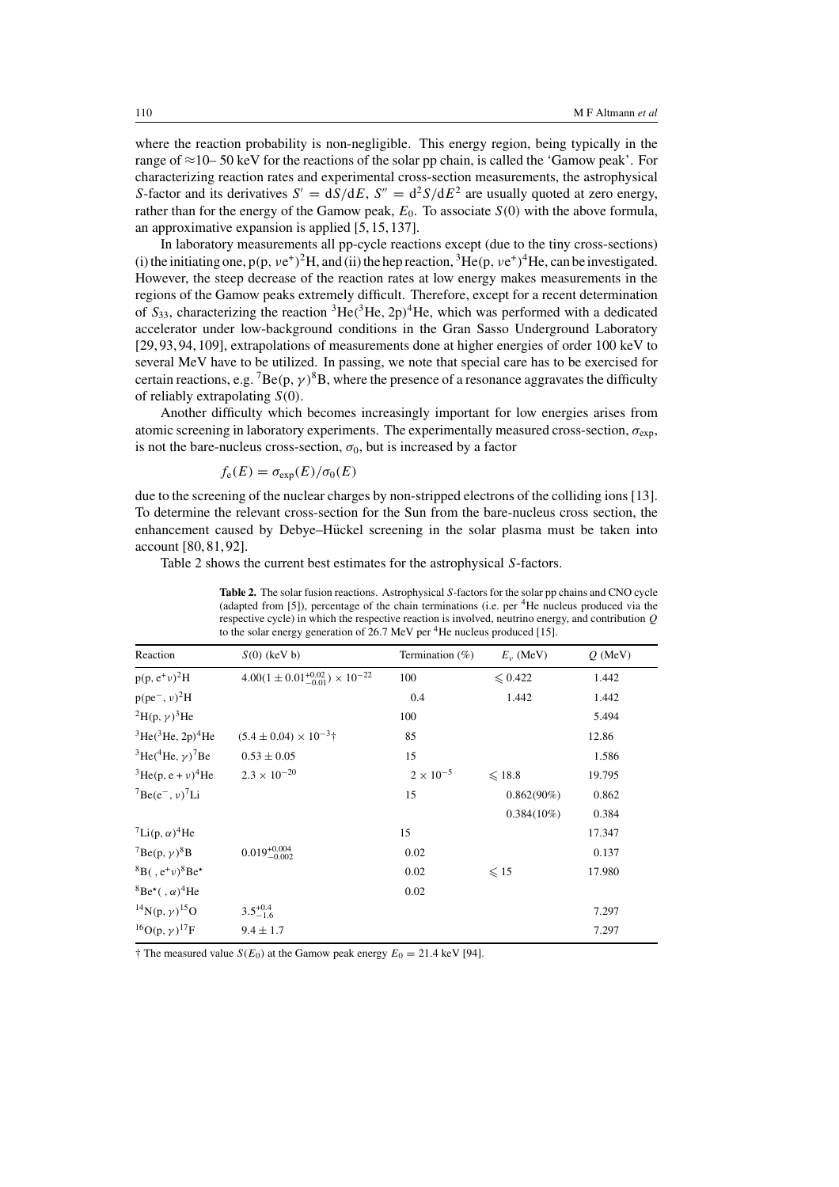where the reaction probability is non-negligible. This energy region, being typically in the range of ≈10– 50 keV for the reactions of the solar pp chain, is called the 'Gamow peak'. For characterizing reaction rates and experimental cross-section measurements, the astrophysical $S$-factor and its derivatives $S' = dS/dE$, $S'' = d^2S/dE^2$ are usually quoted at zero energy, rather than for the energy of the Gamow peak, $E_0$. To associate $S(0)$ with the above formula, an approximative expansion is applied [5, 15, 137].

In laboratory measurements all pp-cycle reactions except (due to the tiny cross-sections) (i) the initiating one, $p(p, \nu e^+)^2H$, and (ii) the hep reaction, $^3He(p, \nu e^+)^4He$, can be investigated. However, the steep decrease of the reaction rates at low energy makes measurements in the regions of the Gamow peaks extremely difficult. Therefore, except for a recent determination of $S_{33}$, characterizing the reaction $^3He(^3He, 2p)^4He$, which was performed with a dedicated accelerator under low-background conditions in the Gran Sasso Underground Laboratory [29, 93, 94, 109], extrapolations of measurements done at higher energies of order 100 keV to several MeV have to be utilized. In passing, we note that special care has to be exercised for certain reactions, e.g. $^7Be(p, \gamma)^8B$, where the presence of a resonance aggravates the difficulty of reliably extrapolating $S(0)$.

Another difficulty which becomes increasingly important for low energies arises from atomic screening in laboratory experiments. The experimentally measured cross-section, $\sigma_{exp}$, is not the bare-nucleus cross-section, $\sigma_0$, but is increased by a factor

$$f_e(E) = \sigma_{exp}(E)/\sigma_0(E)$$

due to the screening of the nuclear charges by non-stripped electrons of the colliding ions [13]. To determine the relevant cross-section for the Sun from the bare-nucleus cross section, the enhancement caused by Debye–Hückel screening in the solar plasma must be taken into account [80, 81, 92].

Table 2 shows the current best estimates for the astrophysical $S$-factors.

**Table 2.** The solar fusion reactions. Astrophysical $S$-factors for the solar pp chains and CNO cycle (adapted from [5]), percentage of the chain terminations (i.e. per $^4$He nucleus produced via the respective cycle) in which the respective reaction is involved, neutrino energy, and contribution $Q$ to the solar energy generation of 26.7 MeV per $^4$He nucleus produced [15].

| Reaction | $S(0)$ (keV b) | Termination (%) | $E_\nu$ (MeV) | $Q$ (MeV) |
|---|---|---|---|---|
| $p(p, e^+\nu)^2H$ | $4.00(1 \pm 0.01^{+0.02}_{-0.01}) \times 10^{-22}$ | 100 | $\leqslant 0.422$ | 1.442 |
| $p(pe^-, \nu)^2H$ | | 0.4 | 1.442 | 1.442 |
| $^2H(p, \gamma)^3He$ | | 100 | | 5.494 |
| $^3He(^3He, 2p)^4He$ | $(5.4 \pm 0.04) \times 10^{-3}$† | 85 | | 12.86 |
| $^3He(^4He, \gamma)^7Be$ | $0.53 \pm 0.05$ | 15 | | 1.586 |
| $^3He(p, e + \nu)^4He$ | $2.3 \times 10^{-20}$ | $2 \times 10^{-5}$ | $\leqslant 18.8$ | 19.795 |
| $^7Be(e^-, \nu)^7Li$ | | 15 | 0.862(90%) | 0.862 |
| | | | 0.384(10%) | 0.384 |
| $^7Li(p, \alpha)^4He$ | | 15 | | 17.347 |
| $^7Be(p, \gamma)^8B$ | $0.019^{+0.004}_{-0.002}$ | 0.02 | | 0.137 |
| $^8B( , e^+\nu)^8Be^\star$ | | 0.02 | $\leqslant 15$ | 17.980 |
| $^8Be^\star( , \alpha)^4He$ | | 0.02 | | |
| $^{14}N(p, \gamma)^{15}O$ | $3.5^{+0.4}_{-1.6}$ | | | 7.297 |
| $^{16}O(p, \gamma)^{17}F$ | $9.4 \pm 1.7$ | | | 7.297 |

† The measured value $S(E_0)$ at the Gamow peak energy $E_0 = 21.4$ keV [94].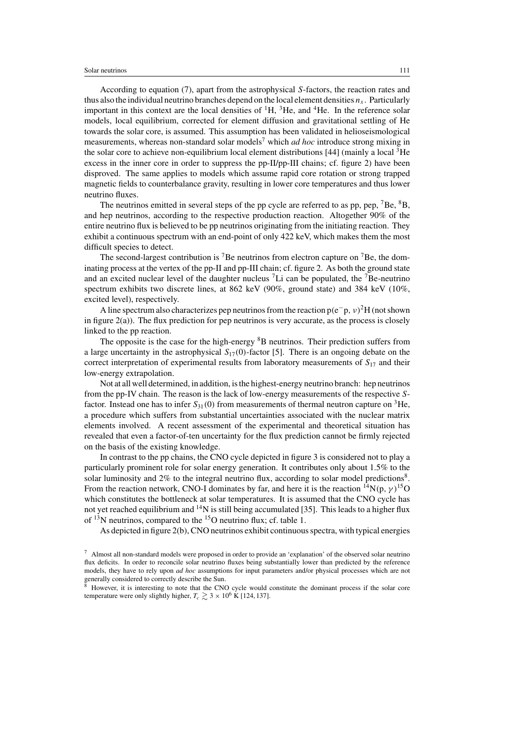According to equation (7), apart from the astrophysical $S$-factors, the reaction rates and thus also the individual neutrino branches depend on the local element densities $n_x$. Particularly important in this context are the local densities of $^1$H, $^3$He, and $^4$He. In the reference solar models, local equilibrium, corrected for element diffusion and gravitational settling of He towards the solar core, is assumed. This assumption has been validated in helioseismological measurements, whereas non-standard solar models[7] which *ad hoc* introduce strong mixing in the solar core to achieve non-equilibrium local element distributions [44] (mainly a local $^3$He excess in the inner core in order to suppress the pp-II/pp-III chains; cf. figure 2) have been disproved. The same applies to models which assume rapid core rotation or strong trapped magnetic fields to counterbalance gravity, resulting in lower core temperatures and thus lower neutrino fluxes.

The neutrinos emitted in several steps of the pp cycle are referred to as pp, pep, $^7$Be, $^8$B, and hep neutrinos, according to the respective production reaction. Altogether 90% of the entire neutrino flux is believed to be pp neutrinos originating from the initiating reaction. They exhibit a continuous spectrum with an end-point of only 422 keV, which makes them the most difficult species to detect.

The second-largest contribution is $^7$Be neutrinos from electron capture on $^7$Be, the dominating process at the vertex of the pp-II and pp-III chain; cf. figure 2. As both the ground state and an excited nuclear level of the daughter nucleus $^7$Li can be populated, the $^7$Be-neutrino spectrum exhibits two discrete lines, at 862 keV (90%, ground state) and 384 keV (10%, excited level), respectively.

A line spectrum also characterizes pep neutrinos from the reaction $\mathrm{p(e^-p,\,\nu)^2H}$ (not shown in figure 2(a)). The flux prediction for pep neutrinos is very accurate, as the process is closely linked to the pp reaction.

The opposite is the case for the high-energy $^8$B neutrinos. Their prediction suffers from a large uncertainty in the astrophysical $S_{17}(0)$-factor [5]. There is an ongoing debate on the correct interpretation of experimental results from laboratory measurements of $S_{17}$ and their low-energy extrapolation.

Not at all well determined, in addition, is the highest-energy neutrino branch: hep neutrinos from the pp-IV chain. The reason is the lack of low-energy measurements of the respective $S$-factor. Instead one has to infer $S_{31}(0)$ from measurements of thermal neutron capture on $^3$He, a procedure which suffers from substantial uncertainties associated with the nuclear matrix elements involved. A recent assessment of the experimental and theoretical situation has revealed that even a factor-of-ten uncertainty for the flux prediction cannot be firmly rejected on the basis of the existing knowledge.

In contrast to the pp chains, the CNO cycle depicted in figure 3 is considered not to play a particularly prominent role for solar energy generation. It contributes only about 1.5% to the solar luminosity and 2% to the integral neutrino flux, according to solar model predictions[8]. From the reaction network, CNO-I dominates by far, and here it is the reaction $^{14}\mathrm{N(p,\,\gamma)^{15}O}$ which constitutes the bottleneck at solar temperatures. It is assumed that the CNO cycle has not yet reached equilibrium and $^{14}$N is still being accumulated [35]. This leads to a higher flux of $^{13}$N neutrinos, compared to the $^{15}$O neutrino flux; cf. table 1.

As depicted in figure 2(b), CNO neutrinos exhibit continuous spectra, with typical energies

[7] Almost all non-standard models were proposed in order to provide an 'explanation' of the observed solar neutrino flux deficits. In order to reconcile solar neutrino fluxes being substantially lower than predicted by the reference models, they have to rely upon *ad hoc* assumptions for input parameters and/or physical processes which are not generally considered to correctly describe the Sun.

[8] However, it is interesting to note that the CNO cycle would constitute the dominant process if the solar core temperature were only slightly higher, $T_c \gtrsim 3 \times 10^6$ K [124, 137].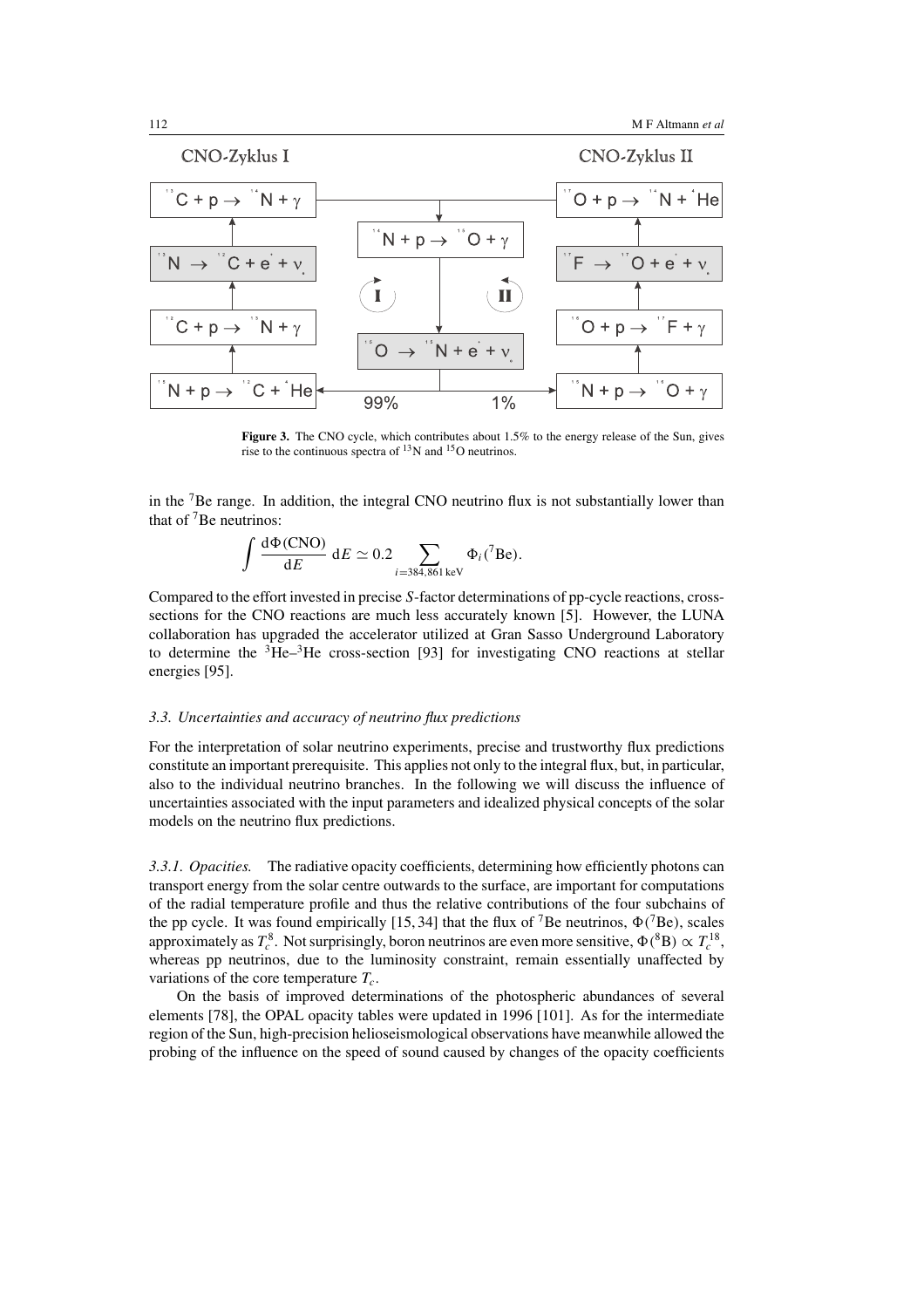CNO-Zyklus I

CNO-Zyklus II

$^{13}C + p \rightarrow {}^{14}N + \gamma$

$^{14}N + p \rightarrow {}^{15}O + \gamma$

$^{17}O + p \rightarrow {}^{14}N + {}^{4}He$

$^{13}N \rightarrow {}^{13}C + e^{+} + \nu_e$

$^{17}F \rightarrow {}^{17}O + e^{+} + \nu_e$

I

II

$^{12}C + p \rightarrow {}^{13}N + \gamma$

$^{15}O \rightarrow {}^{15}N + e^{+} + \nu_e$

$^{16}O + p \rightarrow {}^{17}F + \gamma$

$^{15}N + p \rightarrow {}^{12}C + {}^{4}He$

99%

1%

$^{15}N + p \rightarrow {}^{16}O + \gamma$

**Figure 3.** The CNO cycle, which contributes about 1.5% to the energy release of the Sun, gives rise to the continuous spectra of $^{13}N$ and $^{15}O$ neutrinos.

in the $^{7}Be$ range. In addition, the integral CNO neutrino flux is not substantially lower than that of $^{7}Be$ neutrinos:

$$\int \frac{\mathrm{d}\Phi(\mathrm{CNO})}{\mathrm{d}E}\,\mathrm{d}E \simeq 0.2 \sum_{i=384,861\,\mathrm{keV}} \Phi_i(^{7}\mathrm{Be}).$$

Compared to the effort invested in precise $S$-factor determinations of pp-cycle reactions, cross-sections for the CNO reactions are much less accurately known [5]. However, the LUNA collaboration has upgraded the accelerator utilized at Gran Sasso Underground Laboratory to determine the $^{3}He$–$^{3}He$ cross-section [93] for investigating CNO reactions at stellar energies [95].

### *3.3. Uncertainties and accuracy of neutrino flux predictions*

For the interpretation of solar neutrino experiments, precise and trustworthy flux predictions constitute an important prerequisite. This applies not only to the integral flux, but, in particular, also to the individual neutrino branches. In the following we will discuss the influence of uncertainties associated with the input parameters and idealized physical concepts of the solar models on the neutrino flux predictions.

*3.3.1. Opacities.* The radiative opacity coefficients, determining how efficiently photons can transport energy from the solar centre outwards to the surface, are important for computations of the radial temperature profile and thus the relative contributions of the four subchains of the pp cycle. It was found empirically [15, 34] that the flux of $^{7}Be$ neutrinos, $\Phi(^{7}\mathrm{Be})$, scales approximately as $T_c^8$. Not surprisingly, boron neutrinos are even more sensitive, $\Phi(^{8}\mathrm{B}) \propto T_c^{18}$, whereas pp neutrinos, due to the luminosity constraint, remain essentially unaffected by variations of the core temperature $T_c$.

On the basis of improved determinations of the photospheric abundances of several elements [78], the OPAL opacity tables were updated in 1996 [101]. As for the intermediate region of the Sun, high-precision helioseismological observations have meanwhile allowed the probing of the influence on the speed of sound caused by changes of the opacity coefficients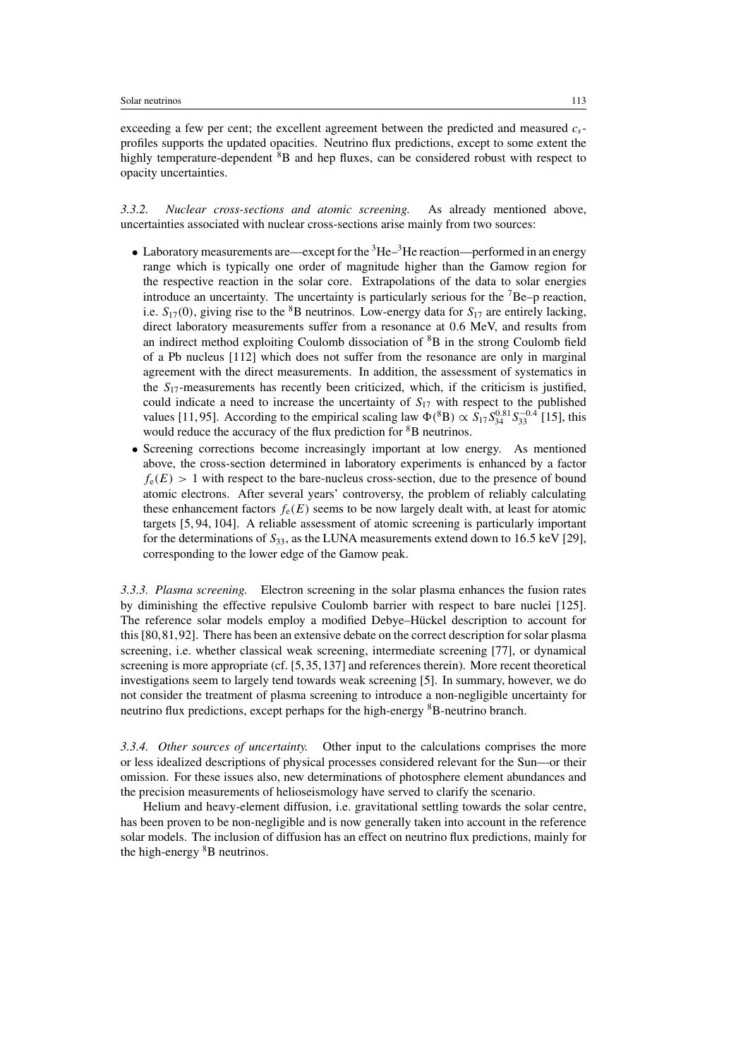exceeding a few per cent; the excellent agreement between the predicted and measured $c_s$-profiles supports the updated opacities. Neutrino flux predictions, except to some extent the highly temperature-dependent $^{8}$B and hep fluxes, can be considered robust with respect to opacity uncertainties.

*3.3.2. Nuclear cross-sections and atomic screening.* As already mentioned above, uncertainties associated with nuclear cross-sections arise mainly from two sources:

- Laboratory measurements are—except for the $^{3}$He–$^{3}$He reaction—performed in an energy range which is typically one order of magnitude higher than the Gamow region for the respective reaction in the solar core. Extrapolations of the data to solar energies introduce an uncertainty. The uncertainty is particularly serious for the $^{7}$Be–p reaction, i.e. $S_{17}(0)$, giving rise to the $^{8}$B neutrinos. Low-energy data for $S_{17}$ are entirely lacking, direct laboratory measurements suffer from a resonance at 0.6 MeV, and results from an indirect method exploiting Coulomb dissociation of $^{8}$B in the strong Coulomb field of a Pb nucleus [112] which does not suffer from the resonance are only in marginal agreement with the direct measurements. In addition, the assessment of systematics in the $S_{17}$-measurements has recently been criticized, which, if the criticism is justified, could indicate a need to increase the uncertainty of $S_{17}$ with respect to the published values [11, 95]. According to the empirical scaling law $\Phi(^{8}\mathrm{B}) \propto S_{17} S_{34}^{0.81} S_{33}^{-0.4}$ [15], this would reduce the accuracy of the flux prediction for $^{8}$B neutrinos.
- Screening corrections become increasingly important at low energy. As mentioned above, the cross-section determined in laboratory experiments is enhanced by a factor $f_e(E) > 1$ with respect to the bare-nucleus cross-section, due to the presence of bound atomic electrons. After several years' controversy, the problem of reliably calculating these enhancement factors $f_e(E)$ seems to be now largely dealt with, at least for atomic targets [5, 94, 104]. A reliable assessment of atomic screening is particularly important for the determinations of $S_{33}$, as the LUNA measurements extend down to 16.5 keV [29], corresponding to the lower edge of the Gamow peak.

*3.3.3. Plasma screening.* Electron screening in the solar plasma enhances the fusion rates by diminishing the effective repulsive Coulomb barrier with respect to bare nuclei [125]. The reference solar models employ a modified Debye–Hückel description to account for this [80, 81, 92]. There has been an extensive debate on the correct description for solar plasma screening, i.e. whether classical weak screening, intermediate screening [77], or dynamical screening is more appropriate (cf. [5, 35, 137] and references therein). More recent theoretical investigations seem to largely tend towards weak screening [5]. In summary, however, we do not consider the treatment of plasma screening to introduce a non-negligible uncertainty for neutrino flux predictions, except perhaps for the high-energy $^{8}$B-neutrino branch.

*3.3.4. Other sources of uncertainty.* Other input to the calculations comprises the more or less idealized descriptions of physical processes considered relevant for the Sun—or their omission. For these issues also, new determinations of photosphere element abundances and the precision measurements of helioseismology have served to clarify the scenario.

Helium and heavy-element diffusion, i.e. gravitational settling towards the solar centre, has been proven to be non-negligible and is now generally taken into account in the reference solar models. The inclusion of diffusion has an effect on neutrino flux predictions, mainly for the high-energy $^{8}$B neutrinos.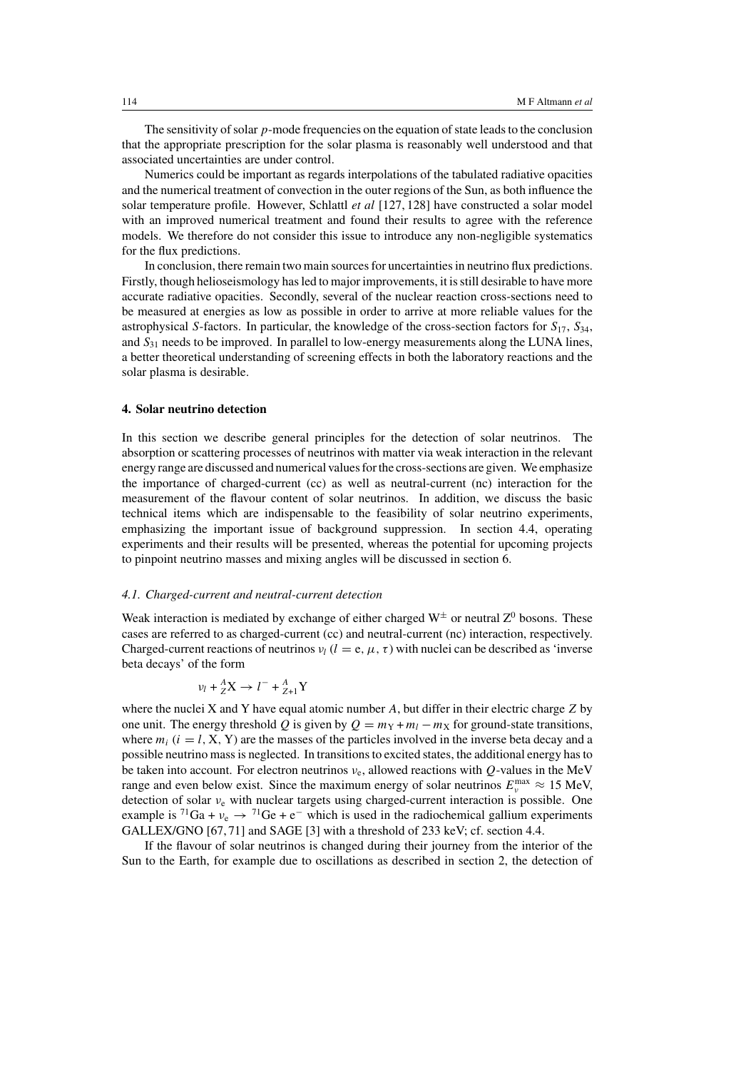The sensitivity of solar $p$-mode frequencies on the equation of state leads to the conclusion that the appropriate prescription for the solar plasma is reasonably well understood and that associated uncertainties are under control.

Numerics could be important as regards interpolations of the tabulated radiative opacities and the numerical treatment of convection in the outer regions of the Sun, as both influence the solar temperature profile. However, Schlattl *et al* [127, 128] have constructed a solar model with an improved numerical treatment and found their results to agree with the reference models. We therefore do not consider this issue to introduce any non-negligible systematics for the flux predictions.

In conclusion, there remain two main sources for uncertainties in neutrino flux predictions. Firstly, though helioseismology has led to major improvements, it is still desirable to have more accurate radiative opacities. Secondly, several of the nuclear reaction cross-sections need to be measured at energies as low as possible in order to arrive at more reliable values for the astrophysical $S$-factors. In particular, the knowledge of the cross-section factors for $S_{17}$, $S_{34}$, and $S_{31}$ needs to be improved. In parallel to low-energy measurements along the LUNA lines, a better theoretical understanding of screening effects in both the laboratory reactions and the solar plasma is desirable.

## 4. Solar neutrino detection

In this section we describe general principles for the detection of solar neutrinos. The absorption or scattering processes of neutrinos with matter via weak interaction in the relevant energy range are discussed and numerical values for the cross-sections are given. We emphasize the importance of charged-current (cc) as well as neutral-current (nc) interaction for the measurement of the flavour content of solar neutrinos. In addition, we discuss the basic technical items which are indispensable to the feasibility of solar neutrino experiments, emphasizing the important issue of background suppression. In section 4.4, operating experiments and their results will be presented, whereas the potential for upcoming projects to pinpoint neutrino masses and mixing angles will be discussed in section 6.

### *4.1. Charged-current and neutral-current detection*

Weak interaction is mediated by exchange of either charged $W^{\pm}$ or neutral $Z^0$ bosons. These cases are referred to as charged-current (cc) and neutral-current (nc) interaction, respectively. Charged-current reactions of neutrinos $\nu_l$ ($l = \mathrm{e}, \mu, \tau$) with nuclei can be described as 'inverse beta decays' of the form

$$\nu_l + {}^{A}_{Z}\mathrm{X} \rightarrow l^- + {}^{A}_{Z+1}\mathrm{Y}$$

where the nuclei X and Y have equal atomic number $A$, but differ in their electric charge $Z$ by one unit. The energy threshold $Q$ is given by $Q = m_{\mathrm{Y}} + m_l - m_{\mathrm{X}}$ for ground-state transitions, where $m_i$ ($i = l, \mathrm{X}, \mathrm{Y}$) are the masses of the particles involved in the inverse beta decay and a possible neutrino mass is neglected. In transitions to excited states, the additional energy has to be taken into account. For electron neutrinos $\nu_{\mathrm{e}}$, allowed reactions with $Q$-values in the MeV range and even below exist. Since the maximum energy of solar neutrinos $E_{\nu}^{\max} \approx 15$ MeV, detection of solar $\nu_{\mathrm{e}}$ with nuclear targets using charged-current interaction is possible. One example is ${}^{71}\mathrm{Ga} + \nu_{\mathrm{e}} \rightarrow {}^{71}\mathrm{Ge} + \mathrm{e}^-$ which is used in the radiochemical gallium experiments GALLEX/GNO [67, 71] and SAGE [3] with a threshold of 233 keV; cf. section 4.4.

If the flavour of solar neutrinos is changed during their journey from the interior of the Sun to the Earth, for example due to oscillations as described in section 2, the detection of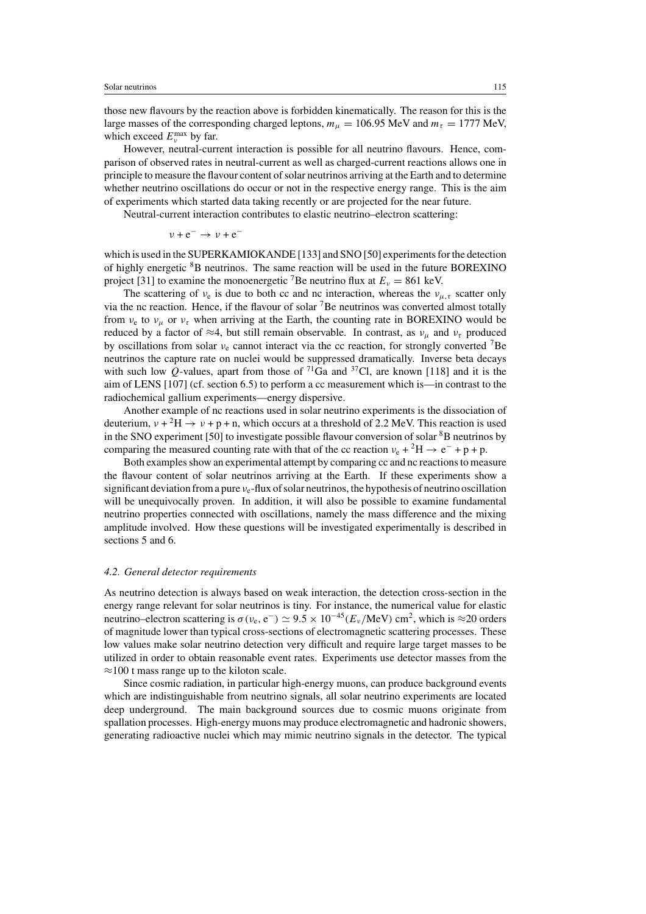those new flavours by the reaction above is forbidden kinematically. The reason for this is the large masses of the corresponding charged leptons, $m_\mu = 106.95$ MeV and $m_\tau = 1777$ MeV, which exceed $E_\nu^{\max}$ by far.

However, neutral-current interaction is possible for all neutrino flavours. Hence, comparison of observed rates in neutral-current as well as charged-current reactions allows one in principle to measure the flavour content of solar neutrinos arriving at the Earth and to determine whether neutrino oscillations do occur or not in the respective energy range. This is the aim of experiments which started data taking recently or are projected for the near future.

Neutral-current interaction contributes to elastic neutrino–electron scattering:

$$\nu + e^- \rightarrow \nu + e^-$$

which is used in the SUPERKAMIOKANDE [133] and SNO [50] experiments for the detection of highly energetic $^8$B neutrinos. The same reaction will be used in the future BOREXINO project [31] to examine the monoenergetic $^7$Be neutrino flux at $E_\nu = 861$ keV.

The scattering of $\nu_e$ is due to both cc and nc interaction, whereas the $\nu_{\mu,\tau}$ scatter only via the nc reaction. Hence, if the flavour of solar $^7$Be neutrinos was converted almost totally from $\nu_e$ to $\nu_\mu$ or $\nu_\tau$ when arriving at the Earth, the counting rate in BOREXINO would be reduced by a factor of $\approx 4$, but still remain observable. In contrast, as $\nu_\mu$ and $\nu_\tau$ produced by oscillations from solar $\nu_e$ cannot interact via the cc reaction, for strongly converted $^7$Be neutrinos the capture rate on nuclei would be suppressed dramatically. Inverse beta decays with such low $Q$-values, apart from those of $^{71}$Ga and $^{37}$Cl, are known [118] and it is the aim of LENS [107] (cf. section 6.5) to perform a cc measurement which is—in contrast to the radiochemical gallium experiments—energy dispersive.

Another example of nc reactions used in solar neutrino experiments is the dissociation of deuterium, $\nu + {}^2\text{H} \rightarrow \nu + \text{p} + \text{n}$, which occurs at a threshold of 2.2 MeV. This reaction is used in the SNO experiment [50] to investigate possible flavour conversion of solar $^8$B neutrinos by comparing the measured counting rate with that of the cc reaction $\nu_e + {}^2\text{H} \rightarrow e^- + \text{p} + \text{p}$.

Both examples show an experimental attempt by comparing cc and nc reactions to measure the flavour content of solar neutrinos arriving at the Earth. If these experiments show a significant deviation from a pure $\nu_e$-flux of solar neutrinos, the hypothesis of neutrino oscillation will be unequivocally proven. In addition, it will also be possible to examine fundamental neutrino properties connected with oscillations, namely the mass difference and the mixing amplitude involved. How these questions will be investigated experimentally is described in sections 5 and 6.

### *4.2. General detector requirements*

As neutrino detection is always based on weak interaction, the detection cross-section in the energy range relevant for solar neutrinos is tiny. For instance, the numerical value for elastic neutrino–electron scattering is $\sigma(\nu_e, e^-) \simeq 9.5 \times 10^{-45}(E_\nu/\text{MeV})\ \text{cm}^2$, which is $\approx 20$ orders of magnitude lower than typical cross-sections of electromagnetic scattering processes. These low values make solar neutrino detection very difficult and require large target masses to be utilized in order to obtain reasonable event rates. Experiments use detector masses from the $\approx 100$ t mass range up to the kiloton scale.

Since cosmic radiation, in particular high-energy muons, can produce background events which are indistinguishable from neutrino signals, all solar neutrino experiments are located deep underground. The main background sources due to cosmic muons originate from spallation processes. High-energy muons may produce electromagnetic and hadronic showers, generating radioactive nuclei which may mimic neutrino signals in the detector. The typical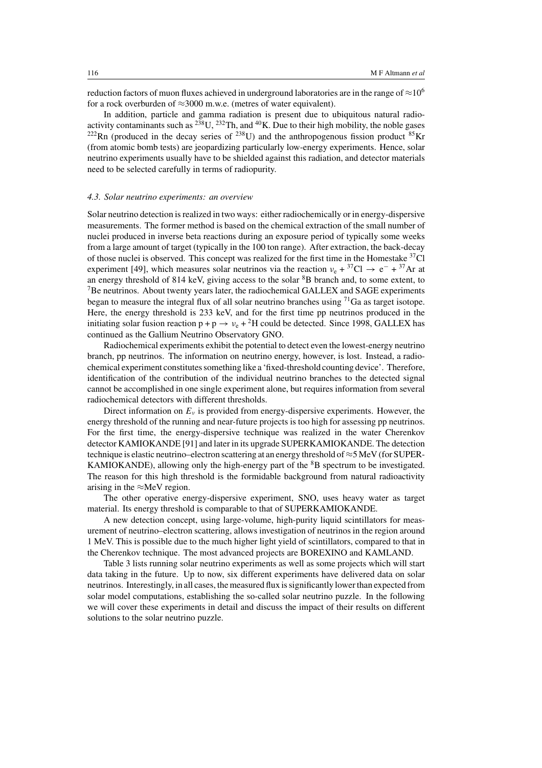reduction factors of muon fluxes achieved in underground laboratories are in the range of $\approx 10^6$ for a rock overburden of $\approx$3000 m.w.e. (metres of water equivalent).

In addition, particle and gamma radiation is present due to ubiquitous natural radioactivity contaminants such as $^{238}$U, $^{232}$Th, and $^{40}$K. Due to their high mobility, the noble gases $^{222}$Rn (produced in the decay series of $^{238}$U) and the anthropogenous fission product $^{85}$Kr (from atomic bomb tests) are jeopardizing particularly low-energy experiments. Hence, solar neutrino experiments usually have to be shielded against this radiation, and detector materials need to be selected carefully in terms of radiopurity.

### *4.3. Solar neutrino experiments: an overview*

Solar neutrino detection is realized in two ways: either radiochemically or in energy-dispersive measurements. The former method is based on the chemical extraction of the small number of nuclei produced in inverse beta reactions during an exposure period of typically some weeks from a large amount of target (typically in the 100 ton range). After extraction, the back-decay of those nuclei is observed. This concept was realized for the first time in the Homestake $^{37}$Cl experiment [49], which measures solar neutrinos via the reaction $\nu_e + {}^{37}\mathrm{Cl} \rightarrow e^- + {}^{37}\mathrm{Ar}$ at an energy threshold of 814 keV, giving access to the solar $^8$B branch and, to some extent, to $^7$Be neutrinos. About twenty years later, the radiochemical GALLEX and SAGE experiments began to measure the integral flux of all solar neutrino branches using $^{71}$Ga as target isotope. Here, the energy threshold is 233 keV, and for the first time pp neutrinos produced in the initiating solar fusion reaction $p + p \rightarrow \nu_e + {}^2\mathrm{H}$ could be detected. Since 1998, GALLEX has continued as the Gallium Neutrino Observatory GNO.

Radiochemical experiments exhibit the potential to detect even the lowest-energy neutrino branch, pp neutrinos. The information on neutrino energy, however, is lost. Instead, a radiochemical experiment constitutes something like a 'fixed-threshold counting device'. Therefore, identification of the contribution of the individual neutrino branches to the detected signal cannot be accomplished in one single experiment alone, but requires information from several radiochemical detectors with different thresholds.

Direct information on $E_\nu$ is provided from energy-dispersive experiments. However, the energy threshold of the running and near-future projects is too high for assessing pp neutrinos. For the first time, the energy-dispersive technique was realized in the water Cherenkov detector KAMIOKANDE [91] and later in its upgrade SUPERKAMIOKANDE. The detection technique is elastic neutrino–electron scattering at an energy threshold of $\approx$5 MeV (for SUPERKAMIOKANDE), allowing only the high-energy part of the $^8$B spectrum to be investigated. The reason for this high threshold is the formidable background from natural radioactivity arising in the $\approx$MeV region.

The other operative energy-dispersive experiment, SNO, uses heavy water as target material. Its energy threshold is comparable to that of SUPERKAMIOKANDE.

A new detection concept, using large-volume, high-purity liquid scintillators for measurement of neutrino–electron scattering, allows investigation of neutrinos in the region around 1 MeV. This is possible due to the much higher light yield of scintillators, compared to that in the Cherenkov technique. The most advanced projects are BOREXINO and KAMLAND.

Table 3 lists running solar neutrino experiments as well as some projects which will start data taking in the future. Up to now, six different experiments have delivered data on solar neutrinos. Interestingly, in all cases, the measured flux is significantly lower than expected from solar model computations, establishing the so-called solar neutrino puzzle. In the following we will cover these experiments in detail and discuss the impact of their results on different solutions to the solar neutrino puzzle.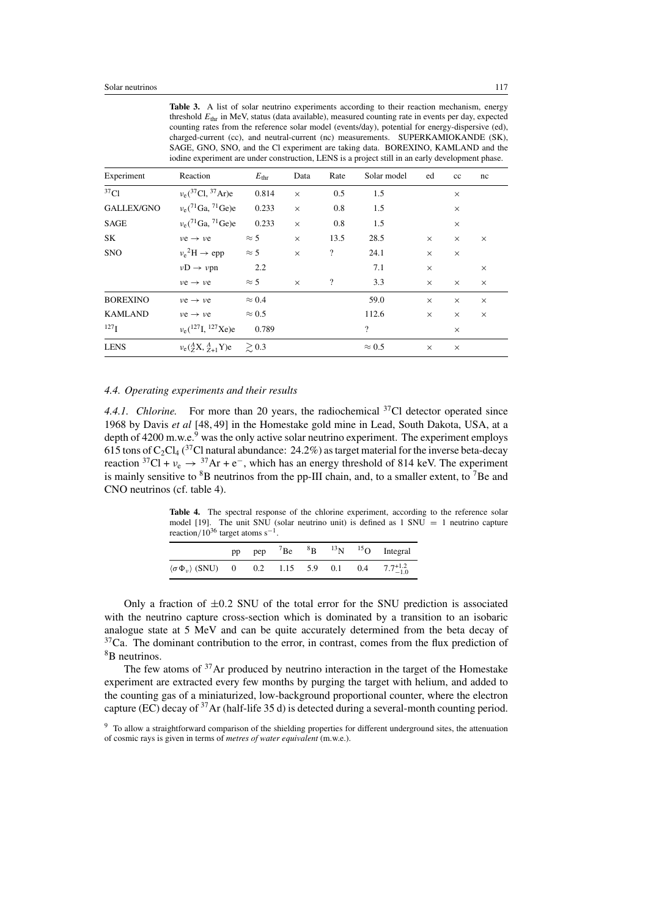**Table 3.** A list of solar neutrino experiments according to their reaction mechanism, energy threshold $E_{thr}$ in MeV, status (data available), measured counting rate in events per day, expected counting rates from the reference solar model (events/day), potential for energy-dispersive (ed), charged-current (cc), and neutral-current (nc) measurements. SUPERKAMIOKANDE (SK), SAGE, GNO, SNO, and the Cl experiment are taking data. BOREXINO, KAMLAND and the iodine experiment are under construction, LENS is a project still in an early development phase.

| Experiment | Reaction | $E_{thr}$ | Data | Rate | Solar model | ed | cc | nc |
|---|---|---|---|---|---|---|---|---|
| $^{37}$Cl | $\nu_e(^{37}\text{Cl}, {}^{37}\text{Ar})e$ | 0.814 | × | 0.5 | 1.5 | | × | |
| GALLEX/GNO | $\nu_e(^{71}\text{Ga}, {}^{71}\text{Ge})e$ | 0.233 | × | 0.8 | 1.5 | | × | |
| SAGE | $\nu_e(^{71}\text{Ga}, {}^{71}\text{Ge})e$ | 0.233 | × | 0.8 | 1.5 | | × | |
| SK | $\nu e \to \nu e$ | $\approx 5$ | × | 13.5 | 28.5 | × | × | × |
| SNO | $\nu_e {}^2\text{H} \to epp$ | $\approx 5$ | × | ? | 24.1 | × | × | |
| | $\nu D \to \nu pn$ | 2.2 | | | 7.1 | × | | × |
| | $\nu e \to \nu e$ | $\approx 5$ | × | ? | 3.3 | × | × | × |
| BOREXINO | $\nu e \to \nu e$ | $\approx 0.4$ | | | 59.0 | × | × | × |
| KAMLAND | $\nu e \to \nu e$ | $\approx 0.5$ | | | 112.6 | × | × | × |
| $^{127}$I | $\nu_e(^{127}\text{I}, {}^{127}\text{Xe})e$ | 0.789 | | | ? | | × | |
| LENS | $\nu_e({}^A_Z\text{X}, {}^A_{Z+1}\text{Y})e$ | $\gtrsim 0.3$ | | | $\approx 0.5$ | × | × | |

### 4.4. Operating experiments and their results

*4.4.1. Chlorine.* For more than 20 years, the radiochemical $^{37}$Cl detector operated since 1968 by Davis *et al* [48, 49] in the Homestake gold mine in Lead, South Dakota, USA, at a depth of 4200 m.w.e.[9] was the only active solar neutrino experiment. The experiment employs 615 tons of $C_2Cl_4$ ($^{37}$Cl natural abundance: 24.2%) as target material for the inverse beta-decay reaction $^{37}\text{Cl} + \nu_e \to {}^{37}\text{Ar} + e^-$, which has an energy threshold of 814 keV. The experiment is mainly sensitive to $^8$B neutrinos from the pp-III chain, and, to a smaller extent, to $^7$Be and CNO neutrinos (cf. table 4).

**Table 4.** The spectral response of the chlorine experiment, according to the reference solar model [19]. The unit SNU (solar neutrino unit) is defined as 1 SNU = 1 neutrino capture reaction/$10^{36}$ target atoms $s^{-1}$.

| | pp | pep | $^7$Be | $^8$B | $^{13}$N | $^{15}$O | Integral |
|---|---|---|---|---|---|---|---|
| $\langle\sigma\Phi_\nu\rangle$ (SNU) | 0 | 0.2 | 1.15 | 5.9 | 0.1 | 0.4 | $7.7^{+1.2}_{-1.0}$ |

Only a fraction of $\pm 0.2$ SNU of the total error for the SNU prediction is associated with the neutrino capture cross-section which is dominated by a transition to an isobaric analogue state at 5 MeV and can be quite accurately determined from the beta decay of $^{37}$Ca. The dominant contribution to the error, in contrast, comes from the flux prediction of $^8$B neutrinos.

The few atoms of $^{37}$Ar produced by neutrino interaction in the target of the Homestake experiment are extracted every few months by purging the target with helium, and added to the counting gas of a miniaturized, low-background proportional counter, where the electron capture (EC) decay of $^{37}$Ar (half-life 35 d) is detected during a several-month counting period.

[9] To allow a straightforward comparison of the shielding properties for different underground sites, the attenuation of cosmic rays is given in terms of *metres of water equivalent* (m.w.e.).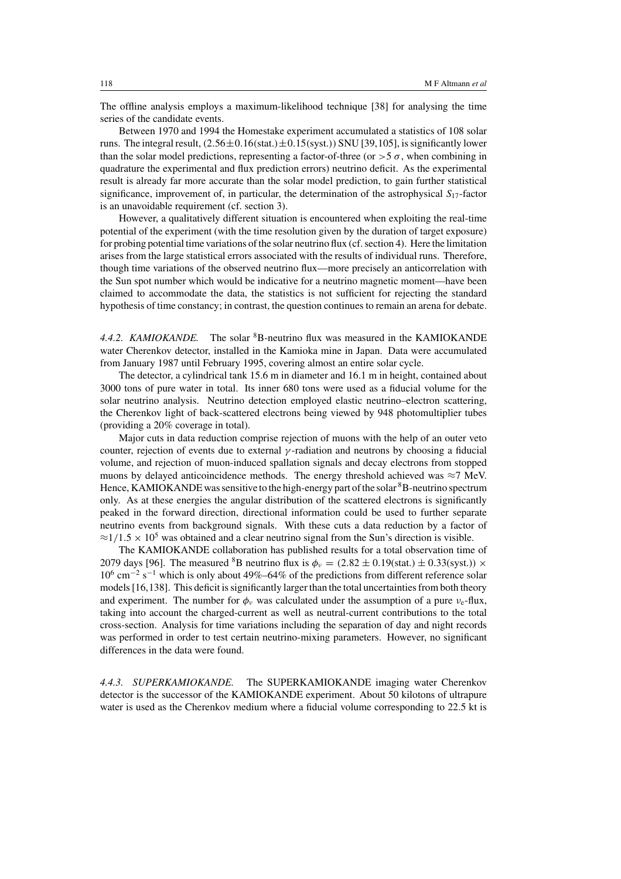The offline analysis employs a maximum-likelihood technique [38] for analysing the time series of the candidate events.

Between 1970 and 1994 the Homestake experiment accumulated a statistics of 108 solar runs. The integral result, $(2.56 \pm 0.16(\text{stat.}) \pm 0.15(\text{syst.}))$ SNU [39,105], is significantly lower than the solar model predictions, representing a factor-of-three (or $>5\,\sigma$, when combining in quadrature the experimental and flux prediction errors) neutrino deficit. As the experimental result is already far more accurate than the solar model prediction, to gain further statistical significance, improvement of, in particular, the determination of the astrophysical $S_{17}$-factor is an unavoidable requirement (cf. section 3).

However, a qualitatively different situation is encountered when exploiting the real-time potential of the experiment (with the time resolution given by the duration of target exposure) for probing potential time variations of the solar neutrino flux (cf. section 4). Here the limitation arises from the large statistical errors associated with the results of individual runs. Therefore, though time variations of the observed neutrino flux—more precisely an anticorrelation with the Sun spot number which would be indicative for a neutrino magnetic moment—have been claimed to accommodate the data, the statistics is not sufficient for rejecting the standard hypothesis of time constancy; in contrast, the question continues to remain an arena for debate.

*4.4.2. KAMIOKANDE.* The solar $^8$B-neutrino flux was measured in the KAMIOKANDE water Cherenkov detector, installed in the Kamioka mine in Japan. Data were accumulated from January 1987 until February 1995, covering almost an entire solar cycle.

The detector, a cylindrical tank 15.6 m in diameter and 16.1 m in height, contained about 3000 tons of pure water in total. Its inner 680 tons were used as a fiducial volume for the solar neutrino analysis. Neutrino detection employed elastic neutrino–electron scattering, the Cherenkov light of back-scattered electrons being viewed by 948 photomultiplier tubes (providing a 20% coverage in total).

Major cuts in data reduction comprise rejection of muons with the help of an outer veto counter, rejection of events due to external $\gamma$-radiation and neutrons by choosing a fiducial volume, and rejection of muon-induced spallation signals and decay electrons from stopped muons by delayed anticoincidence methods. The energy threshold achieved was $\approx 7$ MeV. Hence, KAMIOKANDE was sensitive to the high-energy part of the solar $^8$B-neutrino spectrum only. As at these energies the angular distribution of the scattered electrons is significantly peaked in the forward direction, directional information could be used to further separate neutrino events from background signals. With these cuts a data reduction by a factor of $\approx 1/1.5 \times 10^5$ was obtained and a clear neutrino signal from the Sun's direction is visible.

The KAMIOKANDE collaboration has published results for a total observation time of 2079 days [96]. The measured $^8$B neutrino flux is $\phi_\nu = (2.82 \pm 0.19(\text{stat.}) \pm 0.33(\text{syst.})) \times 10^6\ \text{cm}^{-2}\ \text{s}^{-1}$ which is only about 49%–64% of the predictions from different reference solar models [16,138]. This deficit is significantly larger than the total uncertainties from both theory and experiment. The number for $\phi_\nu$ was calculated under the assumption of a pure $\nu_e$-flux, taking into account the charged-current as well as neutral-current contributions to the total cross-section. Analysis for time variations including the separation of day and night records was performed in order to test certain neutrino-mixing parameters. However, no significant differences in the data were found.

*4.4.3. SUPERKAMIOKANDE.* The SUPERKAMIOKANDE imaging water Cherenkov detector is the successor of the KAMIOKANDE experiment. About 50 kilotons of ultrapure water is used as the Cherenkov medium where a fiducial volume corresponding to 22.5 kt is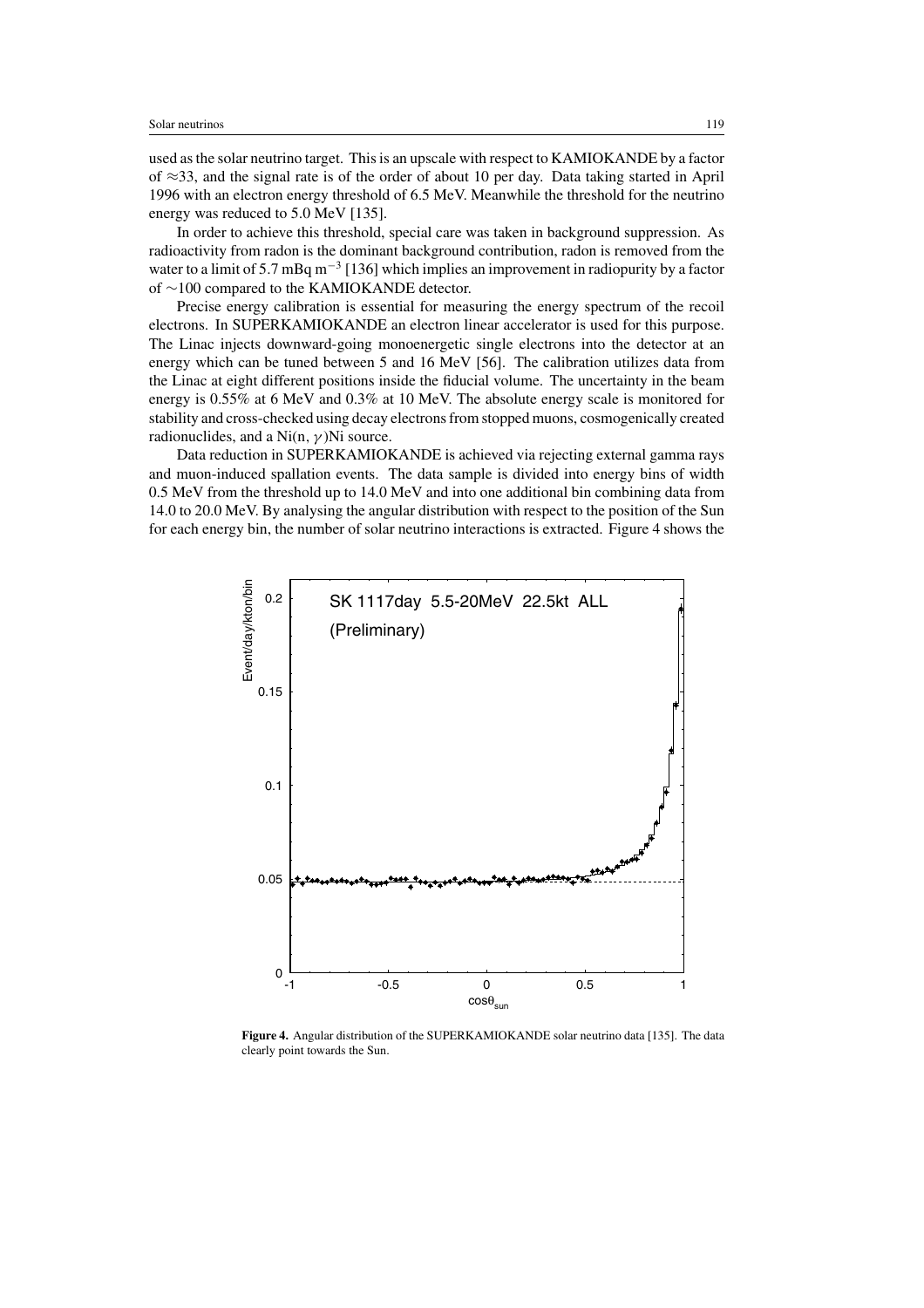used as the solar neutrino target. This is an upscale with respect to KAMIOKANDE by a factor of $\approx$33, and the signal rate is of the order of about 10 per day. Data taking started in April 1996 with an electron energy threshold of 6.5 MeV. Meanwhile the threshold for the neutrino energy was reduced to 5.0 MeV [135].

In order to achieve this threshold, special care was taken in background suppression. As radioactivity from radon is the dominant background contribution, radon is removed from the water to a limit of 5.7 mBq $m^{-3}$ [136] which implies an improvement in radiopurity by a factor of $\sim$100 compared to the KAMIOKANDE detector.

Precise energy calibration is essential for measuring the energy spectrum of the recoil electrons. In SUPERKAMIOKANDE an electron linear accelerator is used for this purpose. The Linac injects downward-going monoenergetic single electrons into the detector at an energy which can be tuned between 5 and 16 MeV [56]. The calibration utilizes data from the Linac at eight different positions inside the fiducial volume. The uncertainty in the beam energy is 0.55% at 6 MeV and 0.3% at 10 MeV. The absolute energy scale is monitored for stability and cross-checked using decay electrons from stopped muons, cosmogenically created radionuclides, and a Ni(n, $\gamma$)Ni source.

Data reduction in SUPERKAMIOKANDE is achieved via rejecting external gamma rays and muon-induced spallation events. The data sample is divided into energy bins of width 0.5 MeV from the threshold up to 14.0 MeV and into one additional bin combining data from 14.0 to 20.0 MeV. By analysing the angular distribution with respect to the position of the Sun for each energy bin, the number of solar neutrino interactions is extracted. Figure 4 shows the

**Figure 4.** Angular distribution of the SUPERKAMIOKANDE solar neutrino data [135]. The data clearly point towards the Sun.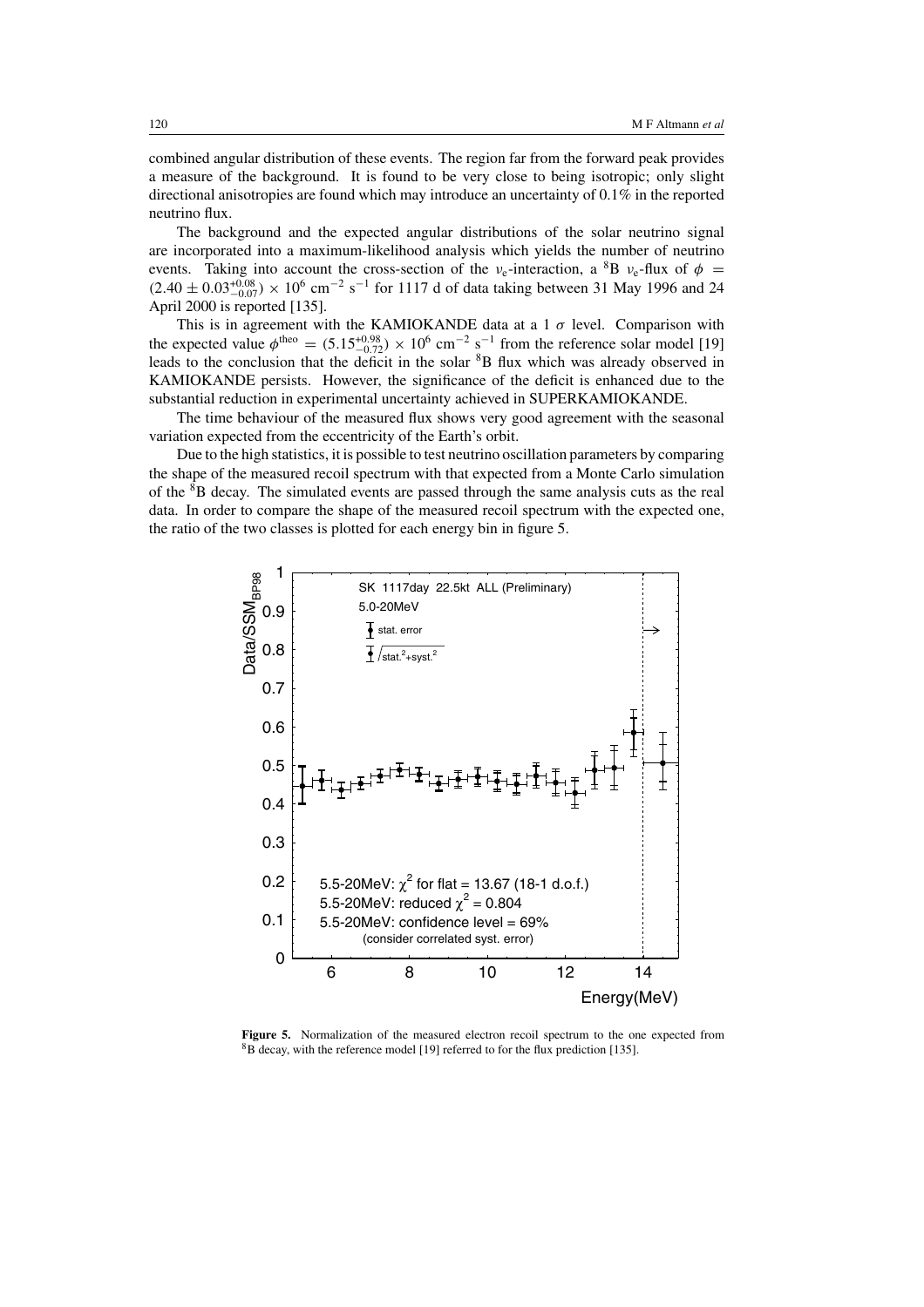combined angular distribution of these events. The region far from the forward peak provides a measure of the background. It is found to be very close to being isotropic; only slight directional anisotropies are found which may introduce an uncertainty of 0.1% in the reported neutrino flux.

The background and the expected angular distributions of the solar neutrino signal are incorporated into a maximum-likelihood analysis which yields the number of neutrino events. Taking into account the cross-section of the $\nu_e$-interaction, a $^8$B $\nu_e$-flux of $\phi = (2.40 \pm 0.03^{+0.08}_{-0.07}) \times 10^6$ cm$^{-2}$ s$^{-1}$ for 1117 d of data taking between 31 May 1996 and 24 April 2000 is reported [135].

This is in agreement with the KAMIOKANDE data at a 1 $\sigma$ level. Comparison with the expected value $\phi^{\text{theo}} = (5.15^{+0.98}_{-0.72}) \times 10^6$ cm$^{-2}$ s$^{-1}$ from the reference solar model [19] leads to the conclusion that the deficit in the solar $^8$B flux which was already observed in KAMIOKANDE persists. However, the significance of the deficit is enhanced due to the substantial reduction in experimental uncertainty achieved in SUPERKAMIOKANDE.

The time behaviour of the measured flux shows very good agreement with the seasonal variation expected from the eccentricity of the Earth's orbit.

Due to the high statistics, it is possible to test neutrino oscillation parameters by comparing the shape of the measured recoil spectrum with that expected from a Monte Carlo simulation of the $^8$B decay. The simulated events are passed through the same analysis cuts as the real data. In order to compare the shape of the measured recoil spectrum with the expected one, the ratio of the two classes is plotted for each energy bin in figure 5.

**Figure 5.** Normalization of the measured electron recoil spectrum to the one expected from $^8$B decay, with the reference model [19] referred to for the flux prediction [135].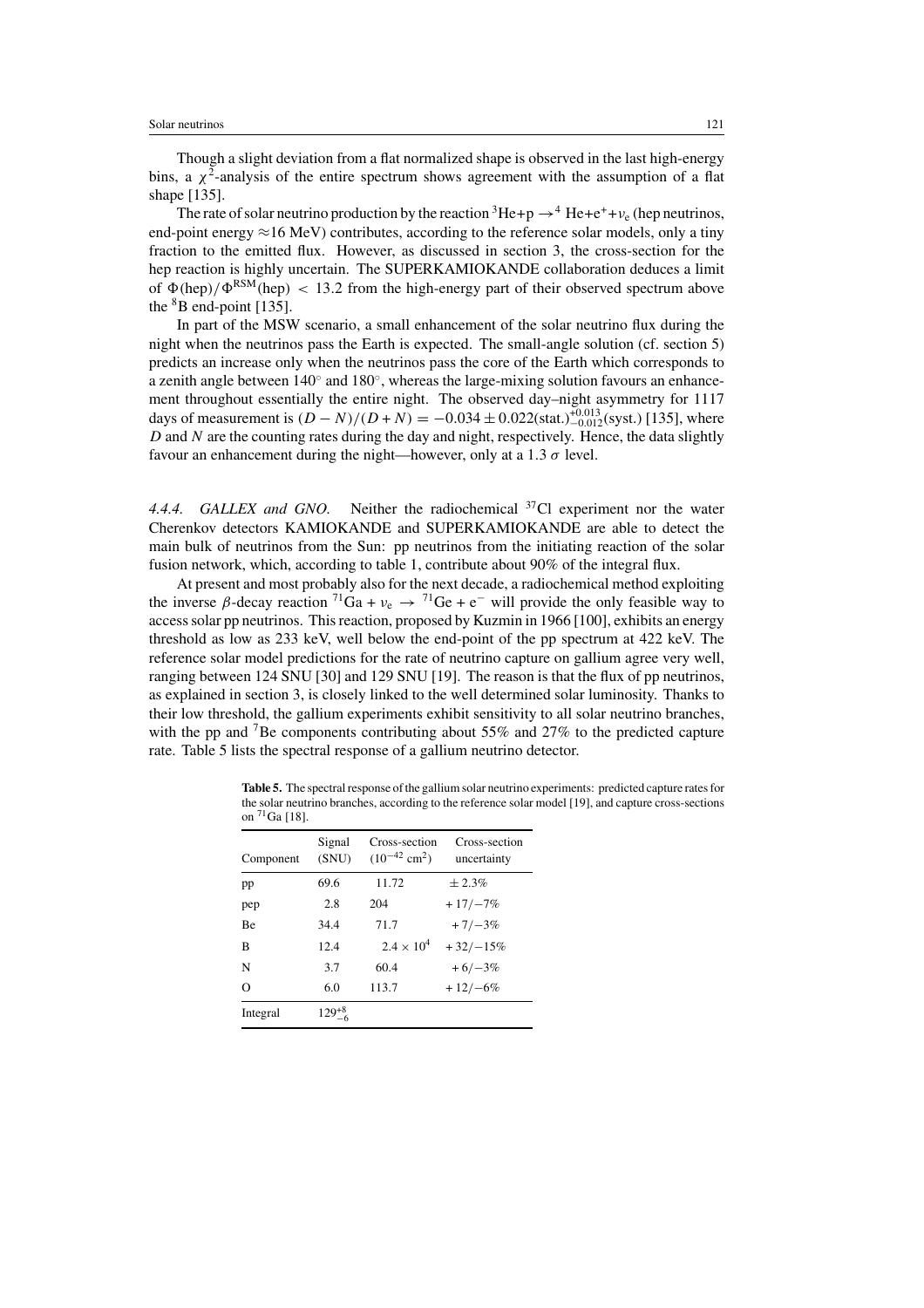Though a slight deviation from a flat normalized shape is observed in the last high-energy bins, a $\chi^2$-analysis of the entire spectrum shows agreement with the assumption of a flat shape [135].

The rate of solar neutrino production by the reaction ${}^3$He+p $\rightarrow {}^4$ He+e$^+$+$\nu_e$ (hep neutrinos, end-point energy $\approx$16 MeV) contributes, according to the reference solar models, only a tiny fraction to the emitted flux. However, as discussed in section 3, the cross-section for the hep reaction is highly uncertain. The SUPERKAMIOKANDE collaboration deduces a limit of $\Phi(\text{hep})/\Phi^{\text{RSM}}(\text{hep}) < 13.2$ from the high-energy part of their observed spectrum above the ${}^8$B end-point [135].

In part of the MSW scenario, a small enhancement of the solar neutrino flux during the night when the neutrinos pass the Earth is expected. The small-angle solution (cf. section 5) predicts an increase only when the neutrinos pass the core of the Earth which corresponds to a zenith angle between 140° and 180°, whereas the large-mixing solution favours an enhancement throughout essentially the entire night. The observed day–night asymmetry for 1117 days of measurement is $(D - N)/(D + N) = -0.034 \pm 0.022(\text{stat.})^{+0.013}_{-0.012}(\text{syst.})$ [135], where $D$ and $N$ are the counting rates during the day and night, respectively. Hence, the data slightly favour an enhancement during the night—however, only at a 1.3 $\sigma$ level.

#### 4.4.4. *GALLEX and GNO.*

Neither the radiochemical ${}^{37}$Cl experiment nor the water Cherenkov detectors KAMIOKANDE and SUPERKAMIOKANDE are able to detect the main bulk of neutrinos from the Sun: pp neutrinos from the initiating reaction of the solar fusion network, which, according to table 1, contribute about 90% of the integral flux.

At present and most probably also for the next decade, a radiochemical method exploiting the inverse $\beta$-decay reaction ${}^{71}$Ga + $\nu_e$ $\rightarrow$ ${}^{71}$Ge + e$^-$ will provide the only feasible way to access solar pp neutrinos. This reaction, proposed by Kuzmin in 1966 [100], exhibits an energy threshold as low as 233 keV, well below the end-point of the pp spectrum at 422 keV. The reference solar model predictions for the rate of neutrino capture on gallium agree very well, ranging between 124 SNU [30] and 129 SNU [19]. The reason is that the flux of pp neutrinos, as explained in section 3, is closely linked to the well determined solar luminosity. Thanks to their low threshold, the gallium experiments exhibit sensitivity to all solar neutrino branches, with the pp and ${}^7$Be components contributing about 55% and 27% to the predicted capture rate. Table 5 lists the spectral response of a gallium neutrino detector.

**Table 5.** The spectral response of the gallium solar neutrino experiments: predicted capture rates for the solar neutrino branches, according to the reference solar model [19], and capture cross-sections on ${}^{71}$Ga [18].

| Component | Signal (SNU) | Cross-section ($10^{-42}$ cm$^2$) | Cross-section uncertainty |
|---|---|---|---|
| pp | 69.6 | 11.72 | $\pm$ 2.3% |
| pep | 2.8 | 204 | +17/−7% |
| Be | 34.4 | 71.7 | +7/−3% |
| B | 12.4 | $2.4 \times 10^4$ | +32/−15% |
| N | 3.7 | 60.4 | +6/−3% |
| O | 6.0 | 113.7 | +12/−6% |
| Integral | $129^{+8}_{-6}$ | | |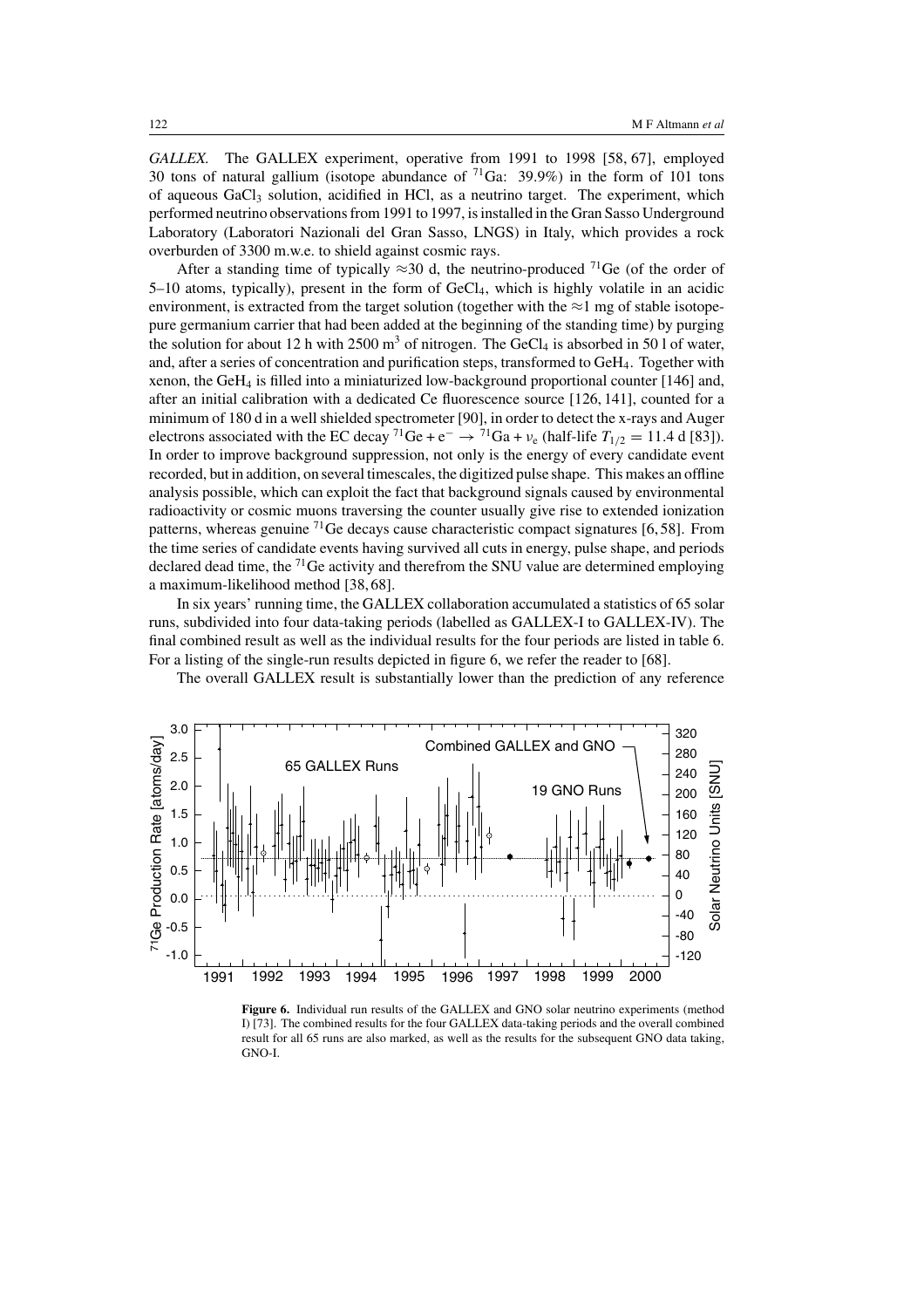*GALLEX.* The GALLEX experiment, operative from 1991 to 1998 [58, 67], employed 30 tons of natural gallium (isotope abundance of $^{71}$Ga: 39.9%) in the form of 101 tons of aqueous $GaCl_3$ solution, acidified in HCl, as a neutrino target. The experiment, which performed neutrino observations from 1991 to 1997, is installed in the Gran Sasso Underground Laboratory (Laboratori Nazionali del Gran Sasso, LNGS) in Italy, which provides a rock overburden of 3300 m.w.e. to shield against cosmic rays.

After a standing time of typically $\approx$30 d, the neutrino-produced $^{71}$Ge (of the order of 5–10 atoms, typically), present in the form of $GeCl_4$, which is highly volatile in an acidic environment, is extracted from the target solution (together with the $\approx$1 mg of stable isotope-pure germanium carrier that had been added at the beginning of the standing time) by purging the solution for about 12 h with 2500 m$^3$ of nitrogen. The $GeCl_4$ is absorbed in 50 l of water, and, after a series of concentration and purification steps, transformed to $GeH_4$. Together with xenon, the $GeH_4$ is filled into a miniaturized low-background proportional counter [146] and, after an initial calibration with a dedicated Ce fluorescence source [126, 141], counted for a minimum of 180 d in a well shielded spectrometer [90], in order to detect the x-rays and Auger electrons associated with the EC decay $^{71}\mathrm{Ge} + \mathrm{e}^- \rightarrow {}^{71}\mathrm{Ga} + \nu_e$ (half-life $T_{1/2} = 11.4$ d [83]). In order to improve background suppression, not only is the energy of every candidate event recorded, but in addition, on several timescales, the digitized pulse shape. This makes an offline analysis possible, which can exploit the fact that background signals caused by environmental radioactivity or cosmic muons traversing the counter usually give rise to extended ionization patterns, whereas genuine $^{71}$Ge decays cause characteristic compact signatures [6, 58]. From the time series of candidate events having survived all cuts in energy, pulse shape, and periods declared dead time, the $^{71}$Ge activity and therefrom the SNU value are determined employing a maximum-likelihood method [38, 68].

In six years' running time, the GALLEX collaboration accumulated a statistics of 65 solar runs, subdivided into four data-taking periods (labelled as GALLEX-I to GALLEX-IV). The final combined result as well as the individual results for the four periods are listed in table 6. For a listing of the single-run results depicted in figure 6, we refer the reader to [68].

The overall GALLEX result is substantially lower than the prediction of any reference

**Figure 6.** Individual run results of the GALLEX and GNO solar neutrino experiments (method I) [73]. The combined results for the four GALLEX data-taking periods and the overall combined result for all 65 runs are also marked, as well as the results for the subsequent GNO data taking, GNO-I.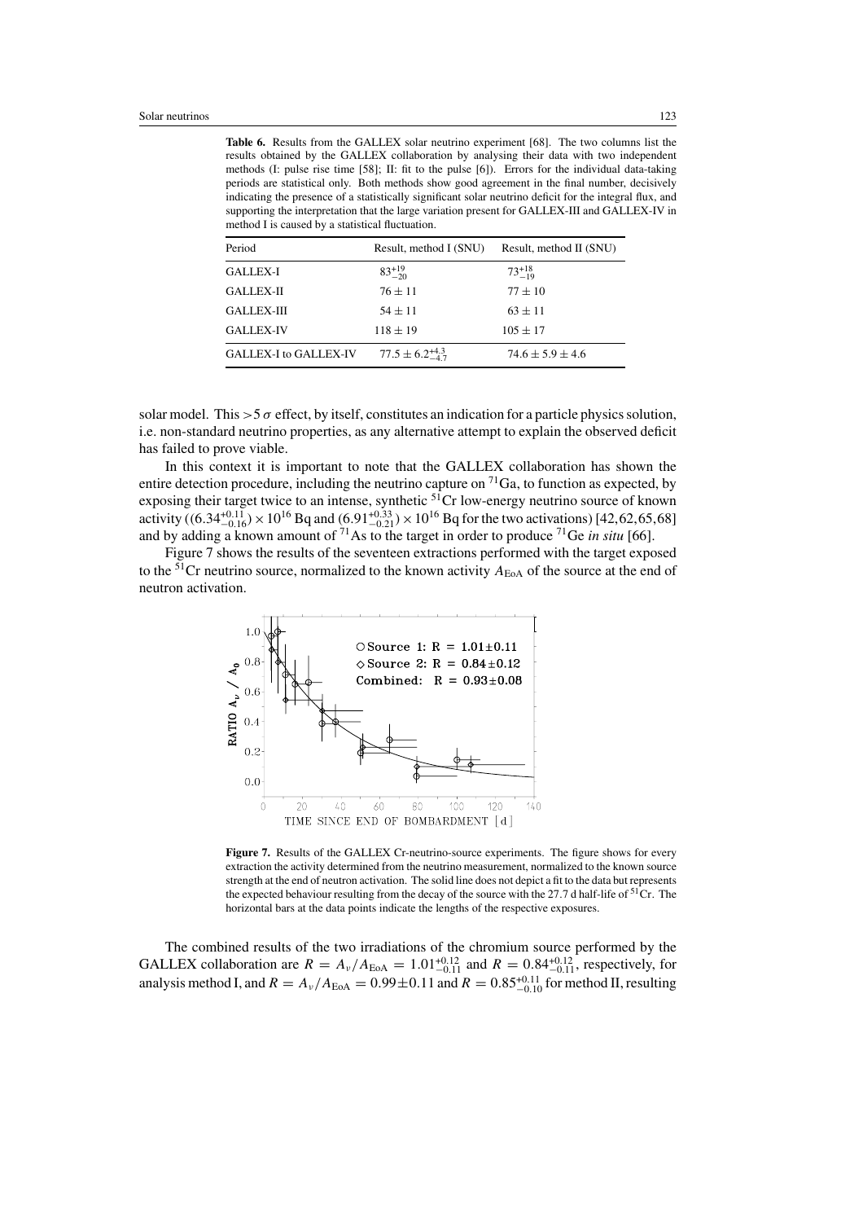**Table 6.** Results from the GALLEX solar neutrino experiment [68]. The two columns list the results obtained by the GALLEX collaboration by analysing their data with two independent methods (I: pulse rise time [58]; II: fit to the pulse [6]). Errors for the individual data-taking periods are statistical only. Both methods show good agreement in the final number, decisively indicating the presence of a statistically significant solar neutrino deficit for the integral flux, and supporting the interpretation that the large variation present for GALLEX-III and GALLEX-IV in method I is caused by a statistical fluctuation.

| Period | Result, method I (SNU) | Result, method II (SNU) |
|---|---|---|
| GALLEX-I | $83^{+19}_{-20}$ | $73^{+18}_{-19}$ |
| GALLEX-II | $76 \pm 11$ | $77 \pm 10$ |
| GALLEX-III | $54 \pm 11$ | $63 \pm 11$ |
| GALLEX-IV | $118 \pm 19$ | $105 \pm 17$ |
| GALLEX-I to GALLEX-IV | $77.5 \pm 6.2^{+4.3}_{-4.7}$ | $74.6 \pm 5.9 \pm 4.6$ |

solar model. This $>5\,\sigma$ effect, by itself, constitutes an indication for a particle physics solution, i.e. non-standard neutrino properties, as any alternative attempt to explain the observed deficit has failed to prove viable.

In this context it is important to note that the GALLEX collaboration has shown the entire detection procedure, including the neutrino capture on $^{71}$Ga, to function as expected, by exposing their target twice to an intense, synthetic $^{51}$Cr low-energy neutrino source of known activity ($(6.34^{+0.11}_{-0.16}) \times 10^{16}$ Bq and $(6.91^{+0.33}_{-0.21}) \times 10^{16}$ Bq for the two activations) [42, 62, 65, 68] and by adding a known amount of $^{71}$As to the target in order to produce $^{71}$Ge *in situ* [66].

Figure 7 shows the results of the seventeen extractions performed with the target exposed to the $^{51}$Cr neutrino source, normalized to the known activity $A_{\rm EoA}$ of the source at the end of neutron activation.

**Figure 7.** Results of the GALLEX Cr-neutrino-source experiments. The figure shows for every extraction the activity determined from the neutrino measurement, normalized to the known source strength at the end of neutron activation. The solid line does not depict a fit to the data but represents the expected behaviour resulting from the decay of the source with the 27.7 d half-life of $^{51}$Cr. The horizontal bars at the data points indicate the lengths of the respective exposures.

The combined results of the two irradiations of the chromium source performed by the GALLEX collaboration are $R = A_\nu/A_{\rm EoA} = 1.01^{+0.12}_{-0.11}$ and $R = 0.84^{+0.12}_{-0.11}$, respectively, for analysis method I, and $R = A_\nu/A_{\rm EoA} = 0.99 \pm 0.11$ and $R = 0.85^{+0.11}_{-0.10}$ for method II, resulting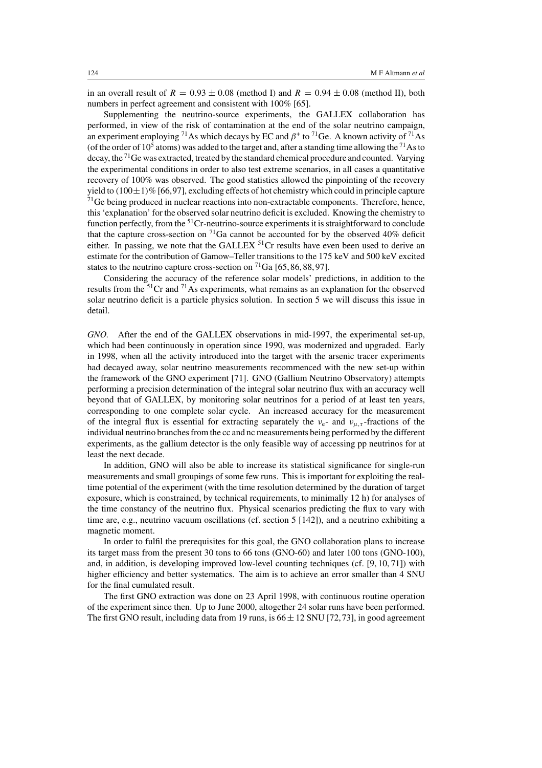in an overall result of $R = 0.93 \pm 0.08$ (method I) and $R = 0.94 \pm 0.08$ (method II), both numbers in perfect agreement and consistent with 100% [65].

Supplementing the neutrino-source experiments, the GALLEX collaboration has performed, in view of the risk of contamination at the end of the solar neutrino campaign, an experiment employing $^{71}$As which decays by EC and $\beta^{+}$ to $^{71}$Ge. A known activity of $^{71}$As (of the order of $10^{5}$ atoms) was added to the target and, after a standing time allowing the $^{71}$As to decay, the $^{71}$Ge was extracted, treated by the standard chemical procedure and counted. Varying the experimental conditions in order to also test extreme scenarios, in all cases a quantitative recovery of 100% was observed. The good statistics allowed the pinpointing of the recovery yield to $(100 \pm 1)$% [66, 97], excluding effects of hot chemistry which could in principle capture $^{71}$Ge being produced in nuclear reactions into non-extractable components. Therefore, hence, this 'explanation' for the observed solar neutrino deficit is excluded. Knowing the chemistry to function perfectly, from the $^{51}$Cr-neutrino-source experiments it is straightforward to conclude that the capture cross-section on $^{71}$Ga cannot be accounted for by the observed 40% deficit either. In passing, we note that the GALLEX $^{51}$Cr results have even been used to derive an estimate for the contribution of Gamow–Teller transitions to the 175 keV and 500 keV excited states to the neutrino capture cross-section on $^{71}$Ga [65, 86, 88, 97].

Considering the accuracy of the reference solar models' predictions, in addition to the results from the $^{51}$Cr and $^{71}$As experiments, what remains as an explanation for the observed solar neutrino deficit is a particle physics solution. In section 5 we will discuss this issue in detail.

*GNO.* After the end of the GALLEX observations in mid-1997, the experimental set-up, which had been continuously in operation since 1990, was modernized and upgraded. Early in 1998, when all the activity introduced into the target with the arsenic tracer experiments had decayed away, solar neutrino measurements recommenced with the new set-up within the framework of the GNO experiment [71]. GNO (Gallium Neutrino Observatory) attempts performing a precision determination of the integral solar neutrino flux with an accuracy well beyond that of GALLEX, by monitoring solar neutrinos for a period of at least ten years, corresponding to one complete solar cycle. An increased accuracy for the measurement of the integral flux is essential for extracting separately the $\nu_{e}$- and $\nu_{\mu,\tau}$-fractions of the individual neutrino branches from the cc and nc measurements being performed by the different experiments, as the gallium detector is the only feasible way of accessing pp neutrinos for at least the next decade.

In addition, GNO will also be able to increase its statistical significance for single-run measurements and small groupings of some few runs. This is important for exploiting the real-time potential of the experiment (with the time resolution determined by the duration of target exposure, which is constrained, by technical requirements, to minimally 12 h) for analyses of the time constancy of the neutrino flux. Physical scenarios predicting the flux to vary with time are, e.g., neutrino vacuum oscillations (cf. section 5 [142]), and a neutrino exhibiting a magnetic moment.

In order to fulfil the prerequisites for this goal, the GNO collaboration plans to increase its target mass from the present 30 tons to 66 tons (GNO-60) and later 100 tons (GNO-100), and, in addition, is developing improved low-level counting techniques (cf. [9, 10, 71]) with higher efficiency and better systematics. The aim is to achieve an error smaller than 4 SNU for the final cumulated result.

The first GNO extraction was done on 23 April 1998, with continuous routine operation of the experiment since then. Up to June 2000, altogether 24 solar runs have been performed. The first GNO result, including data from 19 runs, is $66 \pm 12$ SNU [72, 73], in good agreement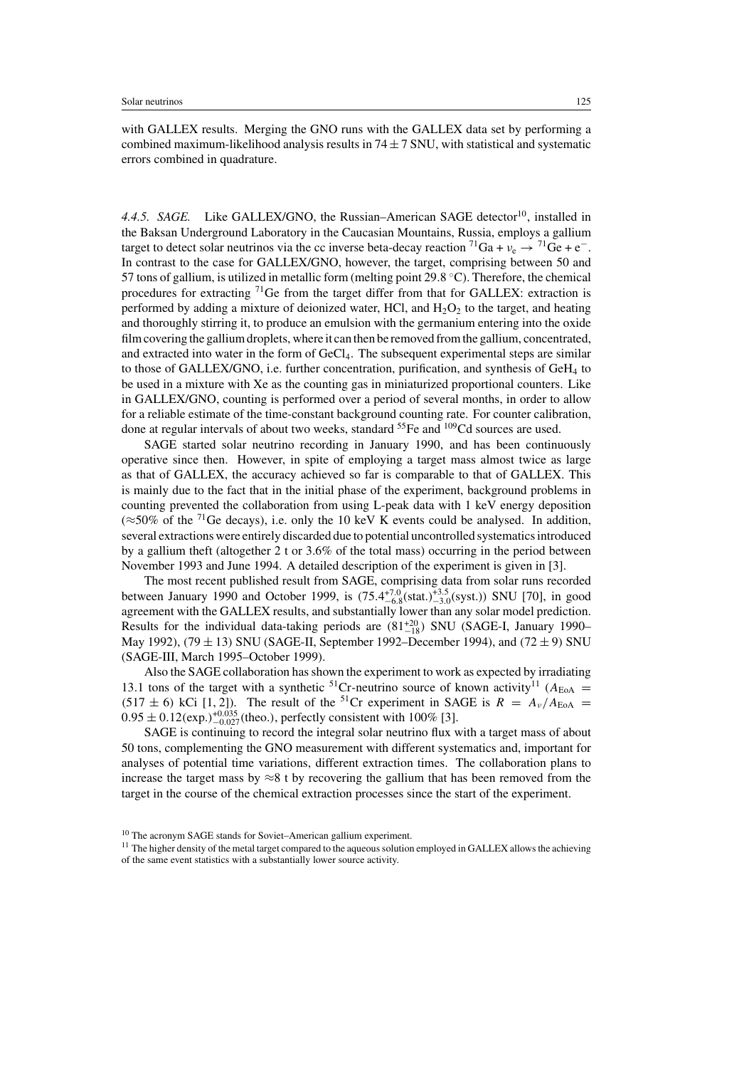with GALLEX results. Merging the GNO runs with the GALLEX data set by performing a combined maximum-likelihood analysis results in $74 \pm 7$ SNU, with statistical and systematic errors combined in quadrature.

*4.4.5. SAGE.* Like GALLEX/GNO, the Russian–American SAGE detector[10], installed in the Baksan Underground Laboratory in the Caucasian Mountains, Russia, employs a gallium target to detect solar neutrinos via the cc inverse beta-decay reaction $^{71}\mathrm{Ga} + \nu_\mathrm{e} \rightarrow {}^{71}\mathrm{Ge} + \mathrm{e}^-$. In contrast to the case for GALLEX/GNO, however, the target, comprising between 50 and 57 tons of gallium, is utilized in metallic form (melting point 29.8 °C). Therefore, the chemical procedures for extracting $^{71}$Ge from the target differ from that for GALLEX: extraction is performed by adding a mixture of deionized water, HCl, and $H_2O_2$ to the target, and heating and thoroughly stirring it, to produce an emulsion with the germanium entering into the oxide film covering the gallium droplets, where it can then be removed from the gallium, concentrated, and extracted into water in the form of $GeCl_4$. The subsequent experimental steps are similar to those of GALLEX/GNO, i.e. further concentration, purification, and synthesis of $GeH_4$ to be used in a mixture with Xe as the counting gas in miniaturized proportional counters. Like in GALLEX/GNO, counting is performed over a period of several months, in order to allow for a reliable estimate of the time-constant background counting rate. For counter calibration, done at regular intervals of about two weeks, standard $^{55}$Fe and $^{109}$Cd sources are used.

SAGE started solar neutrino recording in January 1990, and has been continuously operative since then. However, in spite of employing a target mass almost twice as large as that of GALLEX, the accuracy achieved so far is comparable to that of GALLEX. This is mainly due to the fact that in the initial phase of the experiment, background problems in counting prevented the collaboration from using L-peak data with 1 keV energy deposition ($\approx$50% of the $^{71}$Ge decays), i.e. only the 10 keV K events could be analysed. In addition, several extractions were entirely discarded due to potential uncontrolled systematics introduced by a gallium theft (altogether 2 t or 3.6% of the total mass) occurring in the period between November 1993 and June 1994. A detailed description of the experiment is given in [3].

The most recent published result from SAGE, comprising data from solar runs recorded between January 1990 and October 1999, is $(75.4^{+7.0}_{-6.8}(\mathrm{stat.})^{+3.5}_{-3.0}(\mathrm{syst.}))$ SNU [70], in good agreement with the GALLEX results, and substantially lower than any solar model prediction. Results for the individual data-taking periods are $(81^{+20}_{-18})$ SNU (SAGE-I, January 1990–May 1992), $(79 \pm 13)$ SNU (SAGE-II, September 1992–December 1994), and $(72 \pm 9)$ SNU (SAGE-III, March 1995–October 1999).

Also the SAGE collaboration has shown the experiment to work as expected by irradiating 13.1 tons of the target with a synthetic $^{51}$Cr-neutrino source of known activity[11] ($A_{\mathrm{EoA}} = (517 \pm 6)$ kCi [1, 2]). The result of the $^{51}$Cr experiment in SAGE is $R = A_\nu / A_{\mathrm{EoA}} = 0.95 \pm 0.12(\mathrm{exp.})^{+0.035}_{-0.027}(\mathrm{theo.})$, perfectly consistent with 100% [3].

SAGE is continuing to record the integral solar neutrino flux with a target mass of about 50 tons, complementing the GNO measurement with different systematics and, important for analyses of potential time variations, different extraction times. The collaboration plans to increase the target mass by $\approx$8 t by recovering the gallium that has been removed from the target in the course of the chemical extraction processes since the start of the experiment.

[10] The acronym SAGE stands for Soviet–American gallium experiment.

[11] The higher density of the metal target compared to the aqueous solution employed in GALLEX allows the achieving of the same event statistics with a substantially lower source activity.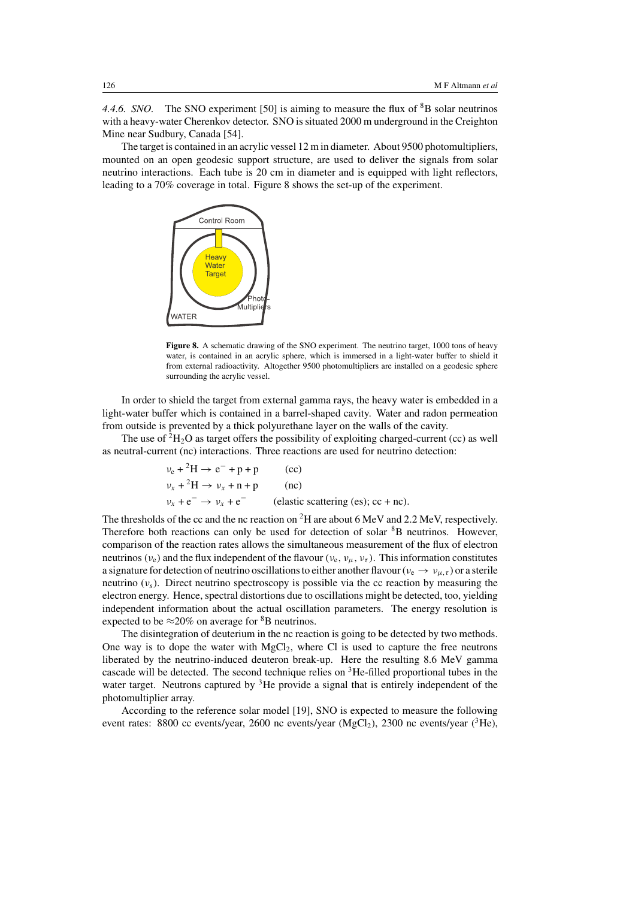*4.4.6. SNO.* The SNO experiment [50] is aiming to measure the flux of $^{8}$B solar neutrinos with a heavy-water Cherenkov detector. SNO is situated 2000 m underground in the Creighton Mine near Sudbury, Canada [54].

The target is contained in an acrylic vessel 12 m in diameter. About 9500 photomultipliers, mounted on an open geodesic support structure, are used to deliver the signals from solar neutrino interactions. Each tube is 20 cm in diameter and is equipped with light reflectors, leading to a 70% coverage in total. Figure 8 shows the set-up of the experiment.

**Figure 8.** A schematic drawing of the SNO experiment. The neutrino target, 1000 tons of heavy water, is contained in an acrylic sphere, which is immersed in a light-water buffer to shield it from external radioactivity. Altogether 9500 photomultipliers are installed on a geodesic sphere surrounding the acrylic vessel.

In order to shield the target from external gamma rays, the heavy water is embedded in a light-water buffer which is contained in a barrel-shaped cavity. Water and radon permeation from outside is prevented by a thick polyurethane layer on the walls of the cavity.

The use of $^{2}H_2O$ as target offers the possibility of exploiting charged-current (cc) as well as neutral-current (nc) interactions. Three reactions are used for neutrino detection:

$$\nu_e + {}^{2}\mathrm{H} \rightarrow e^- + p + p \qquad \text{(cc)}$$
$$\nu_x + {}^{2}\mathrm{H} \rightarrow \nu_x + n + p \qquad \text{(nc)}$$
$$\nu_x + e^- \rightarrow \nu_x + e^- \qquad \text{(elastic scattering (es); cc + nc)}.$$

The thresholds of the cc and the nc reaction on $^{2}$H are about 6 MeV and 2.2 MeV, respectively. Therefore both reactions can only be used for detection of solar $^{8}$B neutrinos. However, comparison of the reaction rates allows the simultaneous measurement of the flux of electron neutrinos ($\nu_e$) and the flux independent of the flavour ($\nu_e$, $\nu_\mu$, $\nu_\tau$). This information constitutes a signature for detection of neutrino oscillations to either another flavour ($\nu_e \rightarrow \nu_{\mu,\tau}$) or a sterile neutrino ($\nu_s$). Direct neutrino spectroscopy is possible via the cc reaction by measuring the electron energy. Hence, spectral distortions due to oscillations might be detected, too, yielding independent information about the actual oscillation parameters. The energy resolution is expected to be $\approx$20% on average for $^{8}$B neutrinos.

The disintegration of deuterium in the nc reaction is going to be detected by two methods. One way is to dope the water with $MgCl_2$, where Cl is used to capture the free neutrons liberated by the neutrino-induced deuteron break-up. Here the resulting 8.6 MeV gamma cascade will be detected. The second technique relies on $^{3}$He-filled proportional tubes in the water target. Neutrons captured by $^{3}$He provide a signal that is entirely independent of the photomultiplier array.

According to the reference solar model [19], SNO is expected to measure the following event rates: 8800 cc events/year, 2600 nc events/year ($MgCl_2$), 2300 nc events/year ($^{3}$He),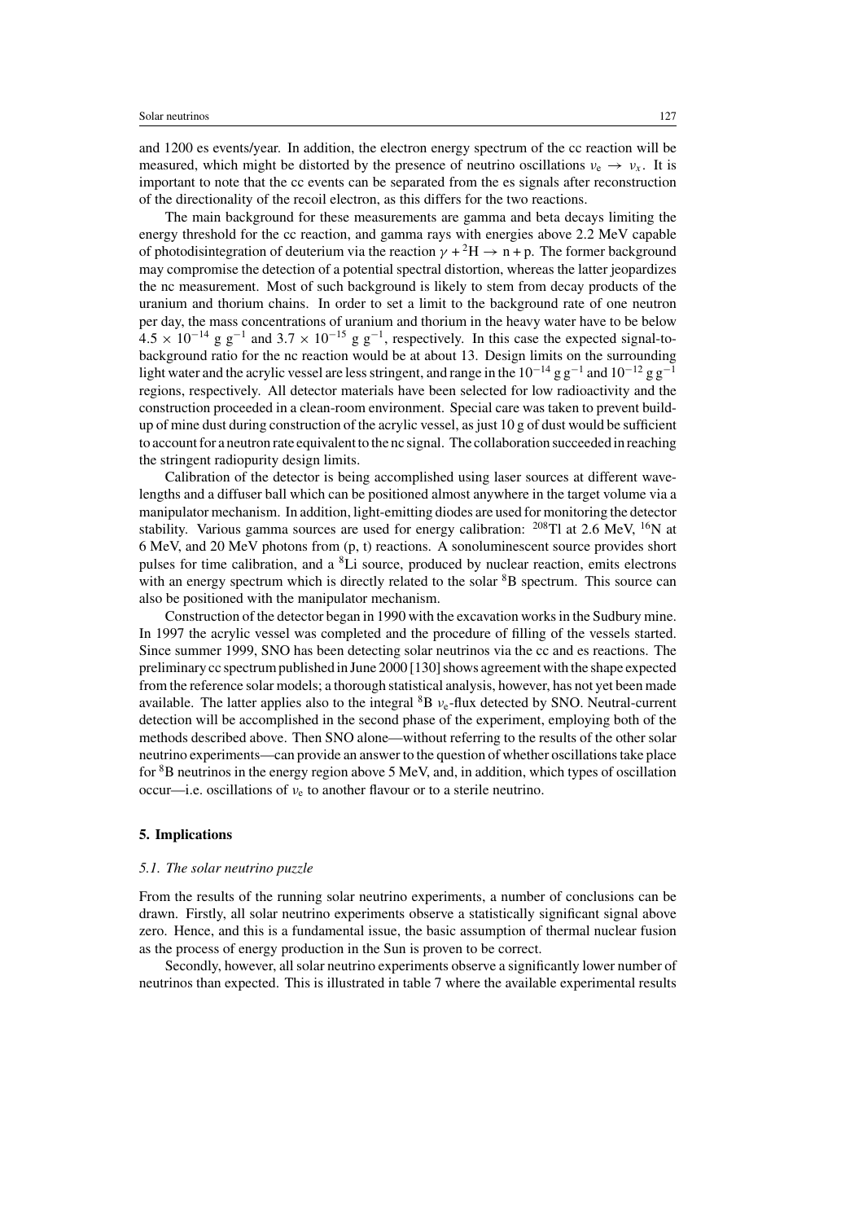and 1200 es events/year. In addition, the electron energy spectrum of the cc reaction will be measured, which might be distorted by the presence of neutrino oscillations $\nu_e \rightarrow \nu_x$. It is important to note that the cc events can be separated from the es signals after reconstruction of the directionality of the recoil electron, as this differs for the two reactions.

The main background for these measurements are gamma and beta decays limiting the energy threshold for the cc reaction, and gamma rays with energies above 2.2 MeV capable of photodisintegration of deuterium via the reaction $\gamma + {}^2\mathrm{H} \rightarrow \mathrm{n} + \mathrm{p}$. The former background may compromise the detection of a potential spectral distortion, whereas the latter jeopardizes the nc measurement. Most of such background is likely to stem from decay products of the uranium and thorium chains. In order to set a limit to the background rate of one neutron per day, the mass concentrations of uranium and thorium in the heavy water have to be below $4.5 \times 10^{-14}$ g g$^{-1}$ and $3.7 \times 10^{-15}$ g g$^{-1}$, respectively. In this case the expected signal-to-background ratio for the nc reaction would be at about 13. Design limits on the surrounding light water and the acrylic vessel are less stringent, and range in the $10^{-14}$ g g$^{-1}$ and $10^{-12}$ g g$^{-1}$ regions, respectively. All detector materials have been selected for low radioactivity and the construction proceeded in a clean-room environment. Special care was taken to prevent build-up of mine dust during construction of the acrylic vessel, as just 10 g of dust would be sufficient to account for a neutron rate equivalent to the nc signal. The collaboration succeeded in reaching the stringent radiopurity design limits.

Calibration of the detector is being accomplished using laser sources at different wavelengths and a diffuser ball which can be positioned almost anywhere in the target volume via a manipulator mechanism. In addition, light-emitting diodes are used for monitoring the detector stability. Various gamma sources are used for energy calibration: ${}^{208}$Tl at 2.6 MeV, ${}^{16}$N at 6 MeV, and 20 MeV photons from (p, t) reactions. A sonoluminescent source provides short pulses for time calibration, and a ${}^{8}$Li source, produced by nuclear reaction, emits electrons with an energy spectrum which is directly related to the solar ${}^{8}$B spectrum. This source can also be positioned with the manipulator mechanism.

Construction of the detector began in 1990 with the excavation works in the Sudbury mine. In 1997 the acrylic vessel was completed and the procedure of filling of the vessels started. Since summer 1999, SNO has been detecting solar neutrinos via the cc and es reactions. The preliminary cc spectrum published in June 2000 [130] shows agreement with the shape expected from the reference solar models; a thorough statistical analysis, however, has not yet been made available. The latter applies also to the integral ${}^{8}$B $\nu_e$-flux detected by SNO. Neutral-current detection will be accomplished in the second phase of the experiment, employing both of the methods described above. Then SNO alone—without referring to the results of the other solar neutrino experiments—can provide an answer to the question of whether oscillations take place for ${}^{8}$B neutrinos in the energy region above 5 MeV, and, in addition, which types of oscillation occur—i.e. oscillations of $\nu_e$ to another flavour or to a sterile neutrino.

## 5. Implications

### *5.1. The solar neutrino puzzle*

From the results of the running solar neutrino experiments, a number of conclusions can be drawn. Firstly, all solar neutrino experiments observe a statistically significant signal above zero. Hence, and this is a fundamental issue, the basic assumption of thermal nuclear fusion as the process of energy production in the Sun is proven to be correct.

Secondly, however, all solar neutrino experiments observe a significantly lower number of neutrinos than expected. This is illustrated in table 7 where the available experimental results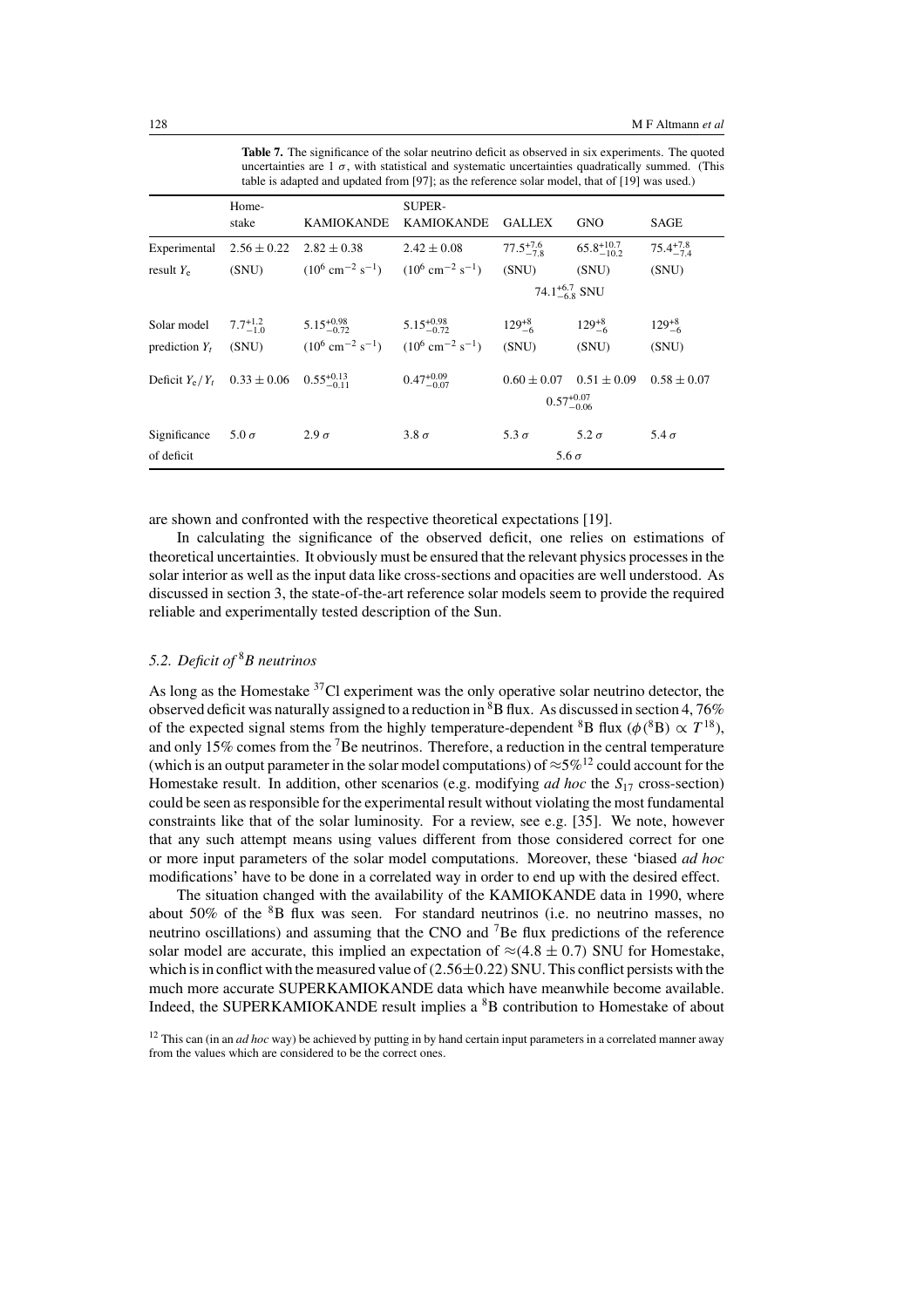**Table 7.** The significance of the solar neutrino deficit as observed in six experiments. The quoted uncertainties are 1 $\sigma$, with statistical and systematic uncertainties quadratically summed. (This table is adapted and updated from [97]; as the reference solar model, that of [19] was used.)

| | Homestake | KAMIOKANDE | SUPER-KAMIOKANDE | GALLEX | GNO | SAGE |
|---|---|---|---|---|---|---|
| Experimental result $Y_e$ | $2.56 \pm 0.22$ (SNU) | $2.82 \pm 0.38$ ($10^6$ cm$^{-2}$ s$^{-1}$) | $2.42 \pm 0.08$ ($10^6$ cm$^{-2}$ s$^{-1}$) | $77.5^{+7.6}_{-7.8}$ (SNU) | $65.8^{+10.7}_{-10.2}$ (SNU) | $75.4^{+7.8}_{-7.4}$ (SNU) |
| | | | | $74.1^{+6.7}_{-6.8}$ SNU | | |
| Solar model prediction $Y_t$ | $7.7^{+1.2}_{-1.0}$ (SNU) | $5.15^{+0.98}_{-0.72}$ ($10^6$ cm$^{-2}$ s$^{-1}$) | $5.15^{+0.98}_{-0.72}$ ($10^6$ cm$^{-2}$ s$^{-1}$) | $129^{+8}_{-6}$ (SNU) | $129^{+8}_{-6}$ (SNU) | $129^{+8}_{-6}$ (SNU) |
| Deficit $Y_e/Y_t$ | $0.33 \pm 0.06$ | $0.55^{+0.13}_{-0.11}$ | $0.47^{+0.09}_{-0.07}$ | $0.60 \pm 0.07$ | $0.51 \pm 0.09$ | $0.58 \pm 0.07$ |
| | | | | $0.57^{+0.07}_{-0.06}$ | | |
| Significance of deficit | $5.0\,\sigma$ | $2.9\,\sigma$ | $3.8\,\sigma$ | $5.3\,\sigma$ | $5.2\,\sigma$ | $5.4\,\sigma$ |
| | | | | $5.6\,\sigma$ | | |

are shown and confronted with the respective theoretical expectations [19].

In calculating the significance of the observed deficit, one relies on estimations of theoretical uncertainties. It obviously must be ensured that the relevant physics processes in the solar interior as well as the input data like cross-sections and opacities are well understood. As discussed in section 3, the state-of-the-art reference solar models seem to provide the required reliable and experimentally tested description of the Sun.

### 5.2. Deficit of $^8$B neutrinos

As long as the Homestake $^{37}$Cl experiment was the only operative solar neutrino detector, the observed deficit was naturally assigned to a reduction in $^8$B flux. As discussed in section 4, 76% of the expected signal stems from the highly temperature-dependent $^8$B flux ($\phi(^8\mathrm{B}) \propto T^{18}$), and only 15% comes from the $^7$Be neutrinos. Therefore, a reduction in the central temperature (which is an output parameter in the solar model computations) of $\approx$5%[12] could account for the Homestake result. In addition, other scenarios (e.g. modifying *ad hoc* the $S_{17}$ cross-section) could be seen as responsible for the experimental result without violating the most fundamental constraints like that of the solar luminosity. For a review, see e.g. [35]. We note, however that any such attempt means using values different from those considered correct for one or more input parameters of the solar model computations. Moreover, these 'biased *ad hoc* modifications' have to be done in a correlated way in order to end up with the desired effect.

The situation changed with the availability of the KAMIOKANDE data in 1990, where about 50% of the $^8$B flux was seen. For standard neutrinos (i.e. no neutrino masses, no neutrino oscillations) and assuming that the CNO and $^7$Be flux predictions of the reference solar model are accurate, this implied an expectation of $\approx(4.8 \pm 0.7)$ SNU for Homestake, which is in conflict with the measured value of $(2.56 \pm 0.22)$ SNU. This conflict persists with the much more accurate SUPERKAMIOKANDE data which have meanwhile become available. Indeed, the SUPERKAMIOKANDE result implies a $^8$B contribution to Homestake of about

[12] This can (in an *ad hoc* way) be achieved by putting in by hand certain input parameters in a correlated manner away from the values which are considered to be the correct ones.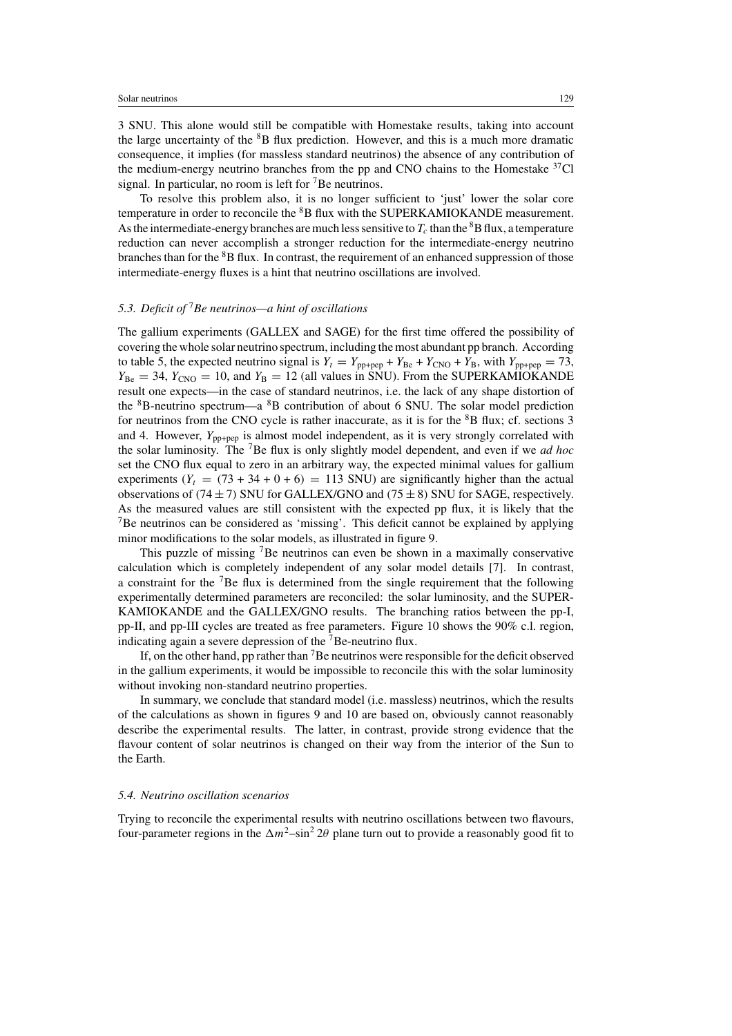3 SNU. This alone would still be compatible with Homestake results, taking into account the large uncertainty of the $^8$B flux prediction. However, and this is a much more dramatic consequence, it implies (for massless standard neutrinos) the absence of any contribution of the medium-energy neutrino branches from the pp and CNO chains to the Homestake $^{37}$Cl signal. In particular, no room is left for $^7$Be neutrinos.

To resolve this problem also, it is no longer sufficient to 'just' lower the solar core temperature in order to reconcile the $^8$B flux with the SUPERKAMIOKANDE measurement. As the intermediate-energy branches are much less sensitive to $T_c$ than the $^8$B flux, a temperature reduction can never accomplish a stronger reduction for the intermediate-energy neutrino branches than for the $^8$B flux. In contrast, the requirement of an enhanced suppression of those intermediate-energy fluxes is a hint that neutrino oscillations are involved.

### *5.3. Deficit of $^7$Be neutrinos—a hint of oscillations*

The gallium experiments (GALLEX and SAGE) for the first time offered the possibility of covering the whole solar neutrino spectrum, including the most abundant pp branch. According to table 5, the expected neutrino signal is $Y_t = Y_{\text{pp+pep}} + Y_{\text{Be}} + Y_{\text{CNO}} + Y_{\text{B}}$, with $Y_{\text{pp+pep}} = 73$, $Y_{\text{Be}} = 34$, $Y_{\text{CNO}} = 10$, and $Y_{\text{B}} = 12$ (all values in SNU). From the SUPERKAMIOKANDE result one expects—in the case of standard neutrinos, i.e. the lack of any shape distortion of the $^8$B-neutrino spectrum—a $^8$B contribution of about 6 SNU. The solar model prediction for neutrinos from the CNO cycle is rather inaccurate, as it is for the $^8$B flux; cf. sections 3 and 4. However, $Y_{\text{pp+pep}}$ is almost model independent, as it is very strongly correlated with the solar luminosity. The $^7$Be flux is only slightly model dependent, and even if we *ad hoc* set the CNO flux equal to zero in an arbitrary way, the expected minimal values for gallium experiments ($Y_t = (73 + 34 + 0 + 6) = 113$ SNU) are significantly higher than the actual observations of $(74 \pm 7)$ SNU for GALLEX/GNO and $(75 \pm 8)$ SNU for SAGE, respectively. As the measured values are still consistent with the expected pp flux, it is likely that the $^7$Be neutrinos can be considered as 'missing'. This deficit cannot be explained by applying minor modifications to the solar models, as illustrated in figure 9.

This puzzle of missing $^7$Be neutrinos can even be shown in a maximally conservative calculation which is completely independent of any solar model details [7]. In contrast, a constraint for the $^7$Be flux is determined from the single requirement that the following experimentally determined parameters are reconciled: the solar luminosity, and the SUPERKAMIOKANDE and the GALLEX/GNO results. The branching ratios between the pp-I, pp-II, and pp-III cycles are treated as free parameters. Figure 10 shows the 90% c.l. region, indicating again a severe depression of the $^7$Be-neutrino flux.

If, on the other hand, pp rather than $^7$Be neutrinos were responsible for the deficit observed in the gallium experiments, it would be impossible to reconcile this with the solar luminosity without invoking non-standard neutrino properties.

In summary, we conclude that standard model (i.e. massless) neutrinos, which the results of the calculations as shown in figures 9 and 10 are based on, obviously cannot reasonably describe the experimental results. The latter, in contrast, provide strong evidence that the flavour content of solar neutrinos is changed on their way from the interior of the Sun to the Earth.

### *5.4. Neutrino oscillation scenarios*

Trying to reconcile the experimental results with neutrino oscillations between two flavours, four-parameter regions in the $\Delta m^2$–$\sin^2 2\theta$ plane turn out to provide a reasonably good fit to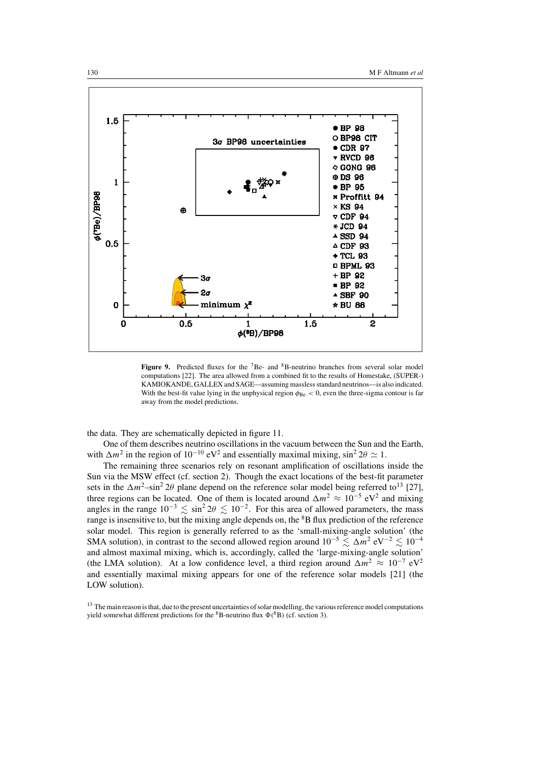Figure 9. Predicted fluxes for the $^{7}$Be- and $^{8}$B-neutrino branches from several solar model computations [22]. The area allowed from a combined fit to the results of Homestake, (SUPER-) KAMIOKANDE, GALLEX and SAGE—assuming massless standard neutrinos—is also indicated. With the best-fit value lying in the unphysical region $\phi_{\mathrm{Be}} < 0$, even the three-sigma contour is far away from the model predictions.

the data. They are schematically depicted in figure 11.

One of them describes neutrino oscillations in the vacuum between the Sun and the Earth, with $\Delta m^2$ in the region of $10^{-10}$ eV$^2$ and essentially maximal mixing, $\sin^2 2\theta \simeq 1$.

The remaining three scenarios rely on resonant amplification of oscillations inside the Sun via the MSW effect (cf. section 2). Though the exact locations of the best-fit parameter sets in the $\Delta m^2$–$\sin^2 2\theta$ plane depend on the reference solar model being referred to[13] [27], three regions can be located. One of them is located around $\Delta m^2 \approx 10^{-5}$ eV$^2$ and mixing angles in the range $10^{-3} \lesssim \sin^2 2\theta \lesssim 10^{-2}$. For this area of allowed parameters, the mass range is insensitive to, but the mixing angle depends on, the $^{8}$B flux prediction of the reference solar model. This region is generally referred to as the 'small-mixing-angle solution' (the SMA solution), in contrast to the second allowed region around $10^{-5} \lesssim \Delta m^2$ eV$^{-2} \lesssim 10^{-4}$ and almost maximal mixing, which is, accordingly, called the 'large-mixing-angle solution' (the LMA solution). At a low confidence level, a third region around $\Delta m^2 \approx 10^{-7}$ eV$^2$ and essentially maximal mixing appears for one of the reference solar models [21] (the LOW solution).

[13] The main reason is that, due to the present uncertainties of solar modelling, the various reference model computations yield somewhat different predictions for the $^{8}$B-neutrino flux $\Phi(^{8}\mathrm{B})$ (cf. section 3).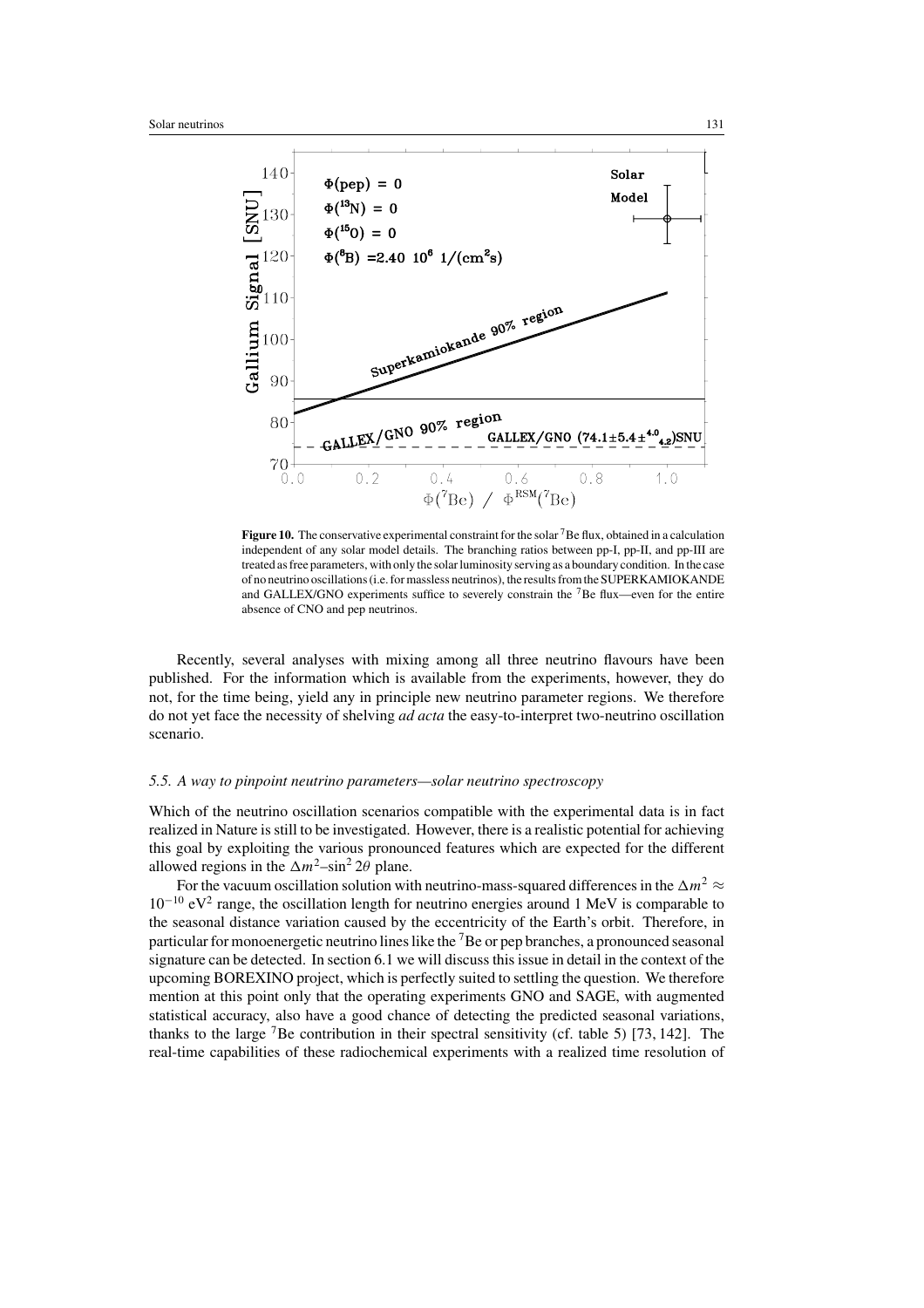**Figure 10.** The conservative experimental constraint for the solar $^7$Be flux, obtained in a calculation independent of any solar model details. The branching ratios between pp-I, pp-II, and pp-III are treated as free parameters, with only the solar luminosity serving as a boundary condition. In the case of no neutrino oscillations (i.e. for massless neutrinos), the results from the SUPERKAMIOKANDE and GALLEX/GNO experiments suffice to severely constrain the $^7$Be flux—even for the entire absence of CNO and pep neutrinos.

Recently, several analyses with mixing among all three neutrino flavours have been published. For the information which is available from the experiments, however, they do not, for the time being, yield any in principle new neutrino parameter regions. We therefore do not yet face the necessity of shelving *ad acta* the easy-to-interpret two-neutrino oscillation scenario.

### *5.5. A way to pinpoint neutrino parameters—solar neutrino spectroscopy*

Which of the neutrino oscillation scenarios compatible with the experimental data is in fact realized in Nature is still to be investigated. However, there is a realistic potential for achieving this goal by exploiting the various pronounced features which are expected for the different allowed regions in the $\Delta m^2$–$\sin^2 2\theta$ plane.

For the vacuum oscillation solution with neutrino-mass-squared differences in the $\Delta m^2 \approx 10^{-10}$ eV$^2$ range, the oscillation length for neutrino energies around 1 MeV is comparable to the seasonal distance variation caused by the eccentricity of the Earth's orbit. Therefore, in particular for monoenergetic neutrino lines like the $^7$Be or pep branches, a pronounced seasonal signature can be detected. In section 6.1 we will discuss this issue in detail in the context of the upcoming BOREXINO project, which is perfectly suited to settling the question. We therefore mention at this point only that the operating experiments GNO and SAGE, with augmented statistical accuracy, also have a good chance of detecting the predicted seasonal variations, thanks to the large $^7$Be contribution in their spectral sensitivity (cf. table 5) [73, 142]. The real-time capabilities of these radiochemical experiments with a realized time resolution of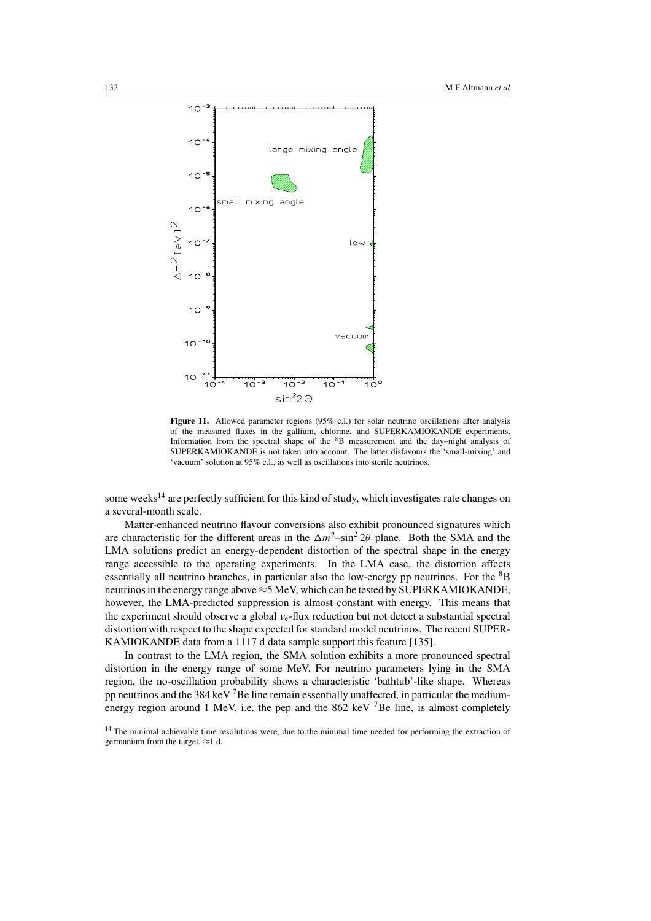**Figure 11.** Allowed parameter regions (95% c.l.) for solar neutrino oscillations after analysis of the measured fluxes in the gallium, chlorine, and SUPERKAMIOKANDE experiments. Information from the spectral shape of the $^8$B measurement and the day–night analysis of SUPERKAMIOKANDE is not taken into account. The latter disfavours the 'small-mixing' and 'vacuum' solution at 95% c.l., as well as oscillations into sterile neutrinos.

some weeks[14] are perfectly sufficient for this kind of study, which investigates rate changes on a several-month scale.

Matter-enhanced neutrino flavour conversions also exhibit pronounced signatures which are characteristic for the different areas in the $\Delta m^2$–$\sin^2 2\theta$ plane. Both the SMA and the LMA solutions predict an energy-dependent distortion of the spectral shape in the energy range accessible to the operating experiments. In the LMA case, the distortion affects essentially all neutrino branches, in particular also the low-energy pp neutrinos. For the $^8$B neutrinos in the energy range above ≈5 MeV, which can be tested by SUPERKAMIOKANDE, however, the LMA-predicted suppression is almost constant with energy. This means that the experiment should observe a global $\nu_e$-flux reduction but not detect a substantial spectral distortion with respect to the shape expected for standard model neutrinos. The recent SUPERKAMIOKANDE data from a 1117 d data sample support this feature [135].

In contrast to the LMA region, the SMA solution exhibits a more pronounced spectral distortion in the energy range of some MeV. For neutrino parameters lying in the SMA region, the no-oscillation probability shows a characteristic 'bathtub'-like shape. Whereas pp neutrinos and the 384 keV $^7$Be line remain essentially unaffected, in particular the medium-energy region around 1 MeV, i.e. the pep and the 862 keV $^7$Be line, is almost completely

[14] The minimal achievable time resolutions were, due to the minimal time needed for performing the extraction of germanium from the target, ≈1 d.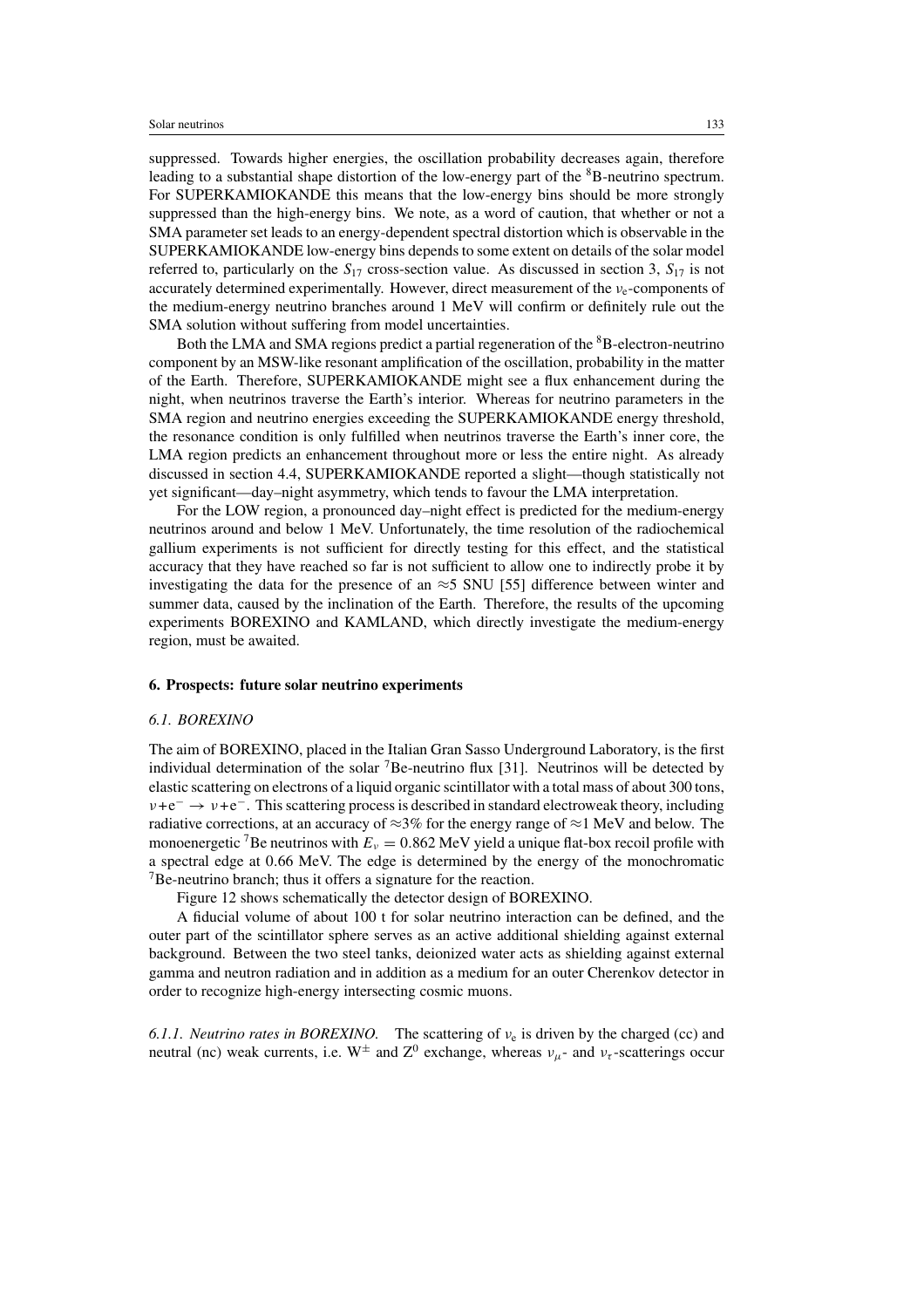suppressed. Towards higher energies, the oscillation probability decreases again, therefore leading to a substantial shape distortion of the low-energy part of the $^8$B-neutrino spectrum. For SUPERKAMIOKANDE this means that the low-energy bins should be more strongly suppressed than the high-energy bins. We note, as a word of caution, that whether or not a SMA parameter set leads to an energy-dependent spectral distortion which is observable in the SUPERKAMIOKANDE low-energy bins depends to some extent on details of the solar model referred to, particularly on the $S_{17}$ cross-section value. As discussed in section 3, $S_{17}$ is not accurately determined experimentally. However, direct measurement of the $\nu_e$-components of the medium-energy neutrino branches around 1 MeV will confirm or definitely rule out the SMA solution without suffering from model uncertainties.

Both the LMA and SMA regions predict a partial regeneration of the $^8$B-electron-neutrino component by an MSW-like resonant amplification of the oscillation, probability in the matter of the Earth. Therefore, SUPERKAMIOKANDE might see a flux enhancement during the night, when neutrinos traverse the Earth's interior. Whereas for neutrino parameters in the SMA region and neutrino energies exceeding the SUPERKAMIOKANDE energy threshold, the resonance condition is only fulfilled when neutrinos traverse the Earth's inner core, the LMA region predicts an enhancement throughout more or less the entire night. As already discussed in section 4.4, SUPERKAMIOKANDE reported a slight—though statistically not yet significant—day–night asymmetry, which tends to favour the LMA interpretation.

For the LOW region, a pronounced day–night effect is predicted for the medium-energy neutrinos around and below 1 MeV. Unfortunately, the time resolution of the radiochemical gallium experiments is not sufficient for directly testing for this effect, and the statistical accuracy that they have reached so far is not sufficient to allow one to indirectly probe it by investigating the data for the presence of an $\approx$5 SNU [55] difference between winter and summer data, caused by the inclination of the Earth. Therefore, the results of the upcoming experiments BOREXINO and KAMLAND, which directly investigate the medium-energy region, must be awaited.

## 6. Prospects: future solar neutrino experiments

### *6.1. BOREXINO*

The aim of BOREXINO, placed in the Italian Gran Sasso Underground Laboratory, is the first individual determination of the solar $^7$Be-neutrino flux [31]. Neutrinos will be detected by elastic scattering on electrons of a liquid organic scintillator with a total mass of about 300 tons, $\nu + e^- \rightarrow \nu + e^-$. This scattering process is described in standard electroweak theory, including radiative corrections, at an accuracy of $\approx$3% for the energy range of $\approx$1 MeV and below. The monoenergetic $^7$Be neutrinos with $E_\nu = 0.862$ MeV yield a unique flat-box recoil profile with a spectral edge at 0.66 MeV. The edge is determined by the energy of the monochromatic $^7$Be-neutrino branch; thus it offers a signature for the reaction.

Figure 12 shows schematically the detector design of BOREXINO.

A fiducial volume of about 100 t for solar neutrino interaction can be defined, and the outer part of the scintillator sphere serves as an active additional shielding against external background. Between the two steel tanks, deionized water acts as shielding against external gamma and neutron radiation and in addition as a medium for an outer Cherenkov detector in order to recognize high-energy intersecting cosmic muons.

*6.1.1. Neutrino rates in BOREXINO.* The scattering of $\nu_e$ is driven by the charged (cc) and neutral (nc) weak currents, i.e. $W^\pm$ and $Z^0$ exchange, whereas $\nu_\mu$- and $\nu_\tau$-scatterings occur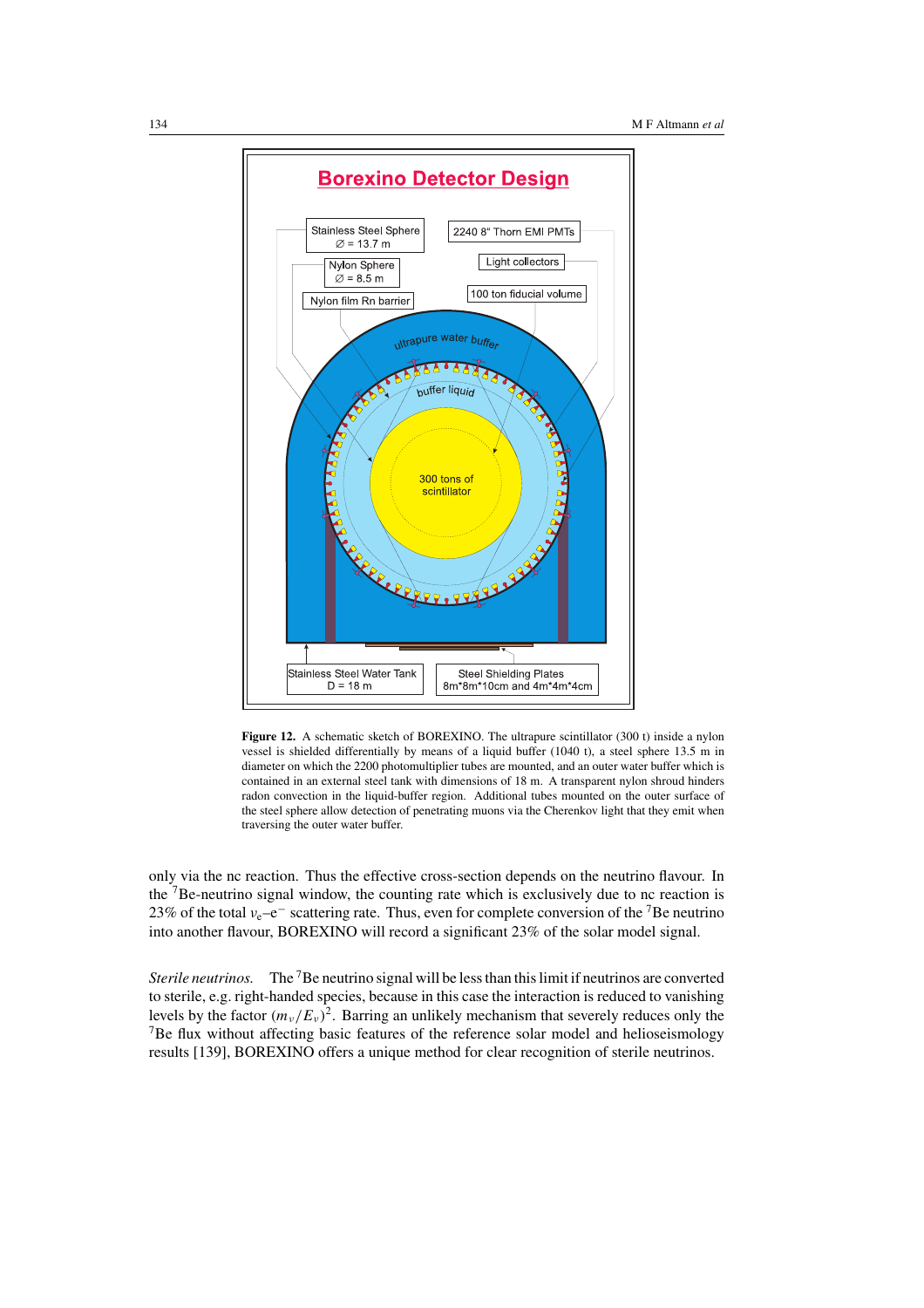**Figure 12.** A schematic sketch of BOREXINO. The ultrapure scintillator (300 t) inside a nylon vessel is shielded differentially by means of a liquid buffer (1040 t), a steel sphere 13.5 m in diameter on which the 2200 photomultiplier tubes are mounted, and an outer water buffer which is contained in an external steel tank with dimensions of 18 m. A transparent nylon shroud hinders radon convection in the liquid-buffer region. Additional tubes mounted on the outer surface of the steel sphere allow detection of penetrating muons via the Cherenkov light that they emit when traversing the outer water buffer.

only via the nc reaction. Thus the effective cross-section depends on the neutrino flavour. In the $^{7}$Be-neutrino signal window, the counting rate which is exclusively due to nc reaction is 23% of the total $\nu_e$–$e^-$ scattering rate. Thus, even for complete conversion of the $^{7}$Be neutrino into another flavour, BOREXINO will record a significant 23% of the solar model signal.

*Sterile neutrinos.* The $^{7}$Be neutrino signal will be less than this limit if neutrinos are converted to sterile, e.g. right-handed species, because in this case the interaction is reduced to vanishing levels by the factor $(m_\nu/E_\nu)^2$. Barring an unlikely mechanism that severely reduces only the $^{7}$Be flux without affecting basic features of the reference solar model and helioseismology results [139], BOREXINO offers a unique method for clear recognition of sterile neutrinos.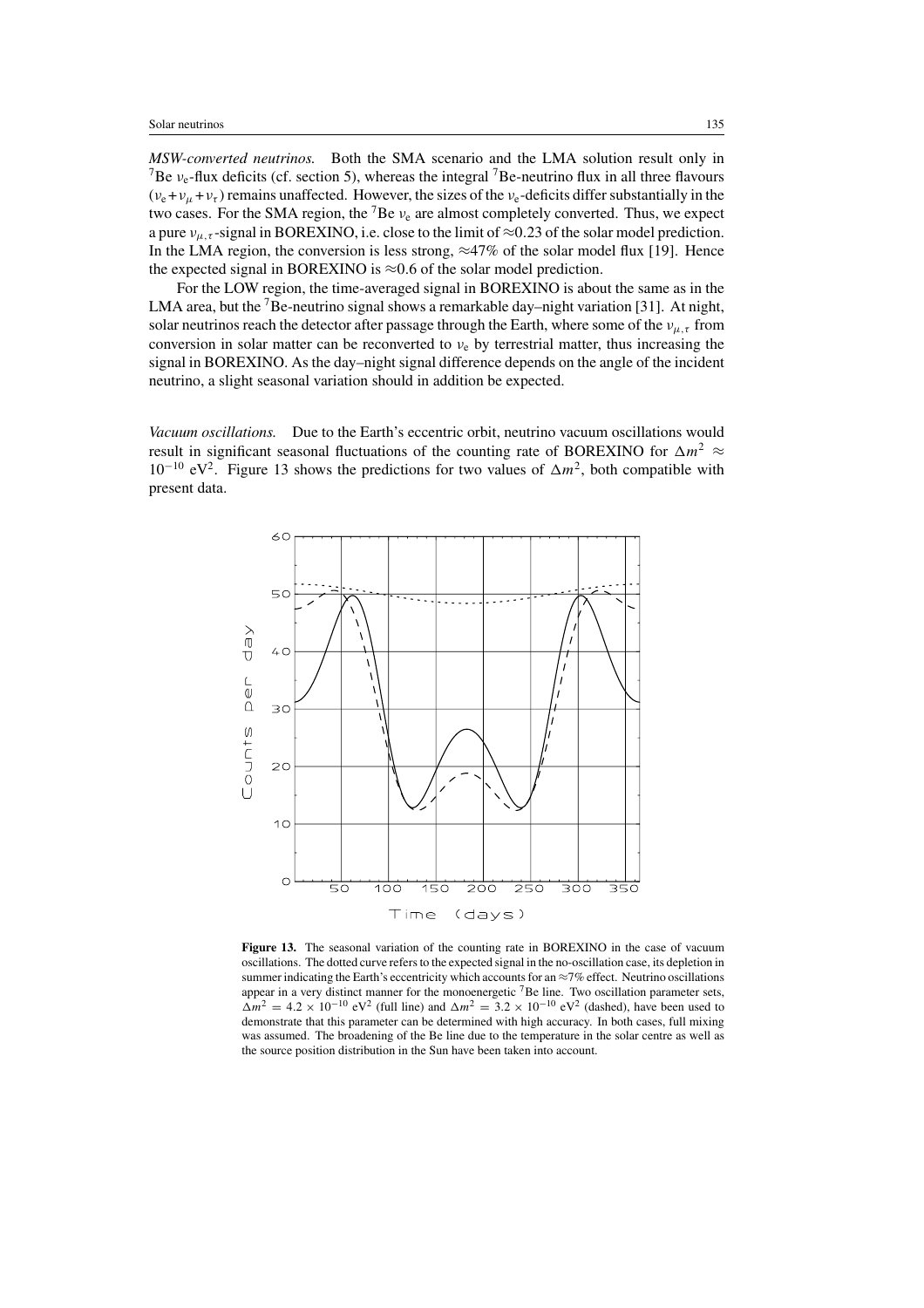*MSW-converted neutrinos.* Both the SMA scenario and the LMA solution result only in $^7$Be $\nu_e$-flux deficits (cf. section 5), whereas the integral $^7$Be-neutrino flux in all three flavours ($\nu_e + \nu_\mu + \nu_\tau$) remains unaffected. However, the sizes of the $\nu_e$-deficits differ substantially in the two cases. For the SMA region, the $^7$Be $\nu_e$ are almost completely converted. Thus, we expect a pure $\nu_{\mu,\tau}$-signal in BOREXINO, i.e. close to the limit of $\approx$0.23 of the solar model prediction. In the LMA region, the conversion is less strong, $\approx$47% of the solar model flux [19]. Hence the expected signal in BOREXINO is $\approx$0.6 of the solar model prediction.

For the LOW region, the time-averaged signal in BOREXINO is about the same as in the LMA area, but the $^7$Be-neutrino signal shows a remarkable day–night variation [31]. At night, solar neutrinos reach the detector after passage through the Earth, where some of the $\nu_{\mu,\tau}$ from conversion in solar matter can be reconverted to $\nu_e$ by terrestrial matter, thus increasing the signal in BOREXINO. As the day–night signal difference depends on the angle of the incident neutrino, a slight seasonal variation should in addition be expected.

*Vacuum oscillations.* Due to the Earth's eccentric orbit, neutrino vacuum oscillations would result in significant seasonal fluctuations of the counting rate of BOREXINO for $\Delta m^2 \approx 10^{-10}$ eV$^2$. Figure 13 shows the predictions for two values of $\Delta m^2$, both compatible with present data.

**Figure 13.** The seasonal variation of the counting rate in BOREXINO in the case of vacuum oscillations. The dotted curve refers to the expected signal in the no-oscillation case, its depletion in summer indicating the Earth's eccentricity which accounts for an $\approx$7% effect. Neutrino oscillations appear in a very distinct manner for the monoenergetic $^7$Be line. Two oscillation parameter sets, $\Delta m^2 = 4.2 \times 10^{-10}$ eV$^2$ (full line) and $\Delta m^2 = 3.2 \times 10^{-10}$ eV$^2$ (dashed), have been used to demonstrate that this parameter can be determined with high accuracy. In both cases, full mixing was assumed. The broadening of the Be line due to the temperature in the solar centre as well as the source position distribution in the Sun have been taken into account.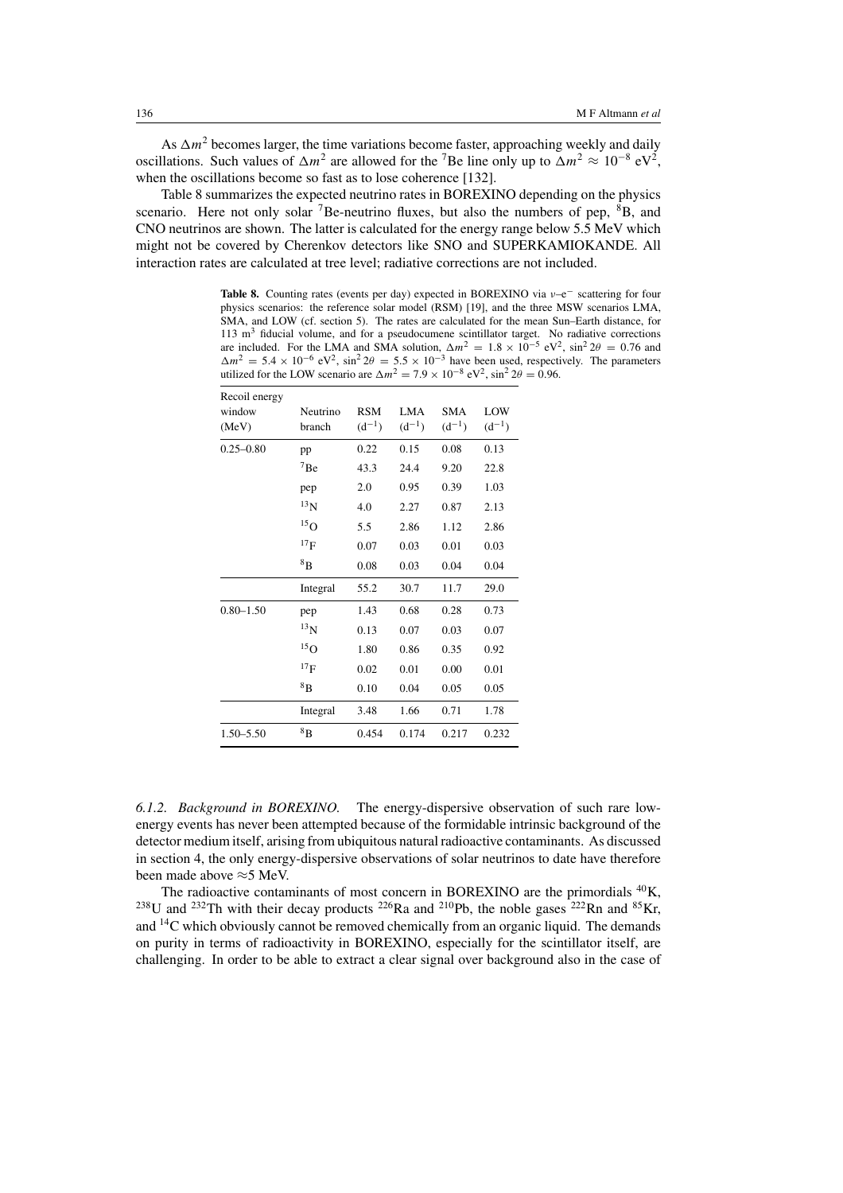As $\Delta m^2$ becomes larger, the time variations become faster, approaching weekly and daily oscillations. Such values of $\Delta m^2$ are allowed for the $^7$Be line only up to $\Delta m^2 \approx 10^{-8}$ eV$^2$, when the oscillations become so fast as to lose coherence [132].

Table 8 summarizes the expected neutrino rates in BOREXINO depending on the physics scenario. Here not only solar $^7$Be-neutrino fluxes, but also the numbers of pep, $^8$B, and CNO neutrinos are shown. The latter is calculated for the energy range below 5.5 MeV which might not be covered by Cherenkov detectors like SNO and SUPERKAMIOKANDE. All interaction rates are calculated at tree level; radiative corrections are not included.

**Table 8.** Counting rates (events per day) expected in BOREXINO via $\nu$–$e^-$ scattering for four physics scenarios: the reference solar model (RSM) [19], and the three MSW scenarios LMA, SMA, and LOW (cf. section 5). The rates are calculated for the mean Sun–Earth distance, for 113 m$^3$ fiducial volume, and for a pseudocumene scintillator target. No radiative corrections are included. For the LMA and SMA solution, $\Delta m^2 = 1.8 \times 10^{-5}$ eV$^2$, $\sin^2 2\theta = 0.76$ and $\Delta m^2 = 5.4 \times 10^{-6}$ eV$^2$, $\sin^2 2\theta = 5.5 \times 10^{-3}$ have been used, respectively. The parameters utilized for the LOW scenario are $\Delta m^2 = 7.9 \times 10^{-8}$ eV$^2$, $\sin^2 2\theta = 0.96$.

| Recoil energy window (MeV) | Neutrino branch | RSM ($d^{-1}$) | LMA ($d^{-1}$) | SMA ($d^{-1}$) | LOW ($d^{-1}$) |
|---|---|---|---|---|---|
| 0.25–0.80 | pp | 0.22 | 0.15 | 0.08 | 0.13 |
| | $^7$Be | 43.3 | 24.4 | 9.20 | 22.8 |
| | pep | 2.0 | 0.95 | 0.39 | 1.03 |
| | $^{13}$N | 4.0 | 2.27 | 0.87 | 2.13 |
| | $^{15}$O | 5.5 | 2.86 | 1.12 | 2.86 |
| | $^{17}$F | 0.07 | 0.03 | 0.01 | 0.03 |
| | $^8$B | 0.08 | 0.03 | 0.04 | 0.04 |
| | Integral | 55.2 | 30.7 | 11.7 | 29.0 |
| 0.80–1.50 | pep | 1.43 | 0.68 | 0.28 | 0.73 |
| | $^{13}$N | 0.13 | 0.07 | 0.03 | 0.07 |
| | $^{15}$O | 1.80 | 0.86 | 0.35 | 0.92 |
| | $^{17}$F | 0.02 | 0.01 | 0.00 | 0.01 |
| | $^8$B | 0.10 | 0.04 | 0.05 | 0.05 |
| | Integral | 3.48 | 1.66 | 0.71 | 1.78 |
| 1.50–5.50 | $^8$B | 0.454 | 0.174 | 0.217 | 0.232 |

*6.1.2. Background in BOREXINO.* The energy-dispersive observation of such rare low-energy events has never been attempted because of the formidable intrinsic background of the detector medium itself, arising from ubiquitous natural radioactive contaminants. As discussed in section 4, the only energy-dispersive observations of solar neutrinos to date have therefore been made above $\approx$5 MeV.

The radioactive contaminants of most concern in BOREXINO are the primordials $^{40}$K, $^{238}$U and $^{232}$Th with their decay products $^{226}$Ra and $^{210}$Pb, the noble gases $^{222}$Rn and $^{85}$Kr, and $^{14}$C which obviously cannot be removed chemically from an organic liquid. The demands on purity in terms of radioactivity in BOREXINO, especially for the scintillator itself, are challenging. In order to be able to extract a clear signal over background also in the case of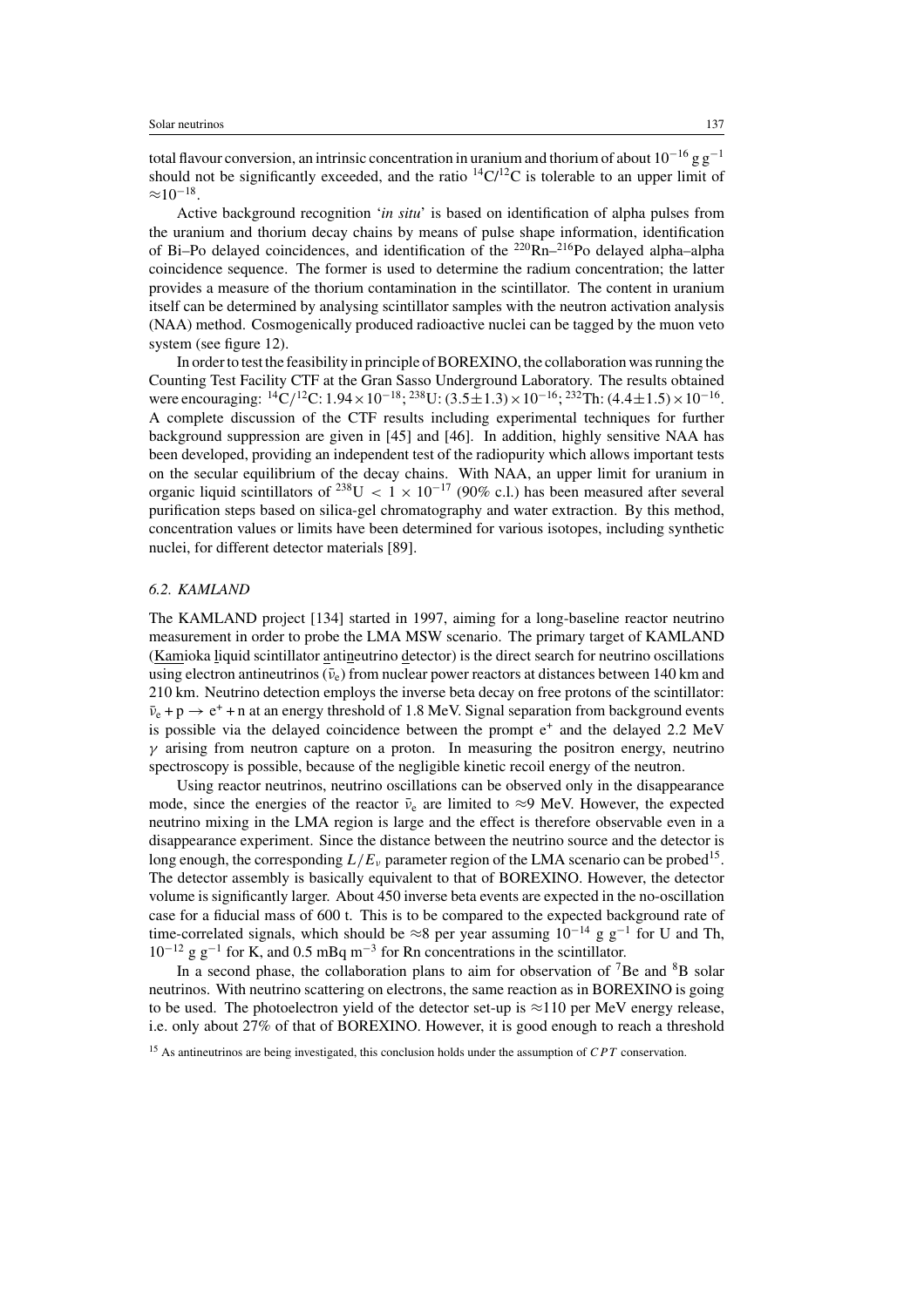total flavour conversion, an intrinsic concentration in uranium and thorium of about $10^{-16}$ g g$^{-1}$ should not be significantly exceeded, and the ratio $^{14}C/^{12}C$ is tolerable to an upper limit of $\approx 10^{-18}$.

Active background recognition '*in situ*' is based on identification of alpha pulses from the uranium and thorium decay chains by means of pulse shape information, identification of Bi–Po delayed coincidences, and identification of the $^{220}$Rn–$^{216}$Po delayed alpha–alpha coincidence sequence. The former is used to determine the radium concentration; the latter provides a measure of the thorium contamination in the scintillator. The content in uranium itself can be determined by analysing scintillator samples with the neutron activation analysis (NAA) method. Cosmogenically produced radioactive nuclei can be tagged by the muon veto system (see figure 12).

In order to test the feasibility in principle of BOREXINO, the collaboration was running the Counting Test Facility CTF at the Gran Sasso Underground Laboratory. The results obtained were encouraging: $^{14}C/^{12}C$: $1.94 \times 10^{-18}$; $^{238}$U: $(3.5 \pm 1.3) \times 10^{-16}$; $^{232}$Th: $(4.4 \pm 1.5) \times 10^{-16}$. A complete discussion of the CTF results including experimental techniques for further background suppression are given in [45] and [46]. In addition, highly sensitive NAA has been developed, providing an independent test of the radiopurity which allows important tests on the secular equilibrium of the decay chains. With NAA, an upper limit for uranium in organic liquid scintillators of $^{238}\mathrm{U} < 1 \times 10^{-17}$ (90% c.l.) has been measured after several purification steps based on silica-gel chromatography and water extraction. By this method, concentration values or limits have been determined for various isotopes, including synthetic nuclei, for different detector materials [89].

### *6.2. KAMLAND*

The KAMLAND project [134] started in 1997, aiming for a long-baseline reactor neutrino measurement in order to probe the LMA MSW scenario. The primary target of KAMLAND (Kamioka liquid scintillator antineutrino detector) is the direct search for neutrino oscillations using electron antineutrinos ($\bar{\nu}_e$) from nuclear power reactors at distances between 140 km and 210 km. Neutrino detection employs the inverse beta decay on free protons of the scintillator: $\bar{\nu}_e + p \rightarrow e^+ + n$ at an energy threshold of 1.8 MeV. Signal separation from background events is possible via the delayed coincidence between the prompt $e^+$ and the delayed 2.2 MeV $\gamma$ arising from neutron capture on a proton. In measuring the positron energy, neutrino spectroscopy is possible, because of the negligible kinetic recoil energy of the neutron.

Using reactor neutrinos, neutrino oscillations can be observed only in the disappearance mode, since the energies of the reactor $\bar{\nu}_e$ are limited to $\approx 9$ MeV. However, the expected neutrino mixing in the LMA region is large and the effect is therefore observable even in a disappearance experiment. Since the distance between the neutrino source and the detector is long enough, the corresponding $L/E_\nu$ parameter region of the LMA scenario can be probed[15]. The detector assembly is basically equivalent to that of BOREXINO. However, the detector volume is significantly larger. About 450 inverse beta events are expected in the no-oscillation case for a fiducial mass of 600 t. This is to be compared to the expected background rate of time-correlated signals, which should be $\approx 8$ per year assuming $10^{-14}$ g g$^{-1}$ for U and Th, $10^{-12}$ g g$^{-1}$ for K, and 0.5 mBq m$^{-3}$ for Rn concentrations in the scintillator.

In a second phase, the collaboration plans to aim for observation of $^7$Be and $^8$B solar neutrinos. With neutrino scattering on electrons, the same reaction as in BOREXINO is going to be used. The photoelectron yield of the detector set-up is $\approx 110$ per MeV energy release, i.e. only about 27% of that of BOREXINO. However, it is good enough to reach a threshold

[15] As antineutrinos are being investigated, this conclusion holds under the assumption of $CPT$ conservation.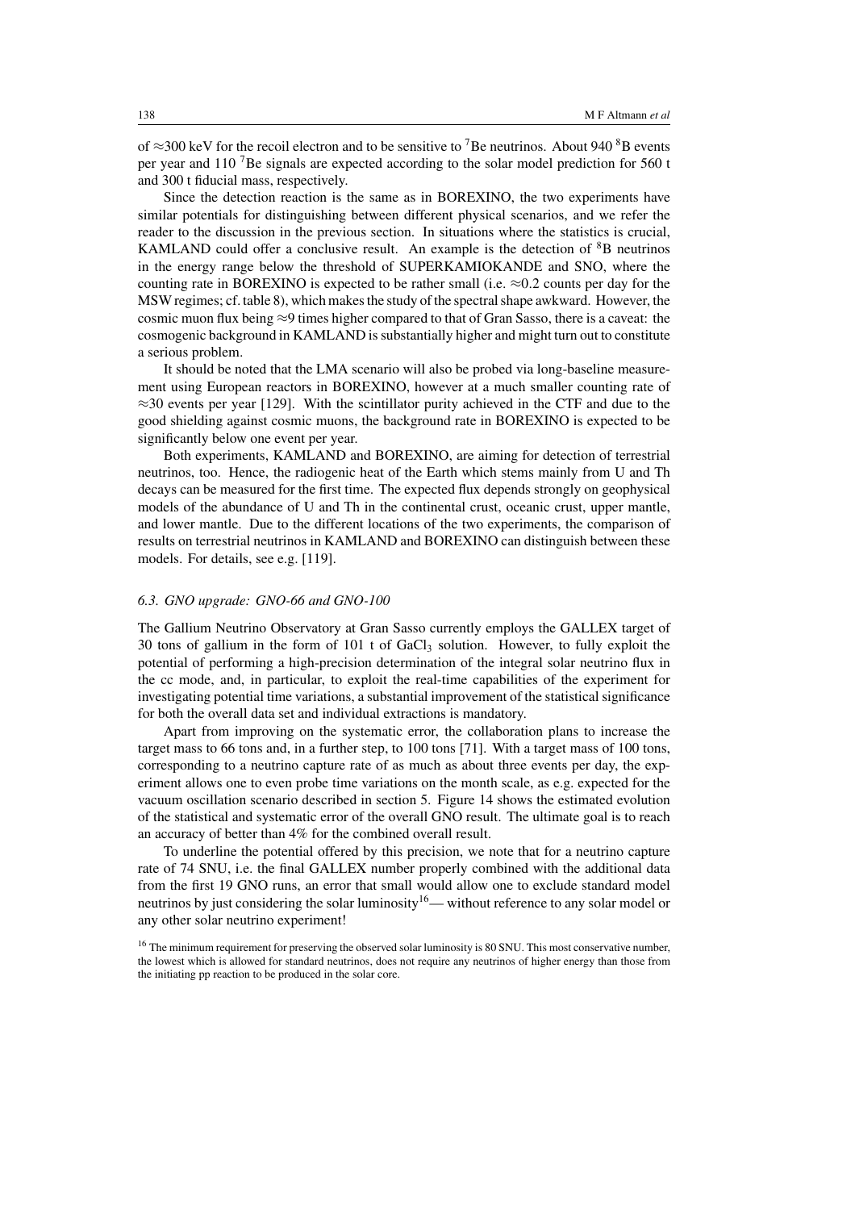of ≈300 keV for the recoil electron and to be sensitive to $^{7}$Be neutrinos. About 940 $^{8}$B events per year and 110 $^{7}$Be signals are expected according to the solar model prediction for 560 t and 300 t fiducial mass, respectively.

Since the detection reaction is the same as in BOREXINO, the two experiments have similar potentials for distinguishing between different physical scenarios, and we refer the reader to the discussion in the previous section. In situations where the statistics is crucial, KAMLAND could offer a conclusive result. An example is the detection of $^{8}$B neutrinos in the energy range below the threshold of SUPERKAMIOKANDE and SNO, where the counting rate in BOREXINO is expected to be rather small (i.e. ≈0.2 counts per day for the MSW regimes; cf. table 8), which makes the study of the spectral shape awkward. However, the cosmic muon flux being ≈9 times higher compared to that of Gran Sasso, there is a caveat: the cosmogenic background in KAMLAND is substantially higher and might turn out to constitute a serious problem.

It should be noted that the LMA scenario will also be probed via long-baseline measurement using European reactors in BOREXINO, however at a much smaller counting rate of ≈30 events per year [129]. With the scintillator purity achieved in the CTF and due to the good shielding against cosmic muons, the background rate in BOREXINO is expected to be significantly below one event per year.

Both experiments, KAMLAND and BOREXINO, are aiming for detection of terrestrial neutrinos, too. Hence, the radiogenic heat of the Earth which stems mainly from U and Th decays can be measured for the first time. The expected flux depends strongly on geophysical models of the abundance of U and Th in the continental crust, oceanic crust, upper mantle, and lower mantle. Due to the different locations of the two experiments, the comparison of results on terrestrial neutrinos in KAMLAND and BOREXINO can distinguish between these models. For details, see e.g. [119].

### *6.3. GNO upgrade: GNO-66 and GNO-100*

The Gallium Neutrino Observatory at Gran Sasso currently employs the GALLEX target of 30 tons of gallium in the form of 101 t of $GaCl_3$ solution. However, to fully exploit the potential of performing a high-precision determination of the integral solar neutrino flux in the cc mode, and, in particular, to exploit the real-time capabilities of the experiment for investigating potential time variations, a substantial improvement of the statistical significance for both the overall data set and individual extractions is mandatory.

Apart from improving on the systematic error, the collaboration plans to increase the target mass to 66 tons and, in a further step, to 100 tons [71]. With a target mass of 100 tons, corresponding to a neutrino capture rate of as much as about three events per day, the experiment allows one to even probe time variations on the month scale, as e.g. expected for the vacuum oscillation scenario described in section 5. Figure 14 shows the estimated evolution of the statistical and systematic error of the overall GNO result. The ultimate goal is to reach an accuracy of better than 4% for the combined overall result.

To underline the potential offered by this precision, we note that for a neutrino capture rate of 74 SNU, i.e. the final GALLEX number properly combined with the additional data from the first 19 GNO runs, an error that small would allow one to exclude standard model neutrinos by just considering the solar luminosity[16]— without reference to any solar model or any other solar neutrino experiment!

[16] The minimum requirement for preserving the observed solar luminosity is 80 SNU. This most conservative number, the lowest which is allowed for standard neutrinos, does not require any neutrinos of higher energy than those from the initiating pp reaction to be produced in the solar core.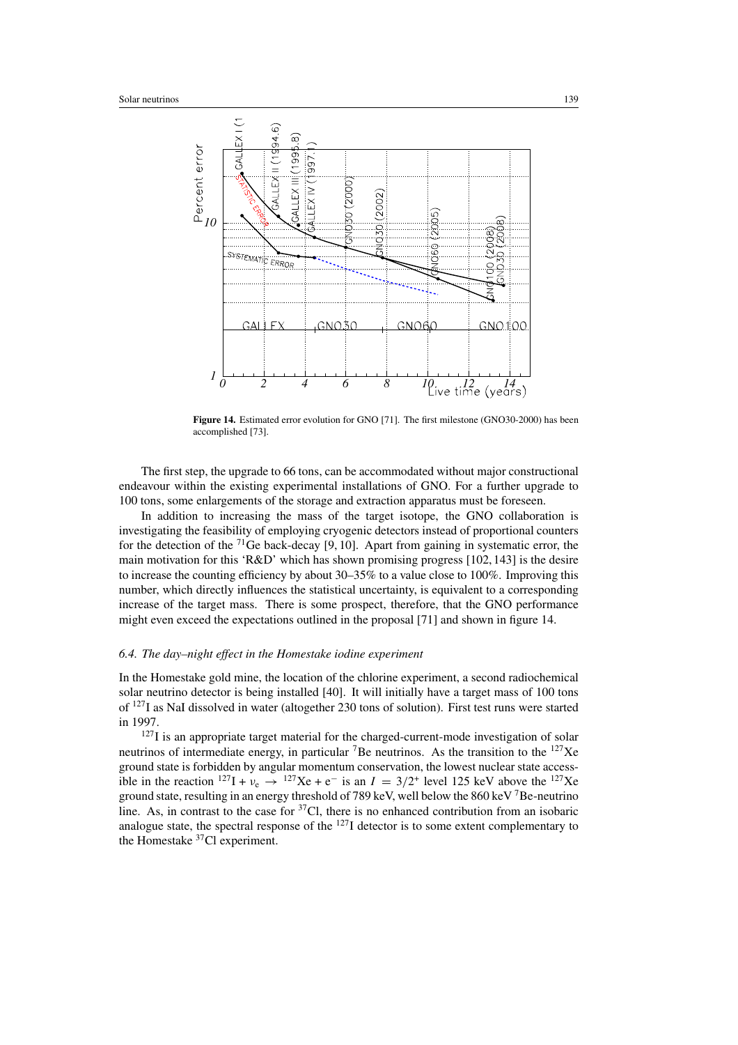**Figure 14.** Estimated error evolution for GNO [71]. The first milestone (GNO30-2000) has been accomplished [73].

The first step, the upgrade to 66 tons, can be accommodated without major constructional endeavour within the existing experimental installations of GNO. For a further upgrade to 100 tons, some enlargements of the storage and extraction apparatus must be foreseen.

In addition to increasing the mass of the target isotope, the GNO collaboration is investigating the feasibility of employing cryogenic detectors instead of proportional counters for the detection of the $^{71}$Ge back-decay [9, 10]. Apart from gaining in systematic error, the main motivation for this 'R&D' which has shown promising progress [102, 143] is the desire to increase the counting efficiency by about 30–35% to a value close to 100%. Improving this number, which directly influences the statistical uncertainty, is equivalent to a corresponding increase of the target mass. There is some prospect, therefore, that the GNO performance might even exceed the expectations outlined in the proposal [71] and shown in figure 14.

### *6.4. The day–night effect in the Homestake iodine experiment*

In the Homestake gold mine, the location of the chlorine experiment, a second radiochemical solar neutrino detector is being installed [40]. It will initially have a target mass of 100 tons of $^{127}$I as NaI dissolved in water (altogether 230 tons of solution). First test runs were started in 1997.

$^{127}$I is an appropriate target material for the charged-current-mode investigation of solar neutrinos of intermediate energy, in particular $^{7}$Be neutrinos. As the transition to the $^{127}$Xe ground state is forbidden by angular momentum conservation, the lowest nuclear state accessible in the reaction $^{127}\mathrm{I} + \nu_e \rightarrow {}^{127}\mathrm{Xe} + \mathrm{e}^-$ is an $I = 3/2^+$ level 125 keV above the $^{127}$Xe ground state, resulting in an energy threshold of 789 keV, well below the 860 keV $^{7}$Be-neutrino line. As, in contrast to the case for $^{37}$Cl, there is no enhanced contribution from an isobaric analogue state, the spectral response of the $^{127}$I detector is to some extent complementary to the Homestake $^{37}$Cl experiment.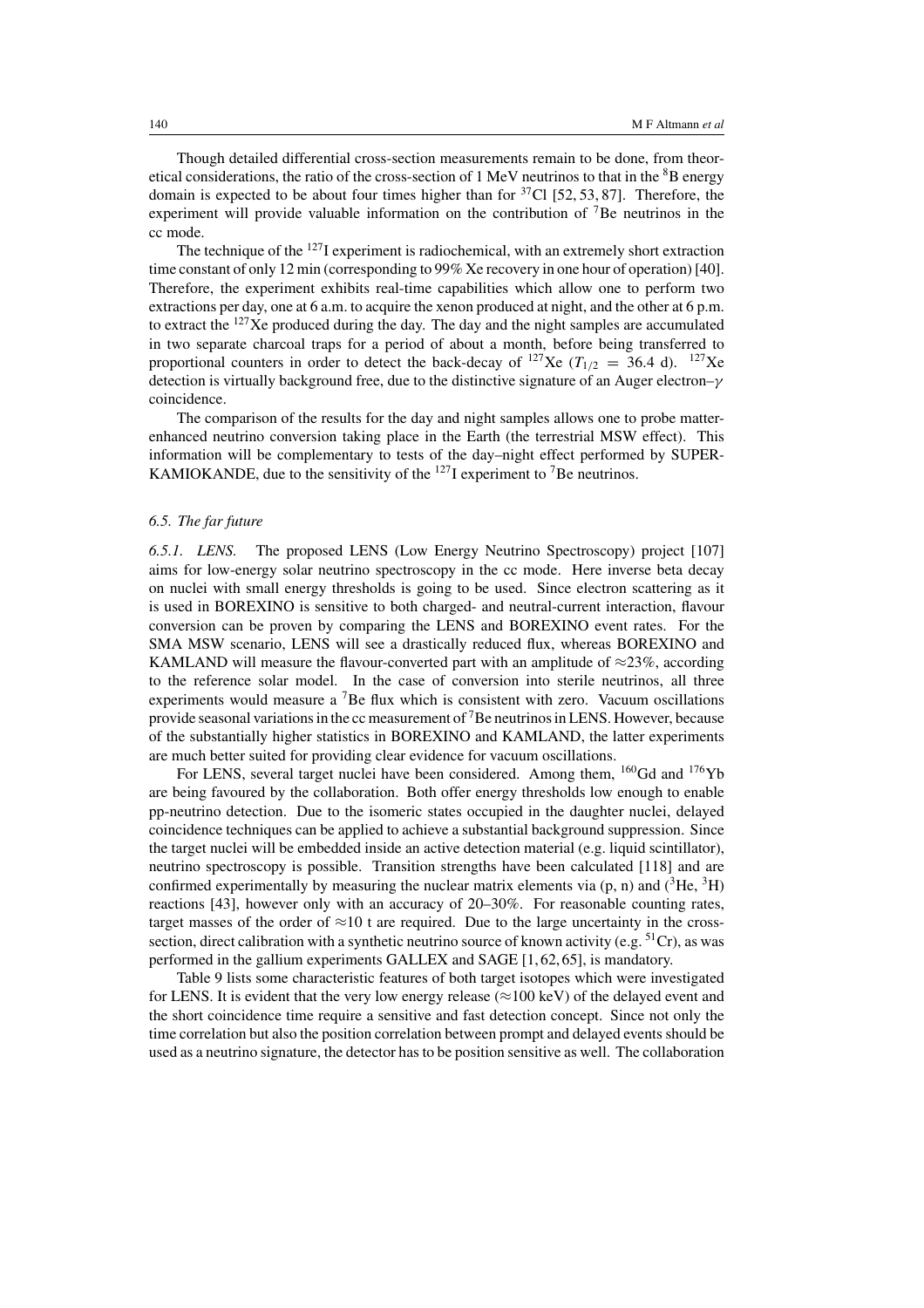Though detailed differential cross-section measurements remain to be done, from theoretical considerations, the ratio of the cross-section of 1 MeV neutrinos to that in the $^{8}$B energy domain is expected to be about four times higher than for $^{37}$Cl [52, 53, 87]. Therefore, the experiment will provide valuable information on the contribution of $^{7}$Be neutrinos in the cc mode.

The technique of the $^{127}$I experiment is radiochemical, with an extremely short extraction time constant of only 12 min (corresponding to 99% Xe recovery in one hour of operation) [40]. Therefore, the experiment exhibits real-time capabilities which allow one to perform two extractions per day, one at 6 a.m. to acquire the xenon produced at night, and the other at 6 p.m. to extract the $^{127}$Xe produced during the day. The day and the night samples are accumulated in two separate charcoal traps for a period of about a month, before being transferred to proportional counters in order to detect the back-decay of $^{127}$Xe ($T_{1/2} = 36.4$ d). $^{127}$Xe detection is virtually background free, due to the distinctive signature of an Auger electron–$\gamma$ coincidence.

The comparison of the results for the day and night samples allows one to probe matter-enhanced neutrino conversion taking place in the Earth (the terrestrial MSW effect). This information will be complementary to tests of the day–night effect performed by SUPER-KAMIOKANDE, due to the sensitivity of the $^{127}$I experiment to $^{7}$Be neutrinos.

### 6.5. *The far future*

*6.5.1. LENS.* The proposed LENS (Low Energy Neutrino Spectroscopy) project [107] aims for low-energy solar neutrino spectroscopy in the cc mode. Here inverse beta decay on nuclei with small energy thresholds is going to be used. Since electron scattering as it is used in BOREXINO is sensitive to both charged- and neutral-current interaction, flavour conversion can be proven by comparing the LENS and BOREXINO event rates. For the SMA MSW scenario, LENS will see a drastically reduced flux, whereas BOREXINO and KAMLAND will measure the flavour-converted part with an amplitude of $\approx$23%, according to the reference solar model. In the case of conversion into sterile neutrinos, all three experiments would measure a $^{7}$Be flux which is consistent with zero. Vacuum oscillations provide seasonal variations in the cc measurement of $^{7}$Be neutrinos in LENS. However, because of the substantially higher statistics in BOREXINO and KAMLAND, the latter experiments are much better suited for providing clear evidence for vacuum oscillations.

For LENS, several target nuclei have been considered. Among them, $^{160}$Gd and $^{176}$Yb are being favoured by the collaboration. Both offer energy thresholds low enough to enable pp-neutrino detection. Due to the isomeric states occupied in the daughter nuclei, delayed coincidence techniques can be applied to achieve a substantial background suppression. Since the target nuclei will be embedded inside an active detection material (e.g. liquid scintillator), neutrino spectroscopy is possible. Transition strengths have been calculated [118] and are confirmed experimentally by measuring the nuclear matrix elements via (p, n) and ($^{3}$He, $^{3}$H) reactions [43], however only with an accuracy of 20–30%. For reasonable counting rates, target masses of the order of $\approx$10 t are required. Due to the large uncertainty in the cross-section, direct calibration with a synthetic neutrino source of known activity (e.g. $^{51}$Cr), as was performed in the gallium experiments GALLEX and SAGE [1, 62, 65], is mandatory.

Table 9 lists some characteristic features of both target isotopes which were investigated for LENS. It is evident that the very low energy release ($\approx$100 keV) of the delayed event and the short coincidence time require a sensitive and fast detection concept. Since not only the time correlation but also the position correlation between prompt and delayed events should be used as a neutrino signature, the detector has to be position sensitive as well. The collaboration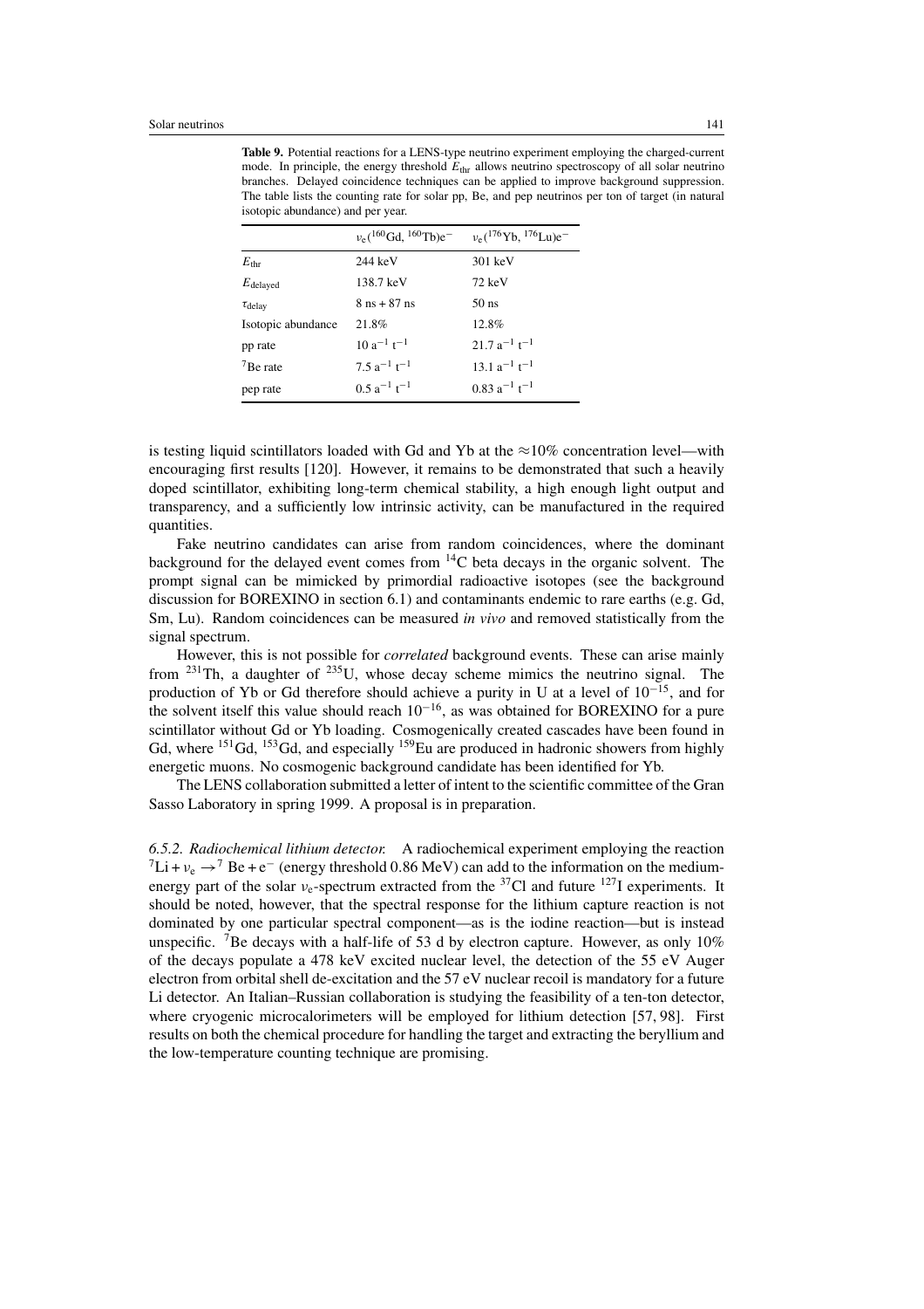**Table 9.** Potential reactions for a LENS-type neutrino experiment employing the charged-current mode. In principle, the energy threshold $E_{\mathrm{thr}}$ allows neutrino spectroscopy of all solar neutrino branches. Delayed coincidence techniques can be applied to improve background suppression. The table lists the counting rate for solar pp, Be, and pep neutrinos per ton of target (in natural isotopic abundance) and per year.

| | $\nu_e(^{160}\mathrm{Gd},\, ^{160}\mathrm{Tb})e^-$ | $\nu_e(^{176}\mathrm{Yb},\, ^{176}\mathrm{Lu})e^-$ |
|---|---|---|
| $E_{\mathrm{thr}}$ | 244 keV | 301 keV |
| $E_{\mathrm{delayed}}$ | 138.7 keV | 72 keV |
| $\tau_{\mathrm{delay}}$ | 8 ns + 87 ns | 50 ns |
| Isotopic abundance | 21.8% | 12.8% |
| pp rate | $10\ \mathrm{a}^{-1}\ \mathrm{t}^{-1}$ | $21.7\ \mathrm{a}^{-1}\ \mathrm{t}^{-1}$ |
| $^{7}$Be rate | $7.5\ \mathrm{a}^{-1}\ \mathrm{t}^{-1}$ | $13.1\ \mathrm{a}^{-1}\ \mathrm{t}^{-1}$ |
| pep rate | $0.5\ \mathrm{a}^{-1}\ \mathrm{t}^{-1}$ | $0.83\ \mathrm{a}^{-1}\ \mathrm{t}^{-1}$ |

is testing liquid scintillators loaded with Gd and Yb at the $\approx$10% concentration level—with encouraging first results [120]. However, it remains to be demonstrated that such a heavily doped scintillator, exhibiting long-term chemical stability, a high enough light output and transparency, and a sufficiently low intrinsic activity, can be manufactured in the required quantities.

Fake neutrino candidates can arise from random coincidences, where the dominant background for the delayed event comes from $^{14}$C beta decays in the organic solvent. The prompt signal can be mimicked by primordial radioactive isotopes (see the background discussion for BOREXINO in section 6.1) and contaminants endemic to rare earths (e.g. Gd, Sm, Lu). Random coincidences can be measured *in vivo* and removed statistically from the signal spectrum.

However, this is not possible for *correlated* background events. These can arise mainly from $^{231}$Th, a daughter of $^{235}$U, whose decay scheme mimics the neutrino signal. The production of Yb or Gd therefore should achieve a purity in U at a level of $10^{-15}$, and for the solvent itself this value should reach $10^{-16}$, as was obtained for BOREXINO for a pure scintillator without Gd or Yb loading. Cosmogenically created cascades have been found in Gd, where $^{151}$Gd, $^{153}$Gd, and especially $^{159}$Eu are produced in hadronic showers from highly energetic muons. No cosmogenic background candidate has been identified for Yb.

The LENS collaboration submitted a letter of intent to the scientific committee of the Gran Sasso Laboratory in spring 1999. A proposal is in preparation.

*6.5.2. Radiochemical lithium detector.* A radiochemical experiment employing the reaction $^{7}\mathrm{Li} + \nu_e \rightarrow {}^{7}\mathrm{Be} + e^-$ (energy threshold 0.86 MeV) can add to the information on the medium-energy part of the solar $\nu_e$-spectrum extracted from the $^{37}$Cl and future $^{127}$I experiments. It should be noted, however, that the spectral response for the lithium capture reaction is not dominated by one particular spectral component—as is the iodine reaction—but is instead unspecific. $^{7}$Be decays with a half-life of 53 d by electron capture. However, as only 10% of the decays populate a 478 keV excited nuclear level, the detection of the 55 eV Auger electron from orbital shell de-excitation and the 57 eV nuclear recoil is mandatory for a future Li detector. An Italian–Russian collaboration is studying the feasibility of a ten-ton detector, where cryogenic microcalorimeters will be employed for lithium detection [57, 98]. First results on both the chemical procedure for handling the target and extracting the beryllium and the low-temperature counting technique are promising.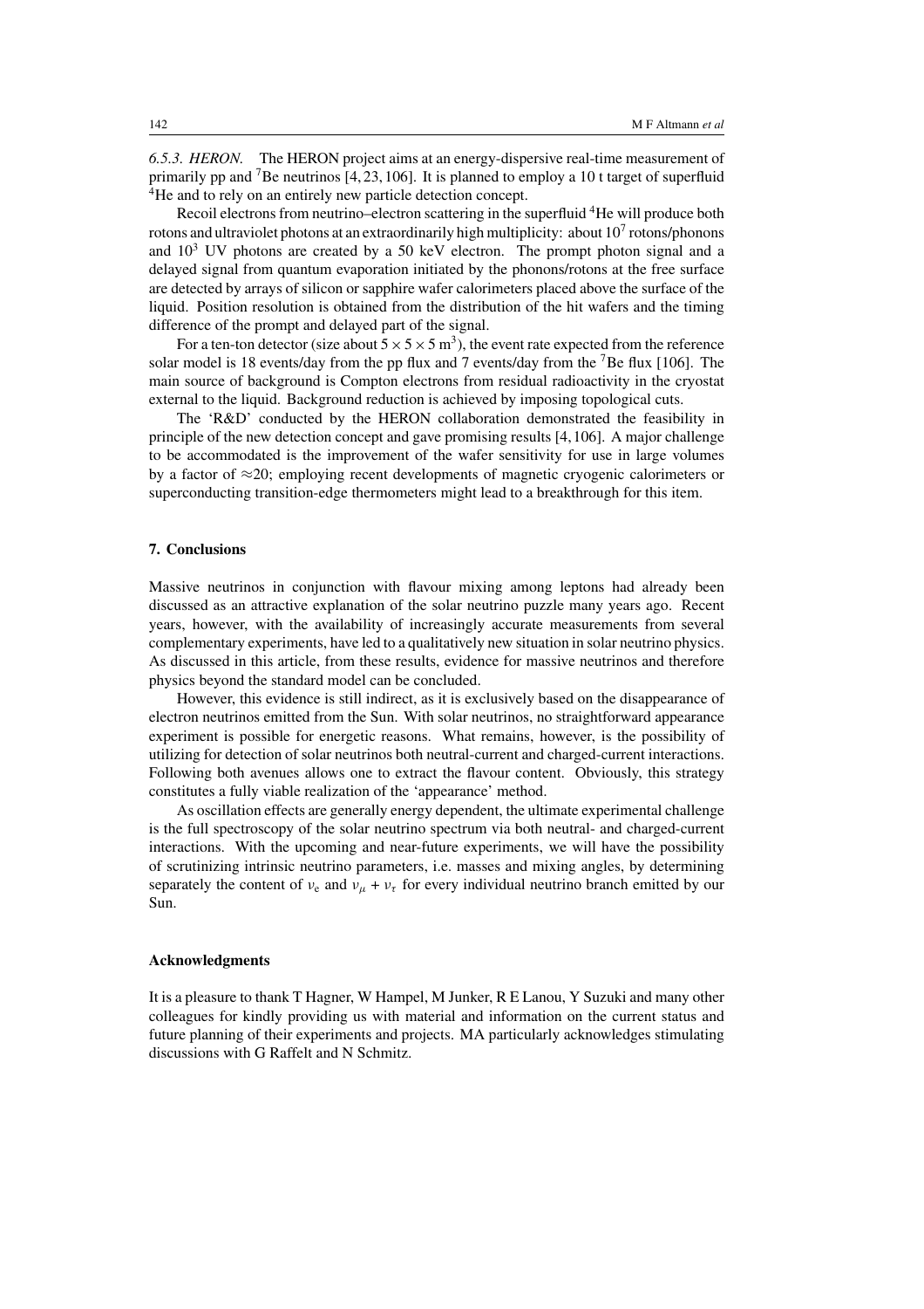*6.5.3. HERON.* The HERON project aims at an energy-dispersive real-time measurement of primarily pp and $^{7}$Be neutrinos [4, 23, 106]. It is planned to employ a 10 t target of superfluid $^{4}$He and to rely on an entirely new particle detection concept.

Recoil electrons from neutrino–electron scattering in the superfluid $^{4}$He will produce both rotons and ultraviolet photons at an extraordinarily high multiplicity: about $10^{7}$ rotons/phonons and $10^{3}$ UV photons are created by a 50 keV electron. The prompt photon signal and a delayed signal from quantum evaporation initiated by the phonons/rotons at the free surface are detected by arrays of silicon or sapphire wafer calorimeters placed above the surface of the liquid. Position resolution is obtained from the distribution of the hit wafers and the timing difference of the prompt and delayed part of the signal.

For a ten-ton detector (size about $5 \times 5 \times 5$ m$^{3}$), the event rate expected from the reference solar model is 18 events/day from the pp flux and 7 events/day from the $^{7}$Be flux [106]. The main source of background is Compton electrons from residual radioactivity in the cryostat external to the liquid. Background reduction is achieved by imposing topological cuts.

The 'R&D' conducted by the HERON collaboration demonstrated the feasibility in principle of the new detection concept and gave promising results [4, 106]. A major challenge to be accommodated is the improvement of the wafer sensitivity for use in large volumes by a factor of $\approx$20; employing recent developments of magnetic cryogenic calorimeters or superconducting transition-edge thermometers might lead to a breakthrough for this item.

## 7. Conclusions

Massive neutrinos in conjunction with flavour mixing among leptons had already been discussed as an attractive explanation of the solar neutrino puzzle many years ago. Recent years, however, with the availability of increasingly accurate measurements from several complementary experiments, have led to a qualitatively new situation in solar neutrino physics. As discussed in this article, from these results, evidence for massive neutrinos and therefore physics beyond the standard model can be concluded.

However, this evidence is still indirect, as it is exclusively based on the disappearance of electron neutrinos emitted from the Sun. With solar neutrinos, no straightforward appearance experiment is possible for energetic reasons. What remains, however, is the possibility of utilizing for detection of solar neutrinos both neutral-current and charged-current interactions. Following both avenues allows one to extract the flavour content. Obviously, this strategy constitutes a fully viable realization of the 'appearance' method.

As oscillation effects are generally energy dependent, the ultimate experimental challenge is the full spectroscopy of the solar neutrino spectrum via both neutral- and charged-current interactions. With the upcoming and near-future experiments, we will have the possibility of scrutinizing intrinsic neutrino parameters, i.e. masses and mixing angles, by determining separately the content of $\nu_e$ and $\nu_\mu + \nu_\tau$ for every individual neutrino branch emitted by our Sun.

## Acknowledgments

It is a pleasure to thank T Hagner, W Hampel, M Junker, R E Lanou, Y Suzuki and many other colleagues for kindly providing us with material and information on the current status and future planning of their experiments and projects. MA particularly acknowledges stimulating discussions with G Raffelt and N Schmitz.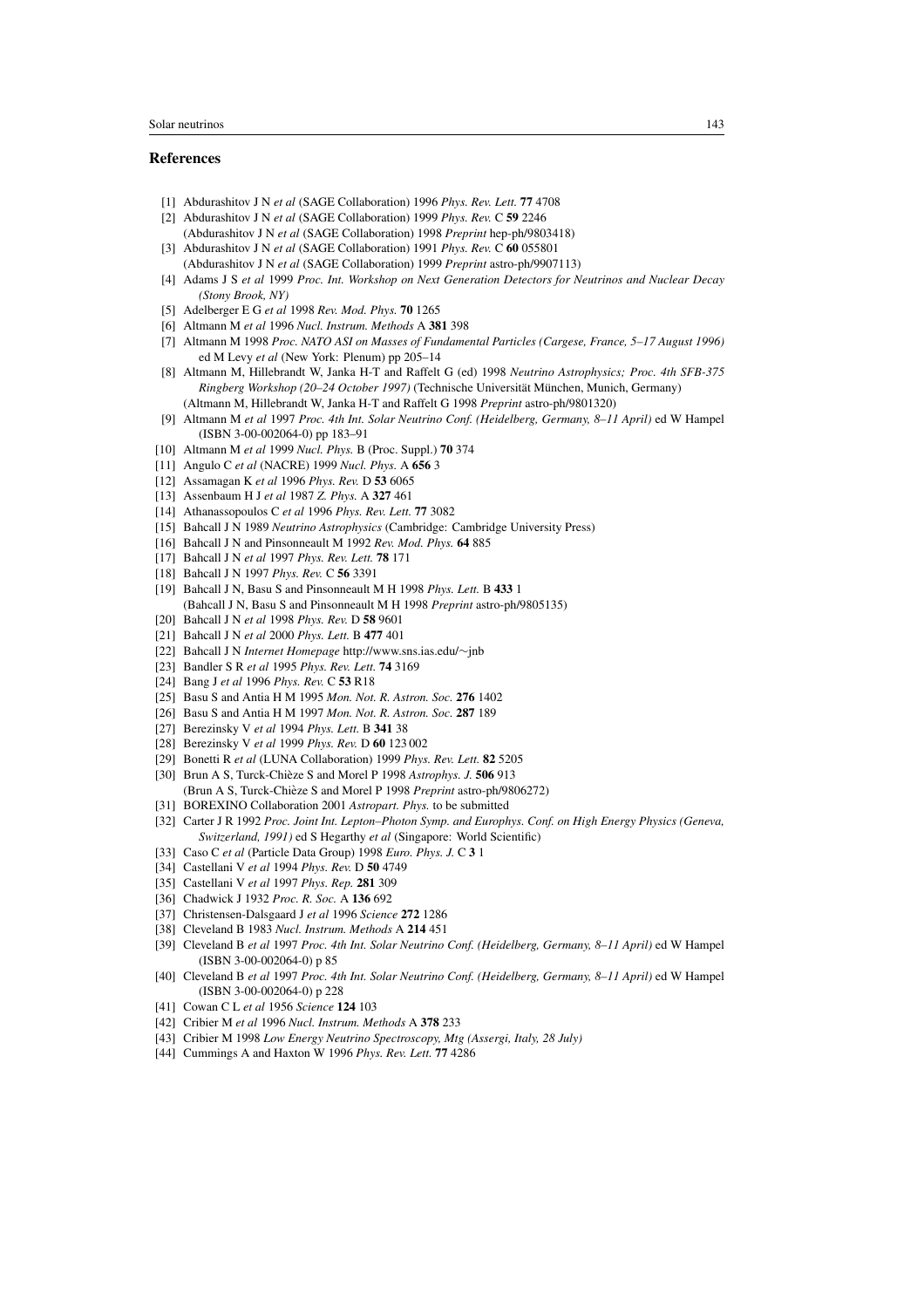## References

[1] Abdurashitov J N *et al* (SAGE Collaboration) 1996 *Phys. Rev. Lett.* **77** 4708

[2] Abdurashitov J N *et al* (SAGE Collaboration) 1999 *Phys. Rev.* C **59** 2246
(Abdurashitov J N *et al* (SAGE Collaboration) 1998 *Preprint* hep-ph/9803418)

[3] Abdurashitov J N *et al* (SAGE Collaboration) 1991 *Phys. Rev.* C **60** 055801
(Abdurashitov J N *et al* (SAGE Collaboration) 1999 *Preprint* astro-ph/9907113)

[4] Adams J S *et al* 1999 *Proc. Int. Workshop on Next Generation Detectors for Neutrinos and Nuclear Decay (Stony Brook, NY)*

[5] Adelberger E G *et al* 1998 *Rev. Mod. Phys.* **70** 1265

[6] Altmann M *et al* 1996 *Nucl. Instrum. Methods* A **381** 398

[7] Altmann M 1998 *Proc. NATO ASI on Masses of Fundamental Particles (Cargese, France, 5–17 August 1996)* ed M Levy *et al* (New York: Plenum) pp 205–14

[8] Altmann M, Hillebrandt W, Janka H-T and Raffelt G (ed) 1998 *Neutrino Astrophysics; Proc. 4th SFB-375 Ringberg Workshop (20–24 October 1997)* (Technische Universität München, Munich, Germany)
(Altmann M, Hillebrandt W, Janka H-T and Raffelt G 1998 *Preprint* astro-ph/9801320)

[9] Altmann M *et al* 1997 *Proc. 4th Int. Solar Neutrino Conf. (Heidelberg, Germany, 8–11 April)* ed W Hampel (ISBN 3-00-002064-0) pp 183–91

[10] Altmann M *et al* 1999 *Nucl. Phys.* B (Proc. Suppl.) **70** 374

[11] Angulo C *et al* (NACRE) 1999 *Nucl. Phys.* A **656** 3

[12] Assamagan K *et al* 1996 *Phys. Rev.* D **53** 6065

[13] Assenbaum H J *et al* 1987 *Z. Phys.* A **327** 461

[14] Athanassopoulos C *et al* 1996 *Phys. Rev. Lett.* **77** 3082

[15] Bahcall J N 1989 *Neutrino Astrophysics* (Cambridge: Cambridge University Press)

[16] Bahcall J N and Pinsonneault M 1992 *Rev. Mod. Phys.* **64** 885

[17] Bahcall J N *et al* 1997 *Phys. Rev. Lett.* **78** 171

[18] Bahcall J N 1997 *Phys. Rev.* C **56** 3391

[19] Bahcall J N, Basu S and Pinsonneault M H 1998 *Phys. Lett.* B **433** 1
(Bahcall J N, Basu S and Pinsonneault M H 1998 *Preprint* astro-ph/9805135)

[20] Bahcall J N *et al* 1998 *Phys. Rev.* D **58** 9601

[21] Bahcall J N *et al* 2000 *Phys. Lett.* B **477** 401

[22] Bahcall J N *Internet Homepage* http://www.sns.ias.edu/~jnb

[23] Bandler S R *et al* 1995 *Phys. Rev. Lett.* **74** 3169

[24] Bang J *et al* 1996 *Phys. Rev.* C **53** R18

[25] Basu S and Antia H M 1995 *Mon. Not. R. Astron. Soc.* **276** 1402

[26] Basu S and Antia H M 1997 *Mon. Not. R. Astron. Soc.* **287** 189

[27] Berezinsky V *et al* 1994 *Phys. Lett.* B **341** 38

[28] Berezinsky V *et al* 1999 *Phys. Rev.* D **60** 123 002

[29] Bonetti R *et al* (LUNA Collaboration) 1999 *Phys. Rev. Lett.* **82** 5205

[30] Brun A S, Turck-Chièze S and Morel P 1998 *Astrophys. J.* **506** 913
(Brun A S, Turck-Chièze S and Morel P 1998 *Preprint* astro-ph/9806272)

[31] BOREXINO Collaboration 2001 *Astropart. Phys.* to be submitted

[32] Carter J R 1992 *Proc. Joint Int. Lepton–Photon Symp. and Europhys. Conf. on High Energy Physics (Geneva, Switzerland, 1991)* ed S Hegarthy *et al* (Singapore: World Scientific)

[33] Caso C *et al* (Particle Data Group) 1998 *Euro. Phys. J.* C **3** 1

[34] Castellani V *et al* 1994 *Phys. Rev.* D **50** 4749

[35] Castellani V *et al* 1997 *Phys. Rep.* **281** 309

[36] Chadwick J 1932 *Proc. R. Soc.* A **136** 692

[37] Christensen-Dalsgaard J *et al* 1996 *Science* **272** 1286

[38] Cleveland B 1983 *Nucl. Instrum. Methods* A **214** 451

[39] Cleveland B *et al* 1997 *Proc. 4th Int. Solar Neutrino Conf. (Heidelberg, Germany, 8–11 April)* ed W Hampel (ISBN 3-00-002064-0) p 85

[40] Cleveland B *et al* 1997 *Proc. 4th Int. Solar Neutrino Conf. (Heidelberg, Germany, 8–11 April)* ed W Hampel (ISBN 3-00-002064-0) p 228

[41] Cowan C L *et al* 1956 *Science* **124** 103

[42] Cribier M *et al* 1996 *Nucl. Instrum. Methods* A **378** 233

[43] Cribier M 1998 *Low Energy Neutrino Spectroscopy, Mtg (Assergi, Italy, 28 July)*

[44] Cummings A and Haxton W 1996 *Phys. Rev. Lett.* **77** 4286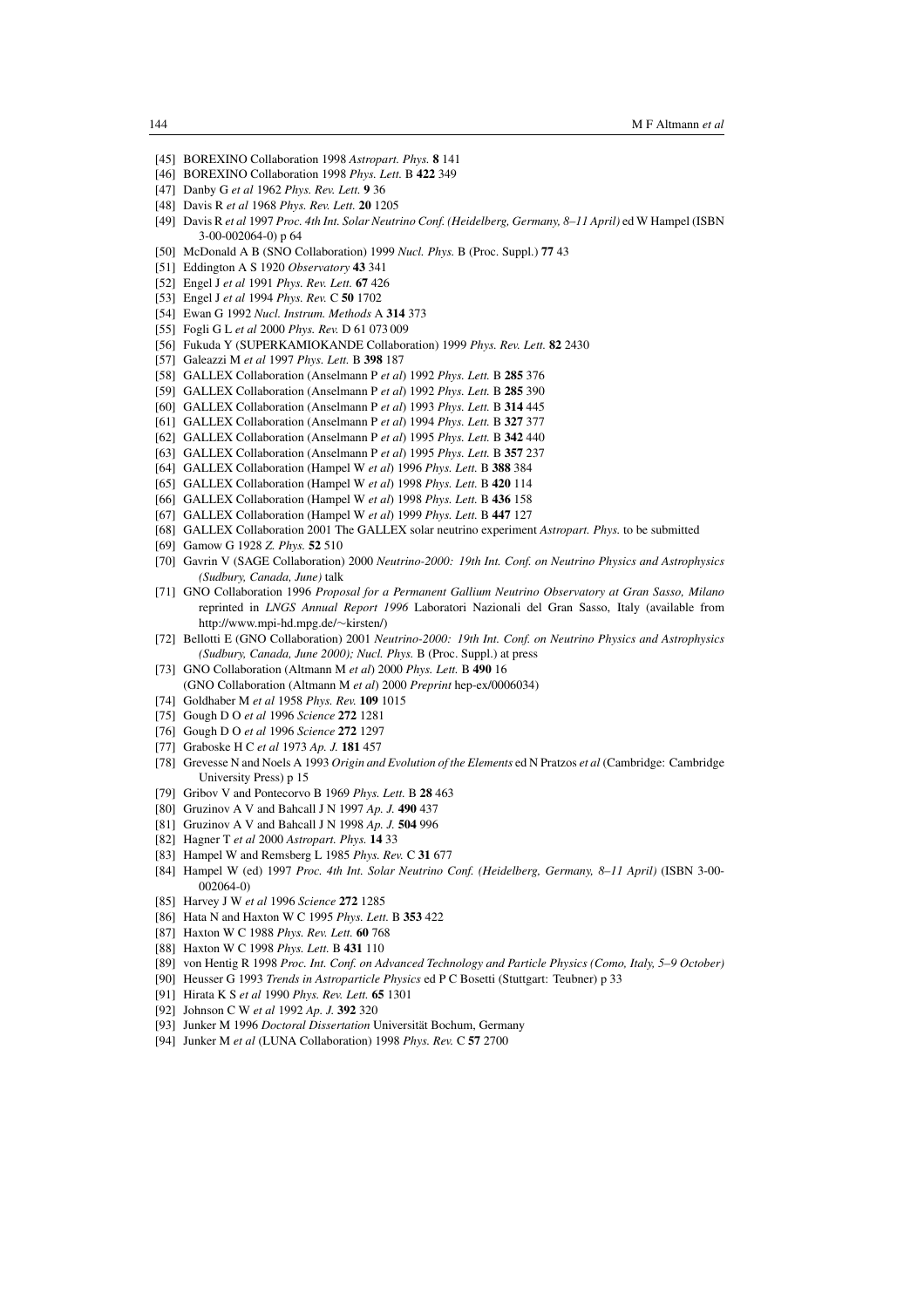[45] BOREXINO Collaboration 1998 *Astropart. Phys.* **8** 141

[46] BOREXINO Collaboration 1998 *Phys. Lett.* B **422** 349

[47] Danby G *et al* 1962 *Phys. Rev. Lett.* **9** 36

[48] Davis R *et al* 1968 *Phys. Rev. Lett.* **20** 1205

[49] Davis R *et al* 1997 *Proc. 4th Int. Solar Neutrino Conf. (Heidelberg, Germany, 8–11 April)* ed W Hampel (ISBN 3-00-002064-0) p 64

[50] McDonald A B (SNO Collaboration) 1999 *Nucl. Phys.* B (Proc. Suppl.) **77** 43

[51] Eddington A S 1920 *Observatory* **43** 341

[52] Engel J *et al* 1991 *Phys. Rev. Lett.* **67** 426

[53] Engel J *et al* 1994 *Phys. Rev.* C **50** 1702

[54] Ewan G 1992 *Nucl. Instrum. Methods* A **314** 373

[55] Fogli G L *et al* 2000 *Phys. Rev.* D 61 073 009

[56] Fukuda Y (SUPERKAMIOKANDE Collaboration) 1999 *Phys. Rev. Lett.* **82** 2430

[57] Galeazzi M *et al* 1997 *Phys. Lett.* B **398** 187

[58] GALLEX Collaboration (Anselmann P *et al*) 1992 *Phys. Lett.* B **285** 376

[59] GALLEX Collaboration (Anselmann P *et al*) 1992 *Phys. Lett.* B **285** 390

[60] GALLEX Collaboration (Anselmann P *et al*) 1993 *Phys. Lett.* B **314** 445

[61] GALLEX Collaboration (Anselmann P *et al*) 1994 *Phys. Lett.* B **327** 377

[62] GALLEX Collaboration (Anselmann P *et al*) 1995 *Phys. Lett.* B **342** 440

[63] GALLEX Collaboration (Anselmann P *et al*) 1995 *Phys. Lett.* B **357** 237

[64] GALLEX Collaboration (Hampel W *et al*) 1996 *Phys. Lett.* B **388** 384

[65] GALLEX Collaboration (Hampel W *et al*) 1998 *Phys. Lett.* B **420** 114

[66] GALLEX Collaboration (Hampel W *et al*) 1998 *Phys. Lett.* B **436** 158

[67] GALLEX Collaboration (Hampel W *et al*) 1999 *Phys. Lett.* B **447** 127

[68] GALLEX Collaboration 2001 The GALLEX solar neutrino experiment *Astropart. Phys.* to be submitted

[69] Gamow G 1928 *Z. Phys.* **52** 510

[70] Gavrin V (SAGE Collaboration) 2000 *Neutrino-2000: 19th Int. Conf. on Neutrino Physics and Astrophysics (Sudbury, Canada, June)* talk

[71] GNO Collaboration 1996 *Proposal for a Permanent Gallium Neutrino Observatory at Gran Sasso, Milano* reprinted in *LNGS Annual Report 1996* Laboratori Nazionali del Gran Sasso, Italy (available from http://www.mpi-hd.mpg.de/~kirsten/)

[72] Bellotti E (GNO Collaboration) 2001 *Neutrino-2000: 19th Int. Conf. on Neutrino Physics and Astrophysics (Sudbury, Canada, June 2000); Nucl. Phys.* B (Proc. Suppl.) at press

[73] GNO Collaboration (Altmann M *et al*) 2000 *Phys. Lett.* B **490** 16
(GNO Collaboration (Altmann M *et al*) 2000 *Preprint* hep-ex/0006034)

[74] Goldhaber M *et al* 1958 *Phys. Rev.* **109** 1015

[75] Gough D O *et al* 1996 *Science* **272** 1281

[76] Gough D O *et al* 1996 *Science* **272** 1297

[77] Graboske H C *et al* 1973 *Ap. J.* **181** 457

[78] Grevesse N and Noels A 1993 *Origin and Evolution of the Elements* ed N Pratzos *et al* (Cambridge: Cambridge University Press) p 15

[79] Gribov V and Pontecorvo B 1969 *Phys. Lett.* B **28** 463

[80] Gruzinov A V and Bahcall J N 1997 *Ap. J.* **490** 437

[81] Gruzinov A V and Bahcall J N 1998 *Ap. J.* **504** 996

[82] Hagner T *et al* 2000 *Astropart. Phys.* **14** 33

[83] Hampel W and Remsberg L 1985 *Phys. Rev.* C **31** 677

[84] Hampel W (ed) 1997 *Proc. 4th Int. Solar Neutrino Conf. (Heidelberg, Germany, 8–11 April)* (ISBN 3-00-002064-0)

[85] Harvey J W *et al* 1996 *Science* **272** 1285

[86] Hata N and Haxton W C 1995 *Phys. Lett.* B **353** 422

[87] Haxton W C 1988 *Phys. Rev. Lett.* **60** 768

[88] Haxton W C 1998 *Phys. Lett.* B **431** 110

[89] von Hentig R 1998 *Proc. Int. Conf. on Advanced Technology and Particle Physics (Como, Italy, 5–9 October)*

[90] Heusser G 1993 *Trends in Astroparticle Physics* ed P C Bosetti (Stuttgart: Teubner) p 33

[91] Hirata K S *et al* 1990 *Phys. Rev. Lett.* **65** 1301

[92] Johnson C W *et al* 1992 *Ap. J.* **392** 320

[93] Junker M 1996 *Doctoral Dissertation* Universität Bochum, Germany

[94] Junker M *et al* (LUNA Collaboration) 1998 *Phys. Rev.* C **57** 2700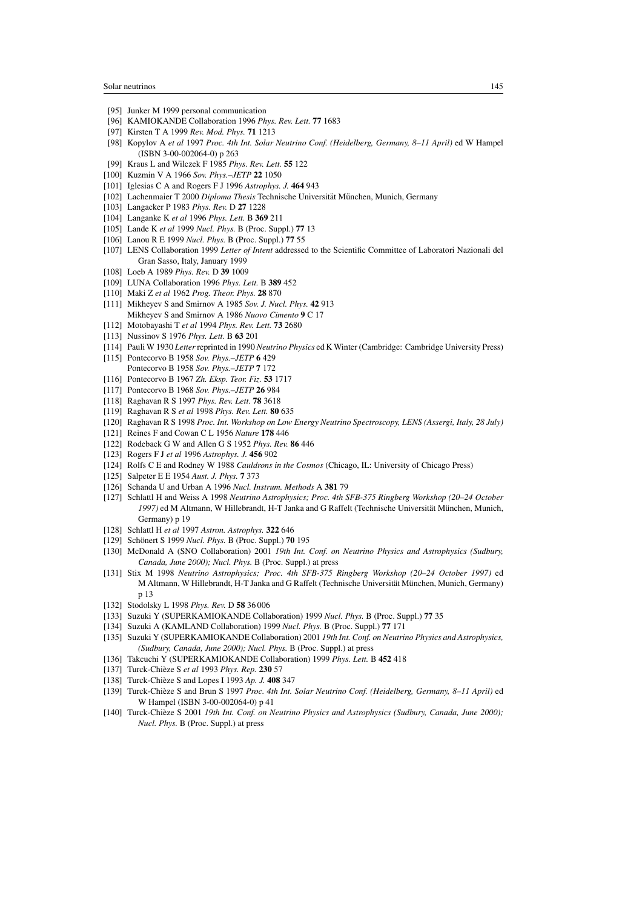[95] Junker M 1999 personal communication

[96] KAMIOKANDE Collaboration 1996 *Phys. Rev. Lett.* **77** 1683

[97] Kirsten T A 1999 *Rev. Mod. Phys.* **71** 1213

[98] Kopylov A *et al* 1997 *Proc. 4th Int. Solar Neutrino Conf. (Heidelberg, Germany, 8–11 April)* ed W Hampel (ISBN 3-00-002064-0) p 263

[99] Kraus L and Wilczek F 1985 *Phys. Rev. Lett.* **55** 122

[100] Kuzmin V A 1966 *Sov. Phys.–JETP* **22** 1050

[101] Iglesias C A and Rogers F J 1996 *Astrophys. J.* **464** 943

[102] Lachenmaier T 2000 *Diploma Thesis* Technische Universität München, Munich, Germany

[103] Langacker P 1983 *Phys. Rev.* D **27** 1228

[104] Langanke K *et al* 1996 *Phys. Lett.* B **369** 211

[105] Lande K *et al* 1999 *Nucl. Phys.* B (Proc. Suppl.) **77** 13

[106] Lanou R E 1999 *Nucl. Phys.* B (Proc. Suppl.) **77** 55

[107] LENS Collaboration 1999 *Letter of Intent* addressed to the Scientific Committee of Laboratori Nazionali del Gran Sasso, Italy, January 1999

[108] Loeb A 1989 *Phys. Rev.* D **39** 1009

[109] LUNA Collaboration 1996 *Phys. Lett.* B **389** 452

[110] Maki Z *et al* 1962 *Prog. Theor. Phys.* **28** 870

[111] Mikheyev S and Smirnov A 1985 *Sov. J. Nucl. Phys.* **42** 913
Mikheyev S and Smirnov A 1986 *Nuovo Cimento* **9** C 17

[112] Motobayashi T *et al* 1994 *Phys. Rev. Lett.* **73** 2680

[113] Nussinov S 1976 *Phys. Lett.* B **63** 201

[114] Pauli W 1930 *Letter* reprinted in 1990 *Neutrino Physics* ed K Winter (Cambridge: Cambridge University Press)

[115] Pontecorvo B 1958 *Sov. Phys.–JETP* **6** 429
Pontecorvo B 1958 *Sov. Phys.–JETP* **7** 172

[116] Pontecorvo B 1967 *Zh. Eksp. Teor. Fiz.* **53** 1717

[117] Pontecorvo B 1968 *Sov. Phys.–JETP* **26** 984

[118] Raghavan R S 1997 *Phys. Rev. Lett.* **78** 3618

[119] Raghavan R S *et al* 1998 *Phys. Rev. Lett.* **80** 635

[120] Raghavan R S 1998 *Proc. Int. Workshop on Low Energy Neutrino Spectroscopy, LENS (Assergi, Italy, 28 July)*

[121] Reines F and Cowan C L 1956 *Nature* **178** 446

[122] Rodeback G W and Allen G S 1952 *Phys. Rev.* **86** 446

[123] Rogers F J *et al* 1996 *Astrophys. J.* **456** 902

[124] Rolfs C E and Rodney W 1988 *Cauldrons in the Cosmos* (Chicago, IL: University of Chicago Press)

[125] Salpeter E E 1954 *Aust. J. Phys.* **7** 373

[126] Schanda U and Urban A 1996 *Nucl. Instrum. Methods* A **381** 79

[127] Schlattl H and Weiss A 1998 *Neutrino Astrophysics; Proc. 4th SFB-375 Ringberg Workshop (20–24 October 1997)* ed M Altmann, W Hillebrandt, H-T Janka and G Raffelt (Technische Universität München, Munich, Germany) p 19

[128] Schlattl H *et al* 1997 *Astron. Astrophys.* **322** 646

[129] Schönert S 1999 *Nucl. Phys.* B (Proc. Suppl.) **70** 195

[130] McDonald A (SNO Collaboration) 2001 *19th Int. Conf. on Neutrino Physics and Astrophysics (Sudbury, Canada, June 2000); Nucl. Phys.* B (Proc. Suppl.) at press

[131] Stix M 1998 *Neutrino Astrophysics; Proc. 4th SFB-375 Ringberg Workshop (20–24 October 1997)* ed M Altmann, W Hillebrandt, H-T Janka and G Raffelt (Technische Universität München, Munich, Germany) p 13

[132] Stodolsky L 1998 *Phys. Rev.* D **58** 36 006

[133] Suzuki Y (SUPERKAMIOKANDE Collaboration) 1999 *Nucl. Phys.* B (Proc. Suppl.) **77** 35

[134] Suzuki A (KAMLAND Collaboration) 1999 *Nucl. Phys.* B (Proc. Suppl.) **77** 171

[135] Suzuki Y (SUPERKAMIOKANDE Collaboration) 2001 *19th Int. Conf. on Neutrino Physics and Astrophysics, (Sudbury, Canada, June 2000); Nucl. Phys.* B (Proc. Suppl.) at press

[136] Takcuchi Y (SUPERKAMIOKANDE Collaboration) 1999 *Phys. Lett.* B **452** 418

[137] Turck-Chièze S *et al* 1993 *Phys. Rep.* **230** 57

[138] Turck-Chièze S and Lopes I 1993 *Ap. J.* **408** 347

[139] Turck-Chièze S and Brun S 1997 *Proc. 4th Int. Solar Neutrino Conf. (Heidelberg, Germany, 8–11 April)* ed W Hampel (ISBN 3-00-002064-0) p 41

[140] Turck-Chièze S 2001 *19th Int. Conf. on Neutrino Physics and Astrophysics (Sudbury, Canada, June 2000); Nucl. Phys.* B (Proc. Suppl.) at press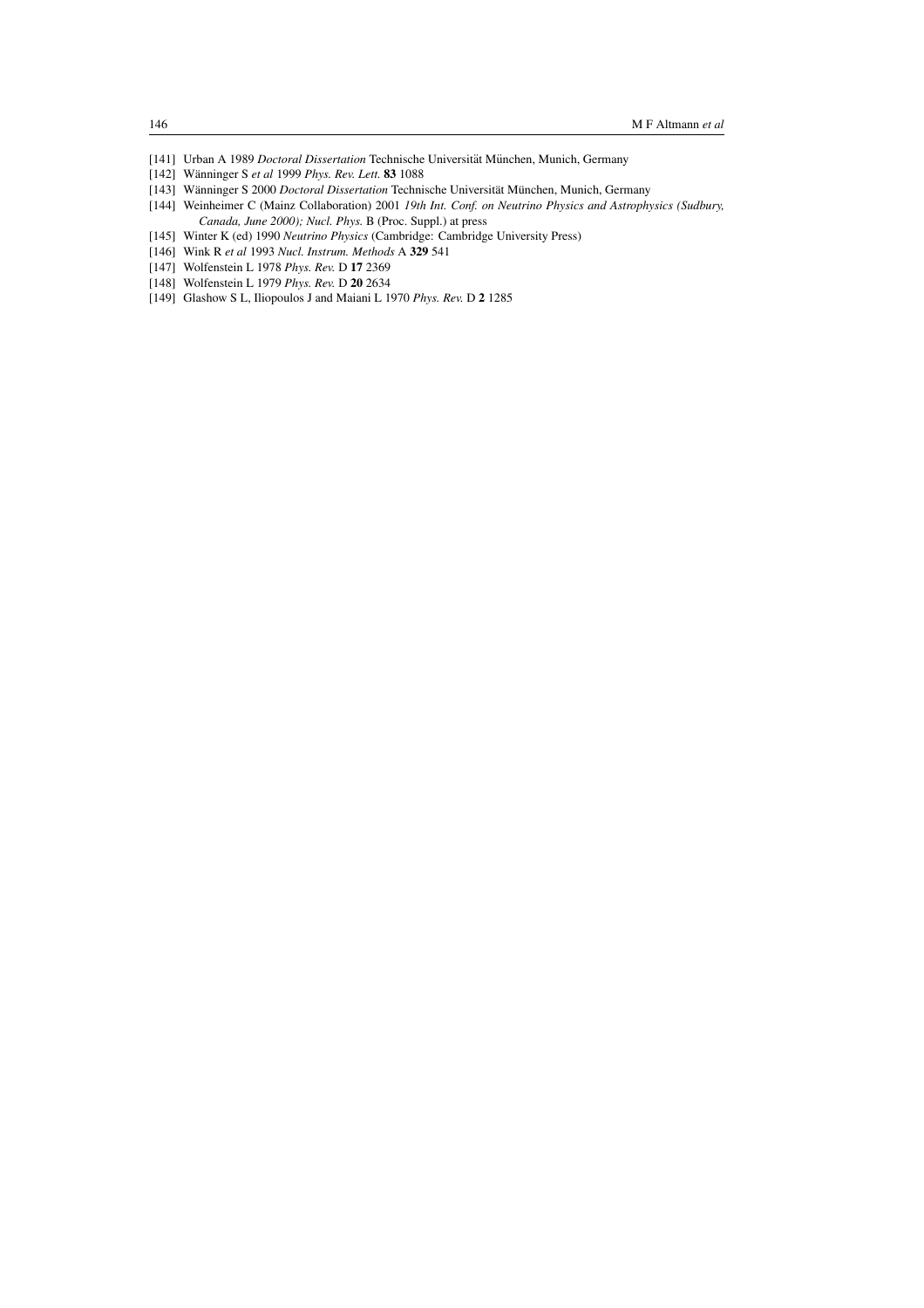[141] Urban A 1989 *Doctoral Dissertation* Technische Universität München, Munich, Germany

[142] Wänninger S *et al* 1999 *Phys. Rev. Lett.* **83** 1088

[143] Wänninger S 2000 *Doctoral Dissertation* Technische Universität München, Munich, Germany

[144] Weinheimer C (Mainz Collaboration) 2001 *19th Int. Conf. on Neutrino Physics and Astrophysics (Sudbury, Canada, June 2000); Nucl. Phys.* B (Proc. Suppl.) at press

[145] Winter K (ed) 1990 *Neutrino Physics* (Cambridge: Cambridge University Press)

[146] Wink R *et al* 1993 *Nucl. Instrum. Methods* A **329** 541

[147] Wolfenstein L 1978 *Phys. Rev.* D **17** 2369

[148] Wolfenstein L 1979 *Phys. Rev.* D **20** 2634

[149] Glashow S L, Iliopoulos J and Maiani L 1970 *Phys. Rev.* D **2** 1285